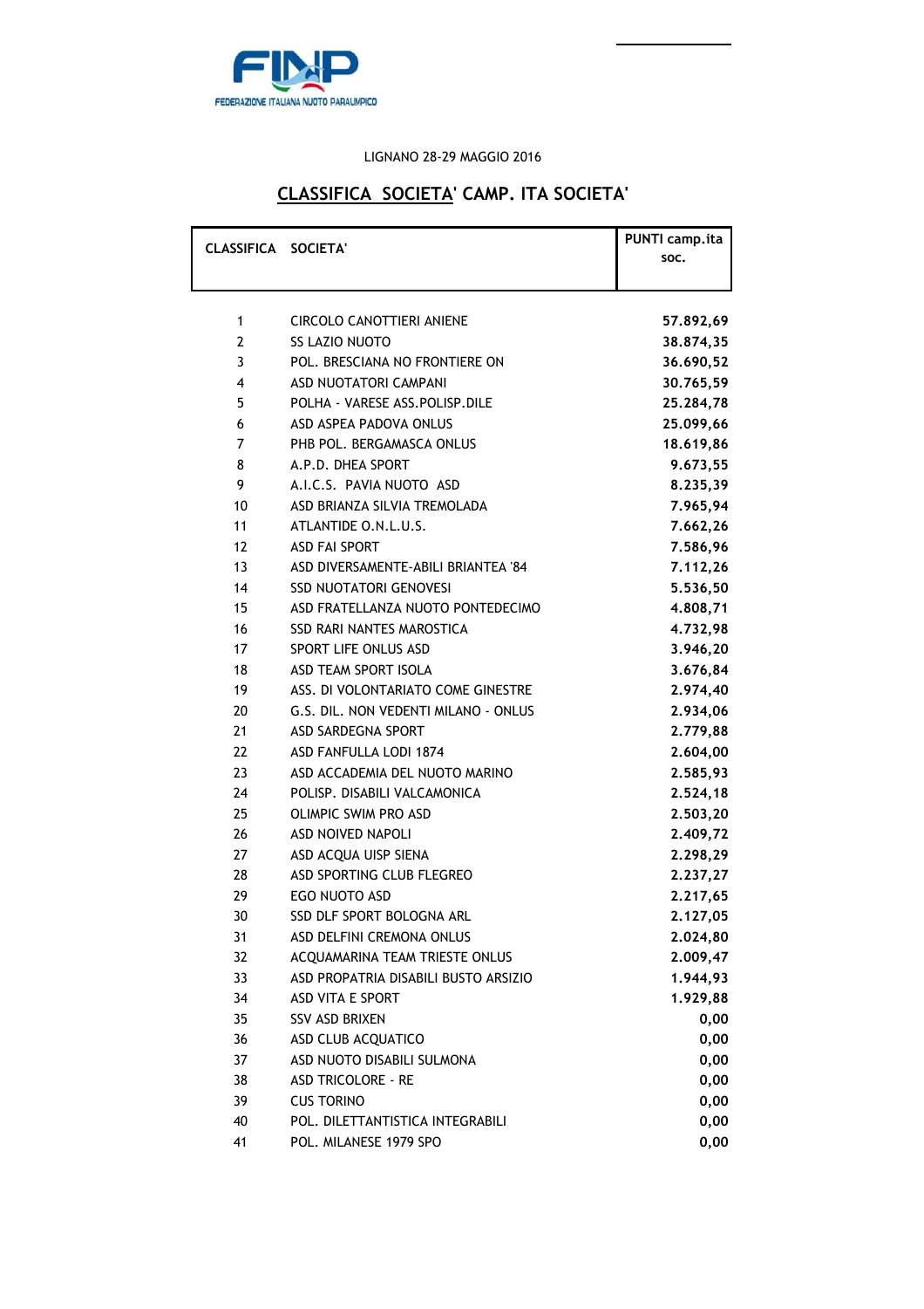FINP
FEDERAZIONE ITALIANA NUOTO PARALIMPICO

LIGNANO 28-29 MAGGIO 2016

# CLASSIFICA SOCIETA' CAMP. ITA SOCIETA'

| CLASSIFICA | SOCIETA' | PUNTI camp.ita soc. |
|---|---|---|
| 1 | CIRCOLO CANOTTIERI ANIENE | 57.892,69 |
| 2 | SS LAZIO NUOTO | 38.874,35 |
| 3 | POL. BRESCIANA NO FRONTIERE ON | 36.690,52 |
| 4 | ASD NUOTATORI CAMPANI | 30.765,59 |
| 5 | POLHA - VARESE ASS.POLISP.DILE | 25.284,78 |
| 6 | ASD ASPEA PADOVA ONLUS | 25.099,66 |
| 7 | PHB POL. BERGAMASCA ONLUS | 18.619,86 |
| 8 | A.P.D. DHEA SPORT | 9.673,55 |
| 9 | A.I.C.S. PAVIA NUOTO ASD | 8.235,39 |
| 10 | ASD BRIANZA SILVIA TREMOLADA | 7.965,94 |
| 11 | ATLANTIDE O.N.L.U.S. | 7.662,26 |
| 12 | ASD FAI SPORT | 7.586,96 |
| 13 | ASD DIVERSAMENTE-ABILI BRIANTEA '84 | 7.112,26 |
| 14 | SSD NUOTATORI GENOVESI | 5.536,50 |
| 15 | ASD FRATELLANZA NUOTO PONTEDECIMO | 4.808,71 |
| 16 | SSD RARI NANTES MAROSTICA | 4.732,98 |
| 17 | SPORT LIFE ONLUS ASD | 3.946,20 |
| 18 | ASD TEAM SPORT ISOLA | 3.676,84 |
| 19 | ASS. DI VOLONTARIATO COME GINESTRE | 2.974,40 |
| 20 | G.S. DIL. NON VEDENTI MILANO - ONLUS | 2.934,06 |
| 21 | ASD SARDEGNA SPORT | 2.779,88 |
| 22 | ASD FANFULLA LODI 1874 | 2.604,00 |
| 23 | ASD ACCADEMIA DEL NUOTO MARINO | 2.585,93 |
| 24 | POLISP. DISABILI VALCAMONICA | 2.524,18 |
| 25 | OLIMPIC SWIM PRO ASD | 2.503,20 |
| 26 | ASD NOIVED NAPOLI | 2.409,72 |
| 27 | ASD ACQUA UISP SIENA | 2.298,29 |
| 28 | ASD SPORTING CLUB FLEGREO | 2.237,27 |
| 29 | EGO NUOTO ASD | 2.217,65 |
| 30 | SSD DLF SPORT BOLOGNA ARL | 2.127,05 |
| 31 | ASD DELFINI CREMONA ONLUS | 2.024,80 |
| 32 | ACQUAMARINA TEAM TRIESTE ONLUS | 2.009,47 |
| 33 | ASD PROPATRIA DISABILI BUSTO ARSIZIO | 1.944,93 |
| 34 | ASD VITA E SPORT | 1.929,88 |
| 35 | SSV ASD BRIXEN | 0,00 |
| 36 | ASD CLUB ACQUATICO | 0,00 |
| 37 | ASD NUOTO DISABILI SULMONA | 0,00 |
| 38 | ASD TRICOLORE - RE | 0,00 |
| 39 | CUS TORINO | 0,00 |
| 40 | POL. DILETTANTISTICA INTEGRABILI | 0,00 |
| 41 | POL. MILANESE 1979 SPO | 0,00 |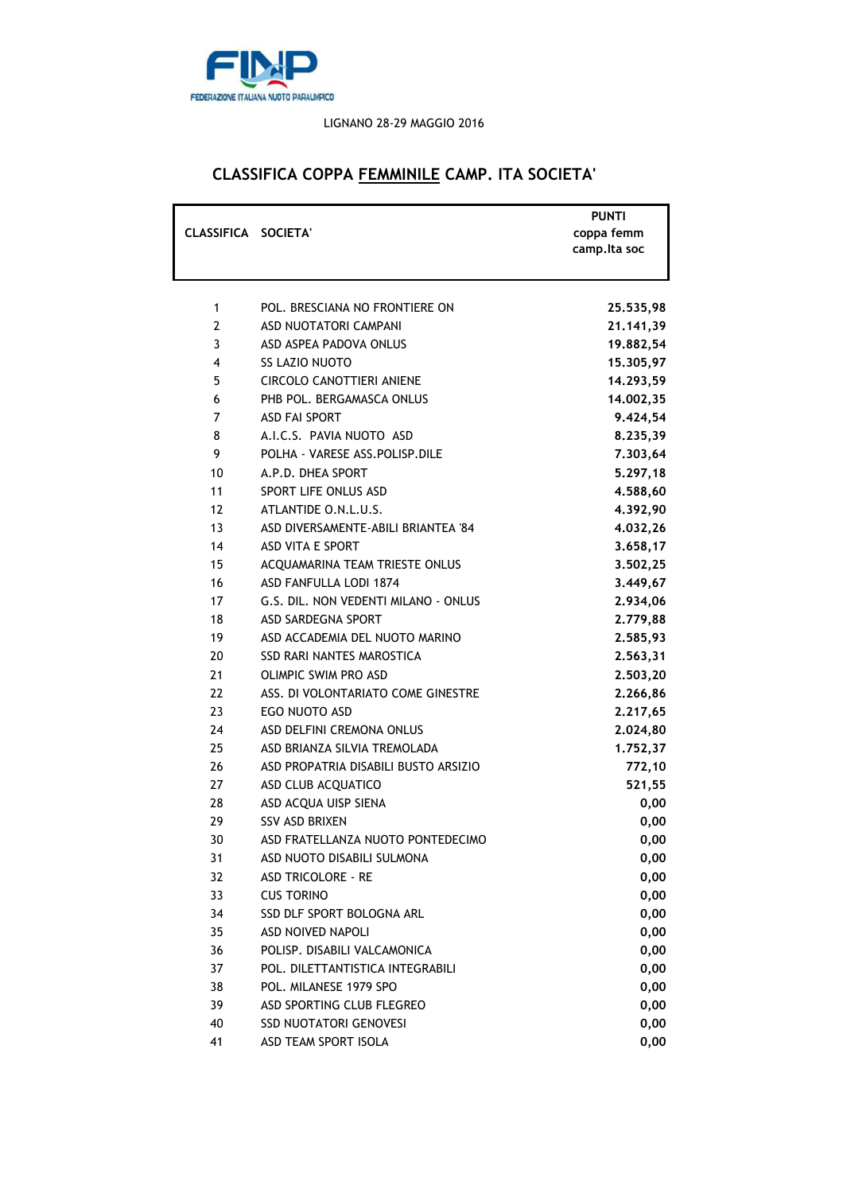FEDERAZIONE ITALIANA NUOTO PARALIMPICO

LIGNANO 28-29 MAGGIO 2016

## CLASSIFICA COPPA FEMMINILE CAMP. ITA SOCIETA'

| CLASSIFICA | SOCIETA' | PUNTI coppa femm camp.Ita soc |
|---|---|---|
| 1 | POL. BRESCIANA NO FRONTIERE ON | 25.535,98 |
| 2 | ASD NUOTATORI CAMPANI | 21.141,39 |
| 3 | ASD ASPEA PADOVA ONLUS | 19.882,54 |
| 4 | SS LAZIO NUOTO | 15.305,97 |
| 5 | CIRCOLO CANOTTIERI ANIENE | 14.293,59 |
| 6 | PHB POL. BERGAMASCA ONLUS | 14.002,35 |
| 7 | ASD FAI SPORT | 9.424,54 |
| 8 | A.I.C.S. PAVIA NUOTO ASD | 8.235,39 |
| 9 | POLHA - VARESE ASS.POLISP.DILE | 7.303,64 |
| 10 | A.P.D. DHEA SPORT | 5.297,18 |
| 11 | SPORT LIFE ONLUS ASD | 4.588,60 |
| 12 | ATLANTIDE O.N.L.U.S. | 4.392,90 |
| 13 | ASD DIVERSAMENTE-ABILI BRIANTEA '84 | 4.032,26 |
| 14 | ASD VITA E SPORT | 3.658,17 |
| 15 | ACQUAMARINA TEAM TRIESTE ONLUS | 3.502,25 |
| 16 | ASD FANFULLA LODI 1874 | 3.449,67 |
| 17 | G.S. DIL. NON VEDENTI MILANO - ONLUS | 2.934,06 |
| 18 | ASD SARDEGNA SPORT | 2.779,88 |
| 19 | ASD ACCADEMIA DEL NUOTO MARINO | 2.585,93 |
| 20 | SSD RARI NANTES MAROSTICA | 2.563,31 |
| 21 | OLIMPIC SWIM PRO ASD | 2.503,20 |
| 22 | ASS. DI VOLONTARIATO COME GINESTRE | 2.266,86 |
| 23 | EGO NUOTO ASD | 2.217,65 |
| 24 | ASD DELFINI CREMONA ONLUS | 2.024,80 |
| 25 | ASD BRIANZA SILVIA TREMOLADA | 1.752,37 |
| 26 | ASD PROPATRIA DISABILI BUSTO ARSIZIO | 772,10 |
| 27 | ASD CLUB ACQUATICO | 521,55 |
| 28 | ASD ACQUA UISP SIENA | 0,00 |
| 29 | SSV ASD BRIXEN | 0,00 |
| 30 | ASD FRATELLANZA NUOTO PONTEDECIMO | 0,00 |
| 31 | ASD NUOTO DISABILI SULMONA | 0,00 |
| 32 | ASD TRICOLORE - RE | 0,00 |
| 33 | CUS TORINO | 0,00 |
| 34 | SSD DLF SPORT BOLOGNA ARL | 0,00 |
| 35 | ASD NOIVED NAPOLI | 0,00 |
| 36 | POLISP. DISABILI VALCAMONICA | 0,00 |
| 37 | POL. DILETTANTISTICA INTEGRABILI | 0,00 |
| 38 | POL. MILANESE 1979 SPO | 0,00 |
| 39 | ASD SPORTING CLUB FLEGREO | 0,00 |
| 40 | SSD NUOTATORI GENOVESI | 0,00 |
| 41 | ASD TEAM SPORT ISOLA | 0,00 |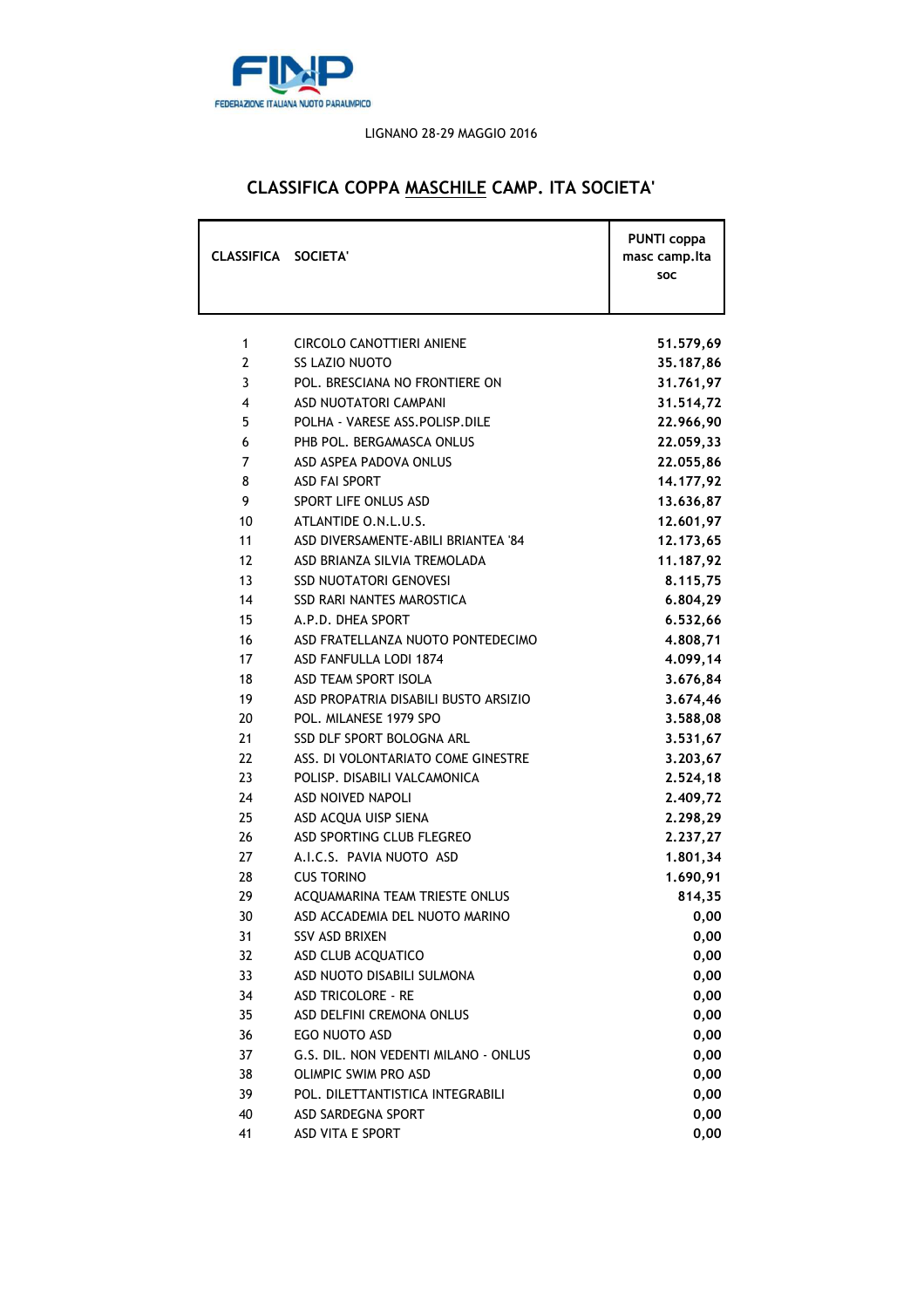FINP FEDERAZIONE ITALIANA NUOTO PARALIMPICO

LIGNANO 28-29 MAGGIO 2016

## CLASSIFICA COPPA MASCHILE CAMP. ITA SOCIETA'

| CLASSIFICA | SOCIETA' | PUNTI coppa masc camp.Ita soc |
|---|---|---|
| 1 | CIRCOLO CANOTTIERI ANIENE | 51.579,69 |
| 2 | SS LAZIO NUOTO | 35.187,86 |
| 3 | POL. BRESCIANA NO FRONTIERE ON | 31.761,97 |
| 4 | ASD NUOTATORI CAMPANI | 31.514,72 |
| 5 | POLHA - VARESE ASS.POLISP.DILE | 22.966,90 |
| 6 | PHB POL. BERGAMASCA ONLUS | 22.059,33 |
| 7 | ASD ASPEA PADOVA ONLUS | 22.055,86 |
| 8 | ASD FAI SPORT | 14.177,92 |
| 9 | SPORT LIFE ONLUS ASD | 13.636,87 |
| 10 | ATLANTIDE O.N.L.U.S. | 12.601,97 |
| 11 | ASD DIVERSAMENTE-ABILI BRIANTEA '84 | 12.173,65 |
| 12 | ASD BRIANZA SILVIA TREMOLADA | 11.187,92 |
| 13 | SSD NUOTATORI GENOVESI | 8.115,75 |
| 14 | SSD RARI NANTES MAROSTICA | 6.804,29 |
| 15 | A.P.D. DHEA SPORT | 6.532,66 |
| 16 | ASD FRATELLANZA NUOTO PONTEDECIMO | 4.808,71 |
| 17 | ASD FANFULLA LODI 1874 | 4.099,14 |
| 18 | ASD TEAM SPORT ISOLA | 3.676,84 |
| 19 | ASD PROPATRIA DISABILI BUSTO ARSIZIO | 3.674,46 |
| 20 | POL. MILANESE 1979 SPO | 3.588,08 |
| 21 | SSD DLF SPORT BOLOGNA ARL | 3.531,67 |
| 22 | ASS. DI VOLONTARIATO COME GINESTRE | 3.203,67 |
| 23 | POLISP. DISABILI VALCAMONICA | 2.524,18 |
| 24 | ASD NOIVED NAPOLI | 2.409,72 |
| 25 | ASD ACQUA UISP SIENA | 2.298,29 |
| 26 | ASD SPORTING CLUB FLEGREO | 2.237,27 |
| 27 | A.I.C.S. PAVIA NUOTO ASD | 1.801,34 |
| 28 | CUS TORINO | 1.690,91 |
| 29 | ACQUAMARINA TEAM TRIESTE ONLUS | 814,35 |
| 30 | ASD ACCADEMIA DEL NUOTO MARINO | 0,00 |
| 31 | SSV ASD BRIXEN | 0,00 |
| 32 | ASD CLUB ACQUATICO | 0,00 |
| 33 | ASD NUOTO DISABILI SULMONA | 0,00 |
| 34 | ASD TRICOLORE - RE | 0,00 |
| 35 | ASD DELFINI CREMONA ONLUS | 0,00 |
| 36 | EGO NUOTO ASD | 0,00 |
| 37 | G.S. DIL. NON VEDENTI MILANO - ONLUS | 0,00 |
| 38 | OLIMPIC SWIM PRO ASD | 0,00 |
| 39 | POL. DILETTANTISTICA INTEGRABILI | 0,00 |
| 40 | ASD SARDEGNA SPORT | 0,00 |
| 41 | ASD VITA E SPORT | 0,00 |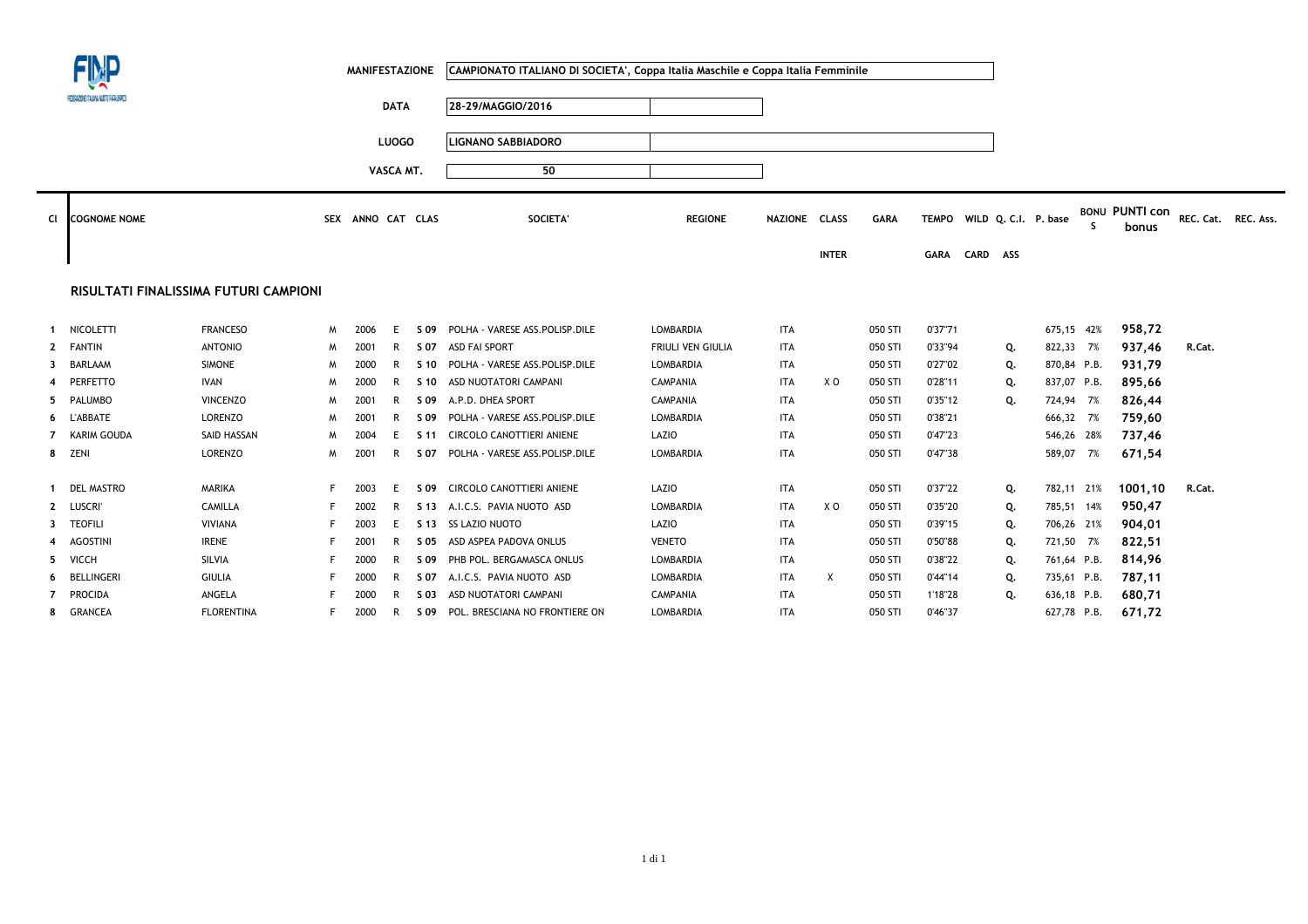| MANIFESTAZIONE | CAMPIONATO ITALIANO DI SOCIETA', Coppa Italia Maschile e Coppa Italia Femminile |
|---|---|
| DATA | 28-29/MAGGIO/2016 |
| LUOGO | LIGNANO SABBIADORO |
| VASCA MT. | 50 |

## RISULTATI FINALISSIMA FUTURI CAMPIONI

| Cl | COGNOME NOME | | SEX | ANNO | CAT | CLAS | SOCIETA' | REGIONE | NAZIONE | CLASS INTER | GARA | TEMPO GARA | WILD CARD | Q. C.I. ASS | P. base | BONUS | PUNTI con bonus | REC. Cat. | REC. Ass. |
|---|---|---|---|---|---|---|---|---|---|---|---|---|---|---|---|---|---|---|---|
| 1 | NICOLETTI | FRANCESO | M | 2006 | E | S 09 | POLHA - VARESE ASS.POLISP.DILE | LOMBARDIA | ITA | | 050 STI | 0'37"71 | | | 675,15 | 42% | 958,72 | | |
| 2 | FANTIN | ANTONIO | M | 2001 | R | S 07 | ASD FAI SPORT | FRIULI VEN GIULIA | ITA | | 050 STI | 0'33"94 | | Q. | 822,33 | 7% | 937,46 | R.Cat. | |
| 3 | BARLAAM | SIMONE | M | 2000 | R | S 10 | POLHA - VARESE ASS.POLISP.DILE | LOMBARDIA | ITA | | 050 STI | 0'27"02 | | Q. | 870,84 | P.B. | 931,79 | | |
| 4 | PERFETTO | IVAN | M | 2000 | R | S 10 | ASD NUOTATORI CAMPANI | CAMPANIA | ITA | X O | 050 STI | 0'28"11 | | Q. | 837,07 | P.B. | 895,66 | | |
| 5 | PALUMBO | VINCENZO | M | 2001 | R | S 09 | A.P.D. DHEA SPORT | CAMPANIA | ITA | | 050 STI | 0'35"12 | | Q. | 724,94 | 7% | 826,44 | | |
| 6 | L'ABBATE | LORENZO | M | 2001 | R | S 09 | POLHA - VARESE ASS.POLISP.DILE | LOMBARDIA | ITA | | 050 STI | 0'38"21 | | | 666,32 | 7% | 759,60 | | |
| 7 | KARIM GOUDA | SAID HASSAN | M | 2004 | E | S 11 | CIRCOLO CANOTTIERI ANIENE | LAZIO | ITA | | 050 STI | 0'47"23 | | | 546,26 | 28% | 737,46 | | |
| 8 | ZENI | LORENZO | M | 2001 | R | S 07 | POLHA - VARESE ASS.POLISP.DILE | LOMBARDIA | ITA | | 050 STI | 0'47"38 | | | 589,07 | 7% | 671,54 | | |
| 1 | DEL MASTRO | MARIKA | F | 2003 | E | S 09 | CIRCOLO CANOTTIERI ANIENE | LAZIO | ITA | | 050 STI | 0'37"22 | | Q. | 782,11 | 21% | 1001,10 | R.Cat. | |
| 2 | LUSCRI' | CAMILLA | F | 2002 | R | S 13 | A.I.C.S. PAVIA NUOTO ASD | LOMBARDIA | ITA | X O | 050 STI | 0'35"20 | | Q. | 785,51 | 14% | 950,47 | | |
| 3 | TEOFILI | VIVIANA | F | 2003 | E | S 13 | SS LAZIO NUOTO | LAZIO | ITA | | 050 STI | 0'39"15 | | Q. | 706,26 | 21% | 904,01 | | |
| 4 | AGOSTINI | IRENE | F | 2001 | R | S 05 | ASD ASPEA PADOVA ONLUS | VENETO | ITA | | 050 STI | 0'50"88 | | Q. | 721,50 | 7% | 822,51 | | |
| 5 | VICCH | SILVIA | F | 2000 | R | S 09 | PHB POL. BERGAMASCA ONLUS | LOMBARDIA | ITA | | 050 STI | 0'38"22 | | Q. | 761,64 | P.B. | 814,96 | | |
| 6 | BELLINGERI | GIULIA | F | 2000 | R | S 07 | A.I.C.S. PAVIA NUOTO ASD | LOMBARDIA | ITA | X | 050 STI | 0'44"14 | | Q. | 735,61 | P.B. | 787,11 | | |
| 7 | PROCIDA | ANGELA | F | 2000 | R | S 03 | ASD NUOTATORI CAMPANI | CAMPANIA | ITA | | 050 STI | 1'18"28 | | Q. | 636,18 | P.B. | 680,71 | | |
| 8 | GRANCEA | FLORENTINA | F | 2000 | R | S 09 | POL. BRESCIANA NO FRONTIERE ON | LOMBARDIA | ITA | | 050 STI | 0'46"37 | | | 627,78 | P.B. | 671,72 | | |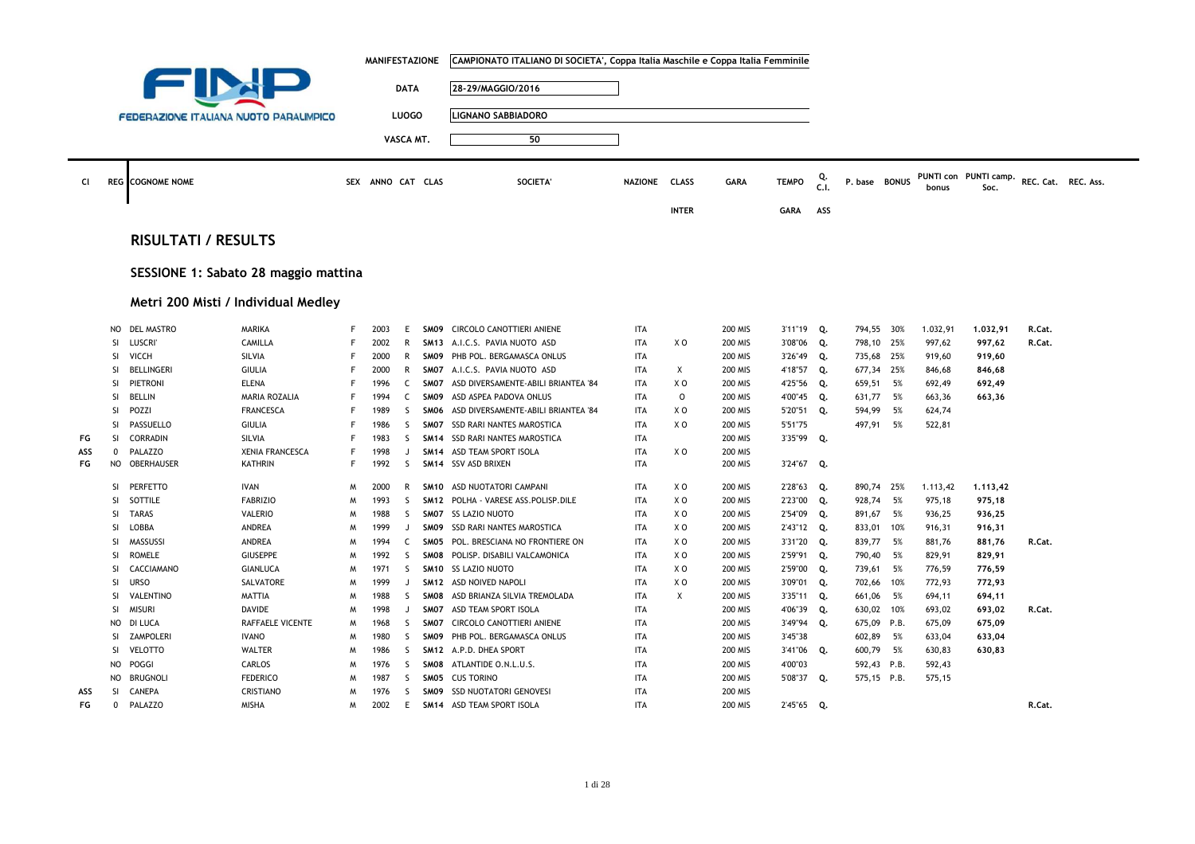FEDERAZIONE ITALIANA NUOTO PARALIMPICO

| | |
|---|---|
| MANIFESTAZIONE | CAMPIONATO ITALIANO DI SOCIETA', Coppa Italia Maschile e Coppa Italia Femminile |
| DATA | 28-29/MAGGIO/2016 |
| LUOGO | LIGNANO SABBIADORO |
| VASCA MT. | 50 |

## RISULTATI / RESULTS

### SESSIONE 1: Sabato 28 maggio mattina

### Metri 200 Misti / Individual Medley

| Cl | REG | COGNOME NOME | | SEX | ANNO | CAT | CLAS | SOCIETA' | NAZIONE | CLASS INTER | GARA | TEMPO GARA | Q. C.I. ASS | P. base | BONUS | PUNTI con bonus | PUNTI camp. Soc. | REC. Cat. | REC. Ass. |
|---|---|---|---|---|---|---|---|---|---|---|---|---|---|---|---|---|---|---|---|
| | NO | DEL MASTRO | MARIKA | F | 2003 | E | SM09 | CIRCOLO CANOTTIERI ANIENE | ITA | | 200 MIS | 3'11"19 | Q. | 794,55 | 30% | 1.032,91 | 1.032,91 | R.Cat. | |
| | SI | LUSCRI' | CAMILLA | F | 2002 | R | SM13 | A.I.C.S. PAVIA NUOTO ASD | ITA | X O | 200 MIS | 3'08"06 | Q. | 798,10 | 25% | 997,62 | 997,62 | R.Cat. | |
| | SI | VICCH | SILVIA | F | 2000 | R | SM09 | PHB POL. BERGAMASCA ONLUS | ITA | | 200 MIS | 3'26"49 | Q. | 735,68 | 25% | 919,60 | 919,60 | | |
| | SI | BELLINGERI | GIULIA | F | 2000 | R | SM07 | A.I.C.S. PAVIA NUOTO ASD | ITA | X | 200 MIS | 4'18"57 | Q. | 677,34 | 25% | 846,68 | 846,68 | | |
| | SI | PIETRONI | ELENA | F | 1996 | C | SM07 | ASD DIVERSAMENTE-ABILI BRIANTEA '84 | ITA | X O | 200 MIS | 4'25"56 | Q. | 659,51 | 5% | 692,49 | 692,49 | | |
| | SI | BELLIN | MARIA ROZALIA | F | 1994 | C | SM09 | ASD ASPEA PADOVA ONLUS | ITA | O | 200 MIS | 4'00"45 | Q. | 631,77 | 5% | 663,36 | 663,36 | | |
| | SI | POZZI | FRANCESCA | F | 1989 | S | SM06 | ASD DIVERSAMENTE-ABILI BRIANTEA '84 | ITA | X O | 200 MIS | 5'20"51 | Q. | 594,99 | 5% | 624,74 | | | |
| | SI | PASSUELLO | GIULIA | F | 1986 | S | SM07 | SSD RARI NANTES MAROSTICA | ITA | X O | 200 MIS | 5'51"75 | | 497,91 | 5% | 522,81 | | | |
| FG | SI | CORRADIN | SILVIA | F | 1983 | S | SM14 | SSD RARI NANTES MAROSTICA | ITA | | 200 MIS | 3'35"99 | Q. | | | | | | |
| ASS | 0 | PALAZZO | XENIA FRANCESCA | F | 1998 | J | SM14 | ASD TEAM SPORT ISOLA | ITA | X O | 200 MIS | | | | | | | | |
| FG | NO | OBERHAUSER | KATHRIN | F | 1992 | S | SM14 | SSV ASD BRIXEN | ITA | | 200 MIS | 3'24"67 | Q. | | | | | | |
| | SI | PERFETTO | IVAN | M | 2000 | R | SM10 | ASD NUOTATORI CAMPANI | ITA | X O | 200 MIS | 2'28"63 | Q. | 890,74 | 25% | 1.113,42 | 1.113,42 | | |
| | SI | SOTTILE | FABRIZIO | M | 1993 | S | SM12 | POLHA - VARESE ASS.POLISP.DILE | ITA | X O | 200 MIS | 2'23"00 | Q. | 928,74 | 5% | 975,18 | 975,18 | | |
| | SI | TARAS | VALERIO | M | 1988 | S | SM07 | SS LAZIO NUOTO | ITA | X O | 200 MIS | 2'54"09 | Q. | 891,67 | 5% | 936,25 | 936,25 | | |
| | SI | LOBBA | ANDREA | M | 1999 | J | SM09 | SSD RARI NANTES MAROSTICA | ITA | X O | 200 MIS | 2'43"12 | Q. | 833,01 | 10% | 916,31 | 916,31 | | |
| | SI | MASSUSSI | ANDREA | M | 1994 | C | SM05 | POL. BRESCIANA NO FRONTIERE ON | ITA | X O | 200 MIS | 3'31"20 | Q. | 839,77 | 5% | 881,76 | 881,76 | R.Cat. | |
| | SI | ROMELE | GIUSEPPE | M | 1992 | S | SM08 | POLISP. DISABILI VALCAMONICA | ITA | X O | 200 MIS | 2'59"91 | Q. | 790,40 | 5% | 829,91 | 829,91 | | |
| | SI | CACCIAMANO | GIANLUCA | M | 1971 | S | SM10 | SS LAZIO NUOTO | ITA | X O | 200 MIS | 2'59"00 | Q. | 739,61 | 5% | 776,59 | 776,59 | | |
| | SI | URSO | SALVATORE | M | 1999 | J | SM12 | ASD NOIVED NAPOLI | ITA | X O | 200 MIS | 3'09"01 | Q. | 702,66 | 10% | 772,93 | 772,93 | | |
| | SI | VALENTINO | MATTIA | M | 1988 | S | SM08 | ASD BRIANZA SILVIA TREMOLADA | ITA | X | 200 MIS | 3'35"11 | Q. | 661,06 | 5% | 694,11 | 694,11 | | |
| | SI | MISURI | DAVIDE | M | 1998 | J | SM07 | ASD TEAM SPORT ISOLA | ITA | | 200 MIS | 4'06"39 | Q. | 630,02 | 10% | 693,02 | 693,02 | R.Cat. | |
| | NO | DI LUCA | RAFFAELE VICENTE | M | 1968 | S | SM07 | CIRCOLO CANOTTIERI ANIENE | ITA | | 200 MIS | 3'49"94 | Q. | 675,09 | P.B. | 675,09 | 675,09 | | |
| | SI | ZAMPOLERI | IVANO | M | 1980 | S | SM09 | PHB POL. BERGAMASCA ONLUS | ITA | | 200 MIS | 3'45"38 | | 602,89 | 5% | 633,04 | 633,04 | | |
| | SI | VELOTTO | WALTER | M | 1986 | S | SM12 | A.P.D. DHEA SPORT | ITA | | 200 MIS | 3'41"06 | Q. | 600,79 | 5% | 630,83 | 630,83 | | |
| | NO | POGGI | CARLOS | M | 1976 | S | SM08 | ATLANTIDE O.N.L.U.S. | ITA | | 200 MIS | 4'00"03 | | 592,43 | P.B. | 592,43 | | | |
| | NO | BRUGNOLI | FEDERICO | M | 1987 | S | SM05 | CUS TORINO | ITA | | 200 MIS | 5'08"37 | Q. | 575,15 | P.B. | 575,15 | | | |
| ASS | SI | CANEPA | CRISTIANO | M | 1976 | S | SM09 | SSD NUOTATORI GENOVESI | ITA | | 200 MIS | | | | | | | | |
| FG | 0 | PALAZZO | MISHA | M | 2002 | E | SM14 | ASD TEAM SPORT ISOLA | ITA | | 200 MIS | 2'45"65 | Q. | | | | | R.Cat. | |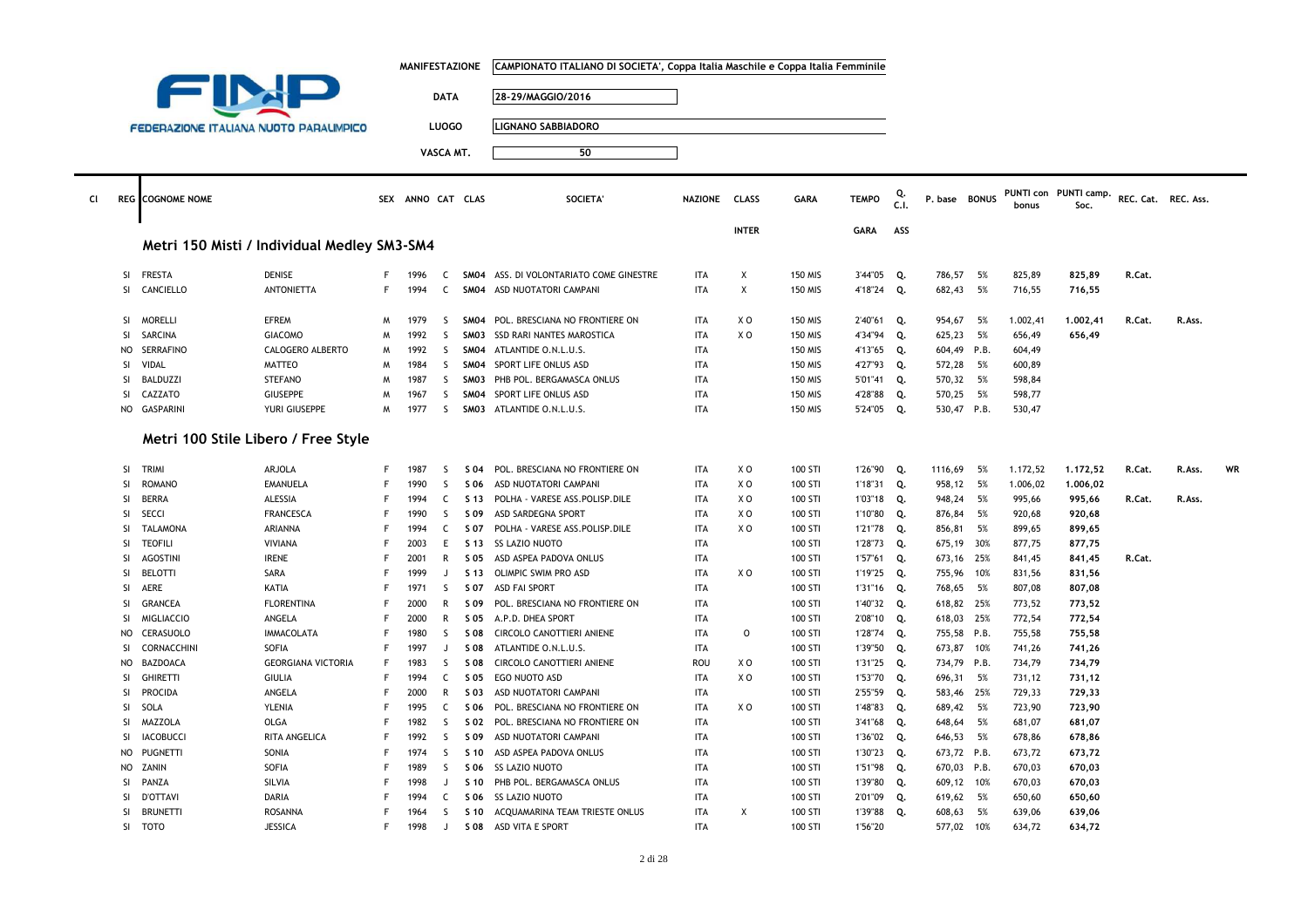**FINP** — FEDERAZIONE ITALIANA NUOTO PARALIMPICO

| | |
|---|---|
| MANIFESTAZIONE | CAMPIONATO ITALIANO DI SOCIETA', Coppa Italia Maschile e Coppa Italia Femminile |
| DATA | 28-29/MAGGIO/2016 |
| LUOGO | LIGNANO SABBIADORO |
| VASCA MT. | 50 |

## Metri 150 Misti / Individual Medley SM3-SM4

| Cl | REG | COGNOME | NOME | SEX | ANNO | CAT | CLAS | SOCIETA' | NAZIONE | CLASS INTER | GARA | TEMPO GARA | Q. C.I. ASS | P. base | BONUS | PUNTI con bonus | PUNTI camp. Soc. | REC. Cat. | REC. Ass. | |
|---|---|---|---|---|---|---|---|---|---|---|---|---|---|---|---|---|---|---|---|---|
| | SI | FRESTA | DENISE | F | 1996 | C | SM04 | ASS. DI VOLONTARIATO COME GINESTRE | ITA | X | 150 MIS | 3'44"05 | Q. | 786,57 | 5% | 825,89 | 825,89 | R.Cat. | | |
| | SI | CANCIELLO | ANTONIETTA | F | 1994 | C | SM04 | ASD NUOTATORI CAMPANI | ITA | X | 150 MIS | 4'18"24 | Q. | 682,43 | 5% | 716,55 | 716,55 | | | |
| | SI | MORELLI | EFREM | M | 1979 | S | SM04 | POL. BRESCIANA NO FRONTIERE ON | ITA | X O | 150 MIS | 2'40"61 | Q. | 954,67 | 5% | 1.002,41 | 1.002,41 | R.Cat. | R.Ass. | |
| | SI | SARCINA | GIACOMO | M | 1992 | S | SM03 | SSD RARI NANTES MAROSTICA | ITA | X O | 150 MIS | 4'34"94 | Q. | 625,23 | 5% | 656,49 | 656,49 | | | |
| | NO | SERRAFINO | CALOGERO ALBERTO | M | 1992 | S | SM04 | ATLANTIDE O.N.L.U.S. | ITA | | 150 MIS | 4'13"65 | Q. | 604,49 | P.B. | 604,49 | | | | |
| | SI | VIDAL | MATTEO | M | 1984 | S | SM04 | SPORT LIFE ONLUS ASD | ITA | | 150 MIS | 4'27"93 | Q. | 572,28 | 5% | 600,89 | | | | |
| | SI | BALDUZZI | STEFANO | M | 1987 | S | SM03 | PHB POL. BERGAMASCA ONLUS | ITA | | 150 MIS | 5'01"41 | Q. | 570,32 | 5% | 598,84 | | | | |
| | SI | CAZZATO | GIUSEPPE | M | 1967 | S | SM04 | SPORT LIFE ONLUS ASD | ITA | | 150 MIS | 4'28"88 | Q. | 570,25 | 5% | 598,77 | | | | |
| | NO | GASPARINI | YURI GIUSEPPE | M | 1977 | S | SM03 | ATLANTIDE O.N.L.U.S. | ITA | | 150 MIS | 5'24"05 | Q. | 530,47 | P.B. | 530,47 | | | | |

## Metri 100 Stile Libero / Free Style

| Cl | REG | COGNOME | NOME | SEX | ANNO | CAT | CLAS | SOCIETA' | NAZIONE | CLASS INTER | GARA | TEMPO GARA | Q. C.I. ASS | P. base | BONUS | PUNTI con bonus | PUNTI camp. Soc. | REC. Cat. | REC. Ass. | |
|---|---|---|---|---|---|---|---|---|---|---|---|---|---|---|---|---|---|---|---|---|
| | SI | TRIMI | ARJOLA | F | 1987 | S | S 04 | POL. BRESCIANA NO FRONTIERE ON | ITA | X O | 100 STI | 1'26"90 | Q. | 1116,69 | 5% | 1.172,52 | 1.172,52 | R.Cat. | R.Ass. | WR |
| | SI | ROMANO | EMANUELA | F | 1990 | S | S 06 | ASD NUOTATORI CAMPANI | ITA | X O | 100 STI | 1'18"31 | Q. | 958,12 | 5% | 1.006,02 | 1.006,02 | | | |
| | SI | BERRA | ALESSIA | F | 1994 | C | S 13 | POLHA - VARESE ASS.POLISP.DILE | ITA | X O | 100 STI | 1'03"18 | Q. | 948,24 | 5% | 995,66 | 995,66 | R.Cat. | R.Ass. | |
| | SI | SECCI | FRANCESCA | F | 1990 | S | S 09 | ASD SARDEGNA SPORT | ITA | X O | 100 STI | 1'10"80 | Q. | 876,84 | 5% | 920,68 | 920,68 | | | |
| | SI | TALAMONA | ARIANNA | F | 1994 | C | S 07 | POLHA - VARESE ASS.POLISP.DILE | ITA | X O | 100 STI | 1'21"78 | Q. | 856,81 | 5% | 899,65 | 899,65 | | | |
| | SI | TEOFILI | VIVIANA | F | 2003 | E | S 13 | SS LAZIO NUOTO | ITA | | 100 STI | 1'28"73 | Q. | 675,19 | 30% | 877,75 | 877,75 | | | |
| | SI | AGOSTINI | IRENE | F | 2001 | R | S 05 | ASD ASPEA PADOVA ONLUS | ITA | | 100 STI | 1'57"61 | Q. | 673,16 | 25% | 841,45 | 841,45 | R.Cat. | | |
| | SI | BELOTTI | SARA | F | 1999 | J | S 13 | OLIMPIC SWIM PRO ASD | ITA | X O | 100 STI | 1'19"25 | Q. | 755,96 | 10% | 831,56 | 831,56 | | | |
| | SI | AERE | KATIA | F | 1971 | S | S 07 | ASD FAI SPORT | ITA | | 100 STI | 1'31"16 | Q. | 768,65 | 5% | 807,08 | 807,08 | | | |
| | SI | GRANCEA | FLORENTINA | F | 2000 | R | S 09 | POL. BRESCIANA NO FRONTIERE ON | ITA | | 100 STI | 1'40"32 | Q. | 618,82 | 25% | 773,52 | 773,52 | | | |
| | SI | MIGLIACCIO | ANGELA | F | 2000 | R | S 05 | A.P.D. DHEA SPORT | ITA | | 100 STI | 2'08"10 | Q. | 618,03 | 25% | 772,54 | 772,54 | | | |
| | NO | CERASUOLO | IMMACOLATA | F | 1980 | S | S 08 | CIRCOLO CANOTTIERI ANIENE | ITA | O | 100 STI | 1'28"74 | Q. | 755,58 | P.B. | 755,58 | 755,58 | | | |
| | SI | CORNACCHINI | SOFIA | F | 1997 | J | S 08 | ATLANTIDE O.N.L.U.S. | ITA | | 100 STI | 1'39"50 | Q. | 673,87 | 10% | 741,26 | 741,26 | | | |
| | NO | BAZDOACA | GEORGIANA VICTORIA | F | 1983 | S | S 08 | CIRCOLO CANOTTIERI ANIENE | ROU | X O | 100 STI | 1'31"25 | Q. | 734,79 | P.B. | 734,79 | 734,79 | | | |
| | SI | GHIRETTI | GIULIA | F | 1994 | C | S 05 | EGO NUOTO ASD | ITA | X O | 100 STI | 1'53"70 | Q. | 696,31 | 5% | 731,12 | 731,12 | | | |
| | SI | PROCIDA | ANGELA | F | 2000 | R | S 03 | ASD NUOTATORI CAMPANI | ITA | | 100 STI | 2'55"59 | Q. | 583,46 | 25% | 729,33 | 729,33 | | | |
| | SI | SOLA | YLENIA | F | 1995 | C | S 06 | POL. BRESCIANA NO FRONTIERE ON | ITA | X O | 100 STI | 1'48"83 | Q. | 689,42 | 5% | 723,90 | 723,90 | | | |
| | SI | MAZZOLA | OLGA | F | 1982 | S | S 02 | POL. BRESCIANA NO FRONTIERE ON | ITA | | 100 STI | 3'41"68 | Q. | 648,64 | 5% | 681,07 | 681,07 | | | |
| | SI | IACOBUCCI | RITA ANGELICA | F | 1992 | S | S 09 | ASD NUOTATORI CAMPANI | ITA | | 100 STI | 1'36"02 | Q. | 646,53 | 5% | 678,86 | 678,86 | | | |
| | NO | PUGNETTI | SONIA | F | 1974 | S | S 10 | ASD ASPEA PADOVA ONLUS | ITA | | 100 STI | 1'30"23 | Q. | 673,72 | P.B. | 673,72 | 673,72 | | | |
| | NO | ZANIN | SOFIA | F | 1989 | S | S 06 | SS LAZIO NUOTO | ITA | | 100 STI | 1'51"98 | Q. | 670,03 | P.B. | 670,03 | 670,03 | | | |
| | SI | PANZA | SILVIA | F | 1998 | J | S 10 | PHB POL. BERGAMASCA ONLUS | ITA | | 100 STI | 1'39"80 | Q. | 609,12 | 10% | 670,03 | 670,03 | | | |
| | SI | D'OTTAVI | DARIA | F | 1994 | C | S 06 | SS LAZIO NUOTO | ITA | | 100 STI | 2'01"09 | Q. | 619,62 | 5% | 650,60 | 650,60 | | | |
| | SI | BRUNETTI | ROSANNA | F | 1964 | S | S 10 | ACQUAMARINA TEAM TRIESTE ONLUS | ITA | X | 100 STI | 1'39"88 | Q. | 608,63 | 5% | 639,06 | 639,06 | | | |
| | SI | TOTO | JESSICA | F | 1998 | J | S 08 | ASD VITA E SPORT | ITA | | 100 STI | 1'56"20 | | 577,02 | 10% | 634,72 | 634,72 | | | |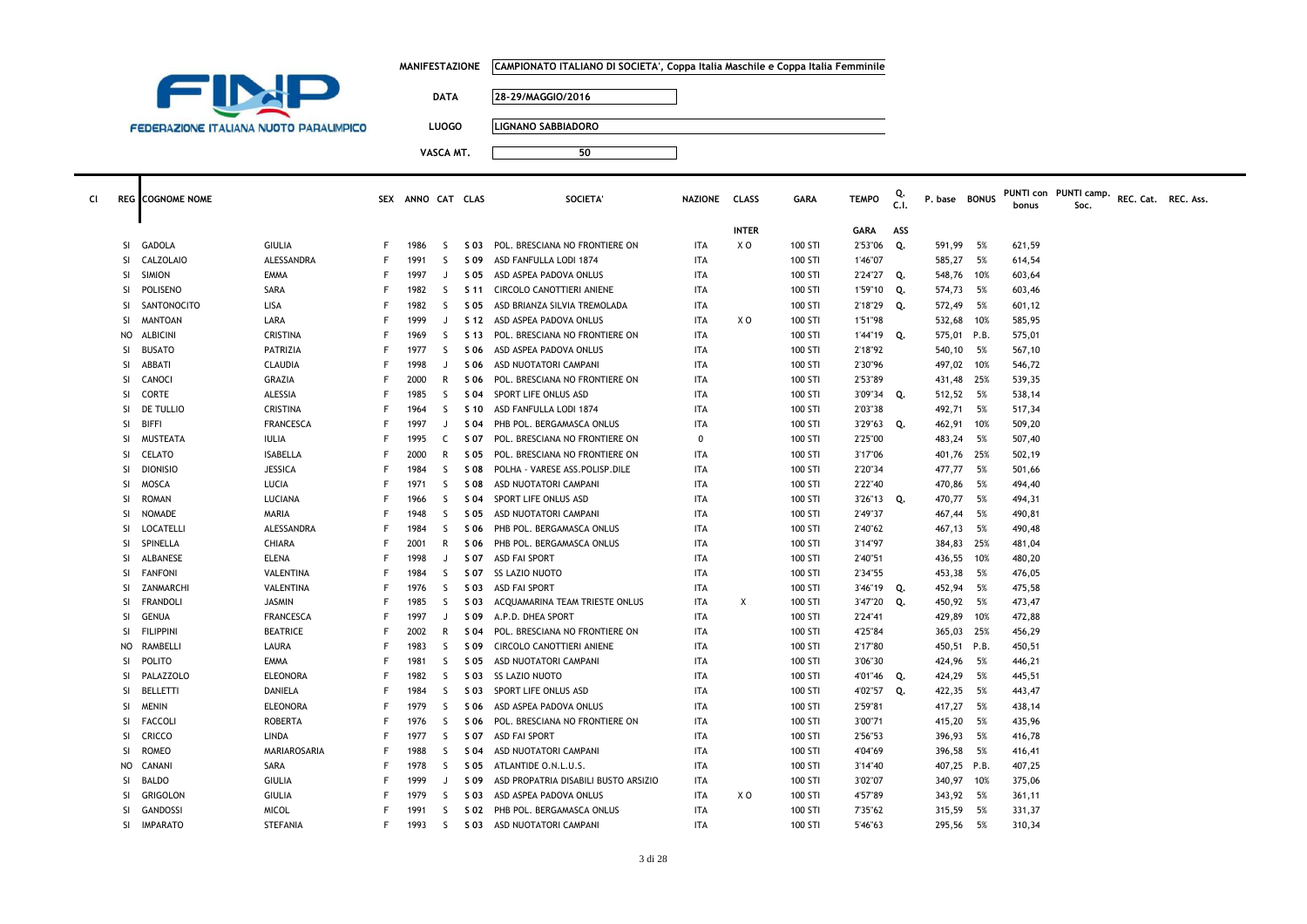FEDERAZIONE ITALIANA NUOTO PARALIMPICO

**MANIFESTAZIONE** CAMPIONATO ITALIANO DI SOCIETA', Coppa Italia Maschile e Coppa Italia Femminile

**DATA** 28-29/MAGGIO/2016

**LUOGO** LIGNANO SABBIADORO

**VASCA MT.** 50

| Cl | REG | COGNOME NOME | | SEX | ANNO | CAT | CLAS | SOCIETA' | NAZIONE | CLASS | GARA | TEMPO | Q. C.I. | P. base | BONUS | PUNTI con bonus | PUNTI camp. Soc. | REC. Cat. | REC. Ass. |
|---|---|---|---|---|---|---|---|---|---|---|---|---|---|---|---|---|---|---|---|
| | | | | | | | | | | INTER | | GARA | ASS | | | | | | |
| | SI | GADOLA | GIULIA | F | 1986 | S | S 03 | POL. BRESCIANA NO FRONTIERE ON | ITA | X O | 100 STI | 2'53"06 | Q. | 591,99 | 5% | 621,59 | | | |
| | SI | CALZOLAIO | ALESSANDRA | F | 1991 | S | S 09 | ASD FANFULLA LODI 1874 | ITA | | 100 STI | 1'46"07 | | 585,27 | 5% | 614,54 | | | |
| | SI | SIMION | EMMA | F | 1997 | J | S 05 | ASD ASPEA PADOVA ONLUS | ITA | | 100 STI | 2'24"27 | Q. | 548,76 | 10% | 603,64 | | | |
| | SI | POLISENO | SARA | F | 1982 | S | S 11 | CIRCOLO CANOTTIERI ANIENE | ITA | | 100 STI | 1'59"10 | Q. | 574,73 | 5% | 603,46 | | | |
| | SI | SANTONOCITO | LISA | F | 1982 | S | S 05 | ASD BRIANZA SILVIA TREMOLADA | ITA | | 100 STI | 2'18"29 | Q. | 572,49 | 5% | 601,12 | | | |
| | SI | MANTOAN | LARA | F | 1999 | J | S 12 | ASD ASPEA PADOVA ONLUS | ITA | X O | 100 STI | 1'51"98 | | 532,68 | 10% | 585,95 | | | |
| | NO | ALBICINI | CRISTINA | F | 1969 | S | S 13 | POL. BRESCIANA NO FRONTIERE ON | ITA | | 100 STI | 1'44"19 | Q. | 575,01 | P.B. | 575,01 | | | |
| | SI | BUSATO | PATRIZIA | F | 1977 | S | S 06 | ASD ASPEA PADOVA ONLUS | ITA | | 100 STI | 2'18"92 | | 540,10 | 5% | 567,10 | | | |
| | SI | ABBATI | CLAUDIA | F | 1998 | J | S 06 | ASD NUOTATORI CAMPANI | ITA | | 100 STI | 2'30"96 | | 497,02 | 10% | 546,72 | | | |
| | SI | CANOCI | GRAZIA | F | 2000 | R | S 06 | POL. BRESCIANA NO FRONTIERE ON | ITA | | 100 STI | 2'53"89 | | 431,48 | 25% | 539,35 | | | |
| | SI | CORTE | ALESSIA | F | 1985 | S | S 04 | SPORT LIFE ONLUS ASD | ITA | | 100 STI | 3'09"34 | Q. | 512,52 | 5% | 538,14 | | | |
| | SI | DE TULLIO | CRISTINA | F | 1964 | S | S 10 | ASD FANFULLA LODI 1874 | ITA | | 100 STI | 2'03"38 | | 492,71 | 5% | 517,34 | | | |
| | SI | BIFFI | FRANCESCA | F | 1997 | J | S 04 | PHB POL. BERGAMASCA ONLUS | ITA | | 100 STI | 3'29"63 | Q. | 462,91 | 10% | 509,20 | | | |
| | SI | MUSTEATA | IULIA | F | 1995 | C | S 07 | POL. BRESCIANA NO FRONTIERE ON | 0 | | 100 STI | 2'25"00 | | 483,24 | 5% | 507,40 | | | |
| | SI | CELATO | ISABELLA | F | 2000 | R | S 05 | POL. BRESCIANA NO FRONTIERE ON | ITA | | 100 STI | 3'17"06 | | 401,76 | 25% | 502,19 | | | |
| | SI | DIONISIO | JESSICA | F | 1984 | S | S 08 | POLHA - VARESE ASS.POLISP.DILE | ITA | | 100 STI | 2'20"34 | | 477,77 | 5% | 501,66 | | | |
| | SI | MOSCA | LUCIA | F | 1971 | S | S 08 | ASD NUOTATORI CAMPANI | ITA | | 100 STI | 2'22"40 | | 470,86 | 5% | 494,40 | | | |
| | SI | ROMAN | LUCIANA | F | 1966 | S | S 04 | SPORT LIFE ONLUS ASD | ITA | | 100 STI | 3'26"13 | Q. | 470,77 | 5% | 494,31 | | | |
| | SI | NOMADE | MARIA | F | 1948 | S | S 05 | ASD NUOTATORI CAMPANI | ITA | | 100 STI | 2'49"37 | | 467,44 | 5% | 490,81 | | | |
| | SI | LOCATELLI | ALESSANDRA | F | 1984 | S | S 06 | PHB POL. BERGAMASCA ONLUS | ITA | | 100 STI | 2'40"62 | | 467,13 | 5% | 490,48 | | | |
| | SI | SPINELLA | CHIARA | F | 2001 | R | S 06 | PHB POL. BERGAMASCA ONLUS | ITA | | 100 STI | 3'14"97 | | 384,83 | 25% | 481,04 | | | |
| | SI | ALBANESE | ELENA | F | 1998 | J | S 07 | ASD FAI SPORT | ITA | | 100 STI | 2'40"51 | | 436,55 | 10% | 480,20 | | | |
| | SI | FANFONI | VALENTINA | F | 1984 | S | S 07 | SS LAZIO NUOTO | ITA | | 100 STI | 2'34"55 | | 453,38 | 5% | 476,05 | | | |
| | SI | ZANMARCHI | VALENTINA | F | 1976 | S | S 03 | ASD FAI SPORT | ITA | | 100 STI | 3'46"19 | Q. | 452,94 | 5% | 475,58 | | | |
| | SI | FRANDOLI | JASMIN | F | 1985 | S | S 03 | ACQUAMARINA TEAM TRIESTE ONLUS | ITA | X | 100 STI | 3'47"20 | Q. | 450,92 | 5% | 473,47 | | | |
| | SI | GENUA | FRANCESCA | F | 1997 | J | S 09 | A.P.D. DHEA SPORT | ITA | | 100 STI | 2'24"41 | | 429,89 | 10% | 472,88 | | | |
| | SI | FILIPPINI | BEATRICE | F | 2002 | R | S 04 | POL. BRESCIANA NO FRONTIERE ON | ITA | | 100 STI | 4'25"84 | | 365,03 | 25% | 456,29 | | | |
| | NO | RAMBELLI | LAURA | F | 1983 | S | S 09 | CIRCOLO CANOTTIERI ANIENE | ITA | | 100 STI | 2'17"80 | | 450,51 | P.B. | 450,51 | | | |
| | SI | POLITO | EMMA | F | 1981 | S | S 05 | ASD NUOTATORI CAMPANI | ITA | | 100 STI | 3'06"30 | | 424,96 | 5% | 446,21 | | | |
| | SI | PALAZZOLO | ELEONORA | F | 1982 | S | S 03 | SS LAZIO NUOTO | ITA | | 100 STI | 4'01"46 | Q. | 424,29 | 5% | 445,51 | | | |
| | SI | BELLETTI | DANIELA | F | 1984 | S | S 03 | SPORT LIFE ONLUS ASD | ITA | | 100 STI | 4'02"57 | Q. | 422,35 | 5% | 443,47 | | | |
| | SI | MENIN | ELEONORA | F | 1979 | S | S 06 | ASD ASPEA PADOVA ONLUS | ITA | | 100 STI | 2'59"81 | | 417,27 | 5% | 438,14 | | | |
| | SI | FACCOLI | ROBERTA | F | 1976 | S | S 06 | POL. BRESCIANA NO FRONTIERE ON | ITA | | 100 STI | 3'00"71 | | 415,20 | 5% | 435,96 | | | |
| | SI | CRICCO | LINDA | F | 1977 | S | S 07 | ASD FAI SPORT | ITA | | 100 STI | 2'56"53 | | 396,93 | 5% | 416,78 | | | |
| | SI | ROMEO | MARIAROSARIA | F | 1988 | S | S 04 | ASD NUOTATORI CAMPANI | ITA | | 100 STI | 4'04"69 | | 396,58 | 5% | 416,41 | | | |
| | NO | CANANI | SARA | F | 1978 | S | S 05 | ATLANTIDE O.N.L.U.S. | ITA | | 100 STI | 3'14"40 | | 407,25 | P.B. | 407,25 | | | |
| | SI | BALDO | GIULIA | F | 1999 | J | S 09 | ASD PROPATRIA DISABILI BUSTO ARSIZIO | ITA | | 100 STI | 3'02"07 | | 340,97 | 10% | 375,06 | | | |
| | SI | GRIGOLON | GIULIA | F | 1979 | S | S 03 | ASD ASPEA PADOVA ONLUS | ITA | X O | 100 STI | 4'57"89 | | 343,92 | 5% | 361,11 | | | |
| | SI | GANDOSSI | MICOL | F | 1991 | S | S 02 | PHB POL. BERGAMASCA ONLUS | ITA | | 100 STI | 7'35"62 | | 315,59 | 5% | 331,37 | | | |
| | SI | IMPARATO | STEFANIA | F | 1993 | S | S 03 | ASD NUOTATORI CAMPANI | ITA | | 100 STI | 5'46"63 | | 295,56 | 5% | 310,34 | | | |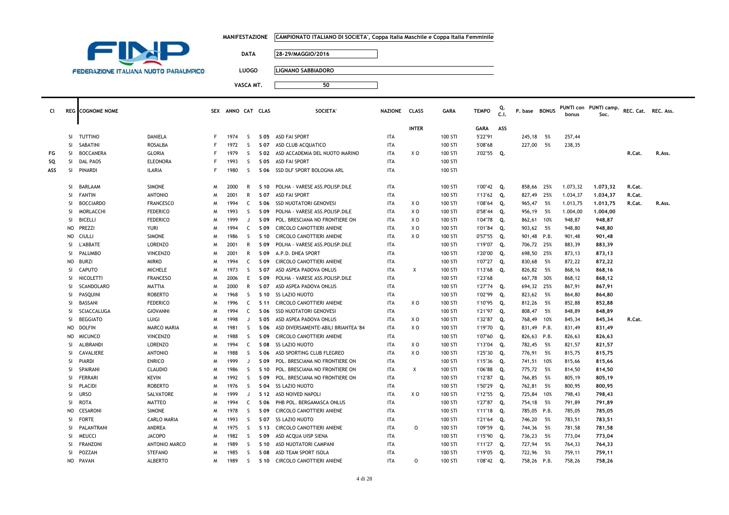**FEDERAZIONE ITALIANA NUOTO PARALIMPICO**

| | |
|---|---|
| MANIFESTAZIONE | CAMPIONATO ITALIANO DI SOCIETA', Coppa Italia Maschile e Coppa Italia Femminile |
| DATA | 28-29/MAGGIO/2016 |
| LUOGO | LIGNANO SABBIADORO |
| VASCA MT. | 50 |

| Cl | REG | COGNOME NOME | | SEX | ANNO | CAT | CLAS | SOCIETA' | NAZIONE | CLASS | GARA | TEMPO | Q. C.I. | P. base | BONUS | PUNTI con bonus | PUNTI camp. Soc. | REC. Cat. | REC. Ass. |
|---|---|---|---|---|---|---|---|---|---|---|---|---|---|---|---|---|---|---|---|
| | | | | | | | | | | INTER | | GARA | ASS | | | | | | |
| | SI | TUTTINO | DANIELA | F | 1974 | S | S 05 | ASD FAI SPORT | ITA | | 100 STI | 5'22"91 | | 245,18 | 5% | 257,44 | | | |
| | SI | SABATINI | ROSALBA | F | 1972 | S | S 07 | ASD CLUB ACQUATICO | ITA | | 100 STI | 5'08"68 | | 227,00 | 5% | 238,35 | | | |
| FG | SI | BOCCANERA | GLORIA | F | 1979 | S | S 02 | ASD ACCADEMIA DEL NUOTO MARINO | ITA | X O | 100 STI | 3'02"55 | Q. | | | | | R.Cat. | R.Ass. |
| SQ | SI | DAL PAOS | ELEONORA | F | 1993 | S | S 05 | ASD FAI SPORT | ITA | | 100 STI | | | | | | | | |
| ASS | SI | PINARDI | ILARIA | F | 1980 | S | S 06 | SSD DLF SPORT BOLOGNA ARL | ITA | | 100 STI | | | | | | | | |
| | SI | BARLAAM | SIMONE | M | 2000 | R | S 10 | POLHA - VARESE ASS.POLISP.DILE | ITA | | 100 STI | 1'00"42 | Q. | 858,66 | 25% | 1.073,32 | 1.073,32 | R.Cat. | |
| | SI | FANTIN | ANTONIO | M | 2001 | R | S 07 | ASD FAI SPORT | ITA | | 100 STI | 1'13"62 | Q. | 827,49 | 25% | 1.034,37 | 1.034,37 | R.Cat. | |
| | SI | BOCCIARDO | FRANCESCO | M | 1994 | C | S 06 | SSD NUOTATORI GENOVESI | ITA | X O | 100 STI | 1'08"64 | Q. | 965,47 | 5% | 1.013,75 | 1.013,75 | R.Cat. | R.Ass. |
| | SI | MORLACCHI | FEDERICO | M | 1993 | S | S 09 | POLHA - VARESE ASS.POLISP.DILE | ITA | X O | 100 STI | 0'58"44 | Q. | 956,19 | 5% | 1.004,00 | 1.004,00 | | |
| | SI | BICELLI | FEDERICO | M | 1999 | J | S 09 | POL. BRESCIANA NO FRONTIERE ON | ITA | X O | 100 STI | 1'04"78 | Q. | 862,61 | 10% | 948,87 | 948,87 | | |
| | NO | PREZZI | YURI | M | 1994 | C | S 09 | CIRCOLO CANOTTIERI ANIENE | ITA | X O | 100 STI | 1'01"84 | Q. | 903,62 | 5% | 948,80 | 948,80 | | |
| | NO | CIULLI | SIMONE | M | 1986 | S | S 10 | CIRCOLO CANOTTIERI ANIENE | ITA | X O | 100 STI | 0'57"55 | Q. | 901,48 | P.B. | 901,48 | 901,48 | | |
| | SI | L'ABBATE | LORENZO | M | 2001 | R | S 09 | POLHA - VARESE ASS.POLISP.DILE | ITA | | 100 STI | 1'19"07 | Q. | 706,72 | 25% | 883,39 | 883,39 | | |
| | SI | PALUMBO | VINCENZO | M | 2001 | R | S 09 | A.P.D. DHEA SPORT | ITA | | 100 STI | 1'20"00 | Q. | 698,50 | 25% | 873,13 | 873,13 | | |
| | NO | BURZI | MIRKO | M | 1994 | C | S 09 | CIRCOLO CANOTTIERI ANIENE | ITA | | 100 STI | 1'07"27 | Q. | 830,68 | 5% | 872,22 | 872,22 | | |
| | SI | CAPUTO | MICHELE | M | 1973 | S | S 07 | ASD ASPEA PADOVA ONLUS | ITA | X | 100 STI | 1'13"68 | Q. | 826,82 | 5% | 868,16 | 868,16 | | |
| | SI | NICOLETTI | FRANCESO | M | 2006 | E | S 09 | POLHA - VARESE ASS.POLISP.DILE | ITA | | 100 STI | 1'23"68 | | 667,78 | 30% | 868,12 | 868,12 | | |
| | SI | SCANDOLARO | MATTIA | M | 2000 | R | S 07 | ASD ASPEA PADOVA ONLUS | ITA | | 100 STI | 1'27"74 | Q. | 694,32 | 25% | 867,91 | 867,91 | | |
| | SI | PASQUINI | ROBERTO | M | 1968 | S | S 10 | SS LAZIO NUOTO | ITA | | 100 STI | 1'02"99 | Q. | 823,62 | 5% | 864,80 | 864,80 | | |
| | SI | BASSANI | FEDERICO | M | 1996 | C | S 11 | CIRCOLO CANOTTIERI ANIENE | ITA | X O | 100 STI | 1'10"95 | Q. | 812,26 | 5% | 852,88 | 852,88 | | |
| | SI | SCIACCALUGA | GIOVANNI | M | 1994 | C | S 06 | SSD NUOTATORI GENOVESI | ITA | | 100 STI | 1'21"97 | Q. | 808,47 | 5% | 848,89 | 848,89 | | |
| | SI | BEGGIATO | LUIGI | M | 1998 | J | S 05 | ASD ASPEA PADOVA ONLUS | ITA | X O | 100 STI | 1'32"87 | Q. | 768,49 | 10% | 845,34 | 845,34 | R.Cat. | |
| | NO | DOLFIN | MARCO MARIA | M | 1981 | S | S 06 | ASD DIVERSAMENTE-ABILI BRIANTEA '84 | ITA | X O | 100 STI | 1'19"70 | Q. | 831,49 | P.B. | 831,49 | 831,49 | | |
| | NO | MICUNCO | VINCENZO | M | 1988 | S | S 09 | CIRCOLO CANOTTIERI ANIENE | ITA | | 100 STI | 1'07"60 | Q. | 826,63 | P.B. | 826,63 | 826,63 | | |
| | SI | ALIBRANDI | LORENZO | M | 1994 | C | S 08 | SS LAZIO NUOTO | ITA | X O | 100 STI | 1'13"04 | Q. | 782,45 | 5% | 821,57 | 821,57 | | |
| | SI | CAVALIERE | ANTONIO | M | 1988 | S | S 06 | ASD SPORTING CLUB FLEGREO | ITA | X O | 100 STI | 1'25"30 | Q. | 776,91 | 5% | 815,75 | 815,75 | | |
| | SI | PIARDI | ENRICO | M | 1999 | J | S 09 | POL. BRESCIANA NO FRONTIERE ON | ITA | | 100 STI | 1'15"36 | Q. | 741,51 | 10% | 815,66 | 815,66 | | |
| | SI | SPAIRANI | CLAUDIO | M | 1986 | S | S 10 | POL. BRESCIANA NO FRONTIERE ON | ITA | X | 100 STI | 1'06"88 | Q. | 775,72 | 5% | 814,50 | 814,50 | | |
| | SI | FERRARI | KEVIN | M | 1992 | S | S 09 | POL. BRESCIANA NO FRONTIERE ON | ITA | | 100 STI | 1'12"87 | Q. | 766,85 | 5% | 805,19 | 805,19 | | |
| | SI | PLACIDI | ROBERTO | M | 1976 | S | S 04 | SS LAZIO NUOTO | ITA | | 100 STI | 1'50"29 | Q. | 762,81 | 5% | 800,95 | 800,95 | | |
| | SI | URSO | SALVATORE | M | 1999 | J | S 12 | ASD NOIVED NAPOLI | ITA | X O | 100 STI | 1'12"55 | Q. | 725,84 | 10% | 798,43 | 798,43 | | |
| | SI | ROTA | MATTEO | M | 1994 | C | S 06 | PHB POL. BERGAMASCA ONLUS | ITA | | 100 STI | 1'27"87 | Q. | 754,18 | 5% | 791,89 | 791,89 | | |
| | NO | CESARONI | SIMONE | M | 1978 | S | S 09 | CIRCOLO CANOTTIERI ANIENE | ITA | | 100 STI | 1'11"18 | Q. | 785,05 | P.B. | 785,05 | 785,05 | | |
| | SI | FORTE | CARLO MARIA | M | 1993 | S | S 07 | SS LAZIO NUOTO | ITA | | 100 STI | 1'21"64 | Q. | 746,20 | 5% | 783,51 | 783,51 | | |
| | SI | PALANTRANI | ANDREA | M | 1975 | S | S 13 | CIRCOLO CANOTTIERI ANIENE | ITA | O | 100 STI | 1'09"59 | Q. | 744,36 | 5% | 781,58 | 781,58 | | |
| | SI | MEUCCI | JACOPO | M | 1982 | S | S 09 | ASD ACQUA UISP SIENA | ITA | | 100 STI | 1'15"90 | Q. | 736,23 | 5% | 773,04 | 773,04 | | |
| | SI | FRANZONI | ANTONIO MARCO | M | 1989 | S | S 10 | ASD NUOTATORI CAMPANI | ITA | | 100 STI | 1'11"27 | Q. | 727,94 | 5% | 764,33 | 764,33 | | |
| | SI | POZZAN | STEFANO | M | 1985 | S | S 08 | ASD TEAM SPORT ISOLA | ITA | | 100 STI | 1'19"05 | Q. | 722,96 | 5% | 759,11 | 759,11 | | |
| | NO | PAVAN | ALBERTO | M | 1989 | S | S 10 | CIRCOLO CANOTTIERI ANIENE | ITA | O | 100 STI | 1'08"42 | Q. | 758,26 | P.B. | 758,26 | 758,26 | | |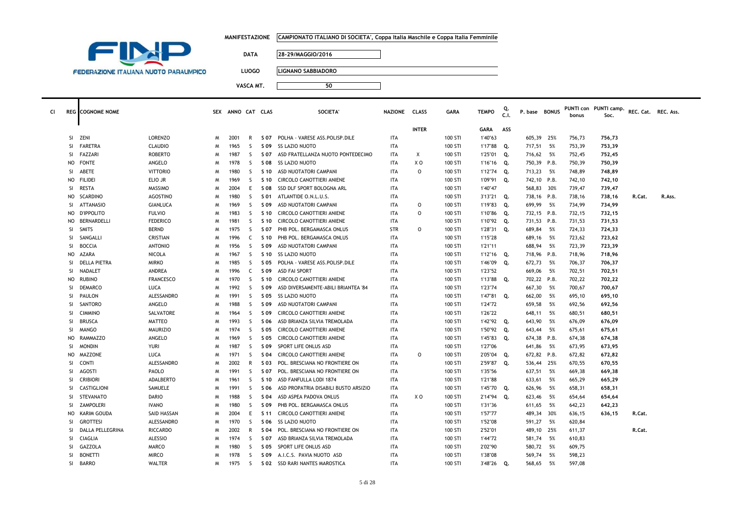FEDERAZIONE ITALIANA NUOTO PARALIMPICO

**MANIFESTAZIONE** CAMPIONATO ITALIANO DI SOCIETA', Coppa Italia Maschile e Coppa Italia Femminile

**DATA** 28-29/MAGGIO/2016

**LUOGO** LIGNANO SABBIADORO

**VASCA MT.** 50

| Cl | REG | COGNOME NOME | | SEX | ANNO | CAT | CLAS | SOCIETA' | NAZIONE | CLASS | GARA | TEMPO | Q. C.I. | P. base | BONUS | PUNTI con bonus | PUNTI camp. Soc. | REC. Cat. | REC. Ass. |
|---|---|---|---|---|---|---|---|---|---|---|---|---|---|---|---|---|---|---|---|
| | | | | | | | | | | INTER | | GARA | ASS | | | | | | |
| | SI | ZENI | LORENZO | M | 2001 | R | S 07 | POLHA - VARESE ASS.POLISP.DILE | ITA | | 100 STI | 1'40"63 | | 605,39 | 25% | 756,73 | 756,73 | | |
| | SI | FARETRA | CLAUDIO | M | 1965 | S | S 09 | SS LAZIO NUOTO | ITA | | 100 STI | 1'17"88 | Q. | 717,51 | 5% | 753,39 | 753,39 | | |
| | SI | FAZZARI | ROBERTO | M | 1987 | S | S 07 | ASD FRATELLANZA NUOTO PONTEDECIMO | ITA | X | 100 STI | 1'25"01 | Q. | 716,62 | 5% | 752,45 | 752,45 | | |
| | NO | FONTE | ANGELO | M | 1978 | S | S 08 | SS LAZIO NUOTO | ITA | X O | 100 STI | 1'16"16 | Q. | 750,39 | P.B. | 750,39 | 750,39 | | |
| | SI | ABETE | VITTORIO | M | 1980 | S | S 10 | ASD NUOTATORI CAMPANI | ITA | O | 100 STI | 1'12"74 | Q. | 713,23 | 5% | 748,89 | 748,89 | | |
| | NO | FILIDEI | ELIO JR | M | 1969 | S | S 10 | CIRCOLO CANOTTIERI ANIENE | ITA | | 100 STI | 1'09"91 | Q. | 742,10 | P.B. | 742,10 | 742,10 | | |
| | SI | RESTA | MASSIMO | M | 2004 | E | S 08 | SSD DLF SPORT BOLOGNA ARL | ITA | | 100 STI | 1'40"47 | | 568,83 | 30% | 739,47 | 739,47 | | |
| | NO | SCARDINO | AGOSTINO | M | 1980 | S | S 01 | ATLANTIDE O.N.L.U.S. | ITA | | 100 STI | 3'13"21 | Q. | 738,16 | P.B. | 738,16 | 738,16 | R.Cat. | R.Ass. |
| | SI | ATTANASIO | GIANLUCA | M | 1969 | S | S 09 | ASD NUOTATORI CAMPANI | ITA | O | 100 STI | 1'19"83 | Q. | 699,99 | 5% | 734,99 | 734,99 | | |
| | NO | D'IPPOLITO | FULVIO | M | 1983 | S | S 10 | CIRCOLO CANOTTIERI ANIENE | ITA | O | 100 STI | 1'10"86 | Q. | 732,15 | P.B. | 732,15 | 732,15 | | |
| | NO | BERNARDELLI | FEDERICO | M | 1981 | S | S 10 | CIRCOLO CANOTTIERI ANIENE | ITA | | 100 STI | 1'10"92 | Q. | 731,53 | P.B. | 731,53 | 731,53 | | |
| | SI | SMITS | BERND | M | 1975 | S | S 07 | PHB POL. BERGAMASCA ONLUS | STR | O | 100 STI | 1'28"31 | Q. | 689,84 | 5% | 724,33 | 724,33 | | |
| | SI | SANGALLI | CRISTIAN | M | 1996 | C | S 10 | PHB POL. BERGAMASCA ONLUS | ITA | | 100 STI | 1'15"28 | | 689,16 | 5% | 723,62 | 723,62 | | |
| | SI | BOCCIA | ANTONIO | M | 1956 | S | S 09 | ASD NUOTATORI CAMPANI | ITA | | 100 STI | 1'21"11 | | 688,94 | 5% | 723,39 | 723,39 | | |
| | NO | AZARA | NICOLA | M | 1967 | S | S 10 | SS LAZIO NUOTO | ITA | | 100 STI | 1'12"16 | Q. | 718,96 | P.B. | 718,96 | 718,96 | | |
| | SI | DELLA PIETRA | MIRKO | M | 1985 | S | S 05 | POLHA - VARESE ASS.POLISP.DILE | ITA | | 100 STI | 1'46"09 | Q. | 672,73 | 5% | 706,37 | 706,37 | | |
| | SI | NADALET | ANDREA | M | 1996 | C | S 09 | ASD FAI SPORT | ITA | | 100 STI | 1'23"52 | | 669,06 | 5% | 702,51 | 702,51 | | |
| | NO | RUBINO | FRANCESCO | M | 1970 | S | S 10 | CIRCOLO CANOTTIERI ANIENE | ITA | | 100 STI | 1'13"88 | Q. | 702,22 | P.B. | 702,22 | 702,22 | | |
| | SI | DEMARCO | LUCA | M | 1992 | S | S 09 | ASD DIVERSAMENTE-ABILI BRIANTEA '84 | ITA | | 100 STI | 1'23"74 | | 667,30 | 5% | 700,67 | 700,67 | | |
| | SI | PAULON | ALESSANDRO | M | 1991 | S | S 05 | SS LAZIO NUOTO | ITA | | 100 STI | 1'47"81 | Q. | 662,00 | 5% | 695,10 | 695,10 | | |
| | SI | SANTORO | ANGELO | M | 1988 | S | S 09 | ASD NUOTATORI CAMPANI | ITA | | 100 STI | 1'24"72 | | 659,58 | 5% | 692,56 | 692,56 | | |
| | SI | CIMMINO | SALVATORE | M | 1964 | S | S 09 | CIRCOLO CANOTTIERI ANIENE | ITA | | 100 STI | 1'26"22 | | 648,11 | 5% | 680,51 | 680,51 | | |
| | SI | BRUSCA | MATTEO | M | 1993 | S | S 06 | ASD BRIANZA SILVIA TREMOLADA | ITA | | 100 STI | 1'42"92 | Q. | 643,90 | 5% | 676,09 | 676,09 | | |
| | SI | MANGO | MAURIZIO | M | 1974 | S | S 05 | CIRCOLO CANOTTIERI ANIENE | ITA | | 100 STI | 1'50"92 | Q. | 643,44 | 5% | 675,61 | 675,61 | | |
| | NO | RAMMAZZO | ANGELO | M | 1969 | S | S 05 | CIRCOLO CANOTTIERI ANIENE | ITA | | 100 STI | 1'45"83 | Q. | 674,38 | P.B. | 674,38 | 674,38 | | |
| | SI | MONDIN | YURI | M | 1987 | S | S 09 | SPORT LIFE ONLUS ASD | ITA | | 100 STI | 1'27"06 | | 641,86 | 5% | 673,95 | 673,95 | | |
| | NO | MAZZONE | LUCA | M | 1971 | S | S 04 | CIRCOLO CANOTTIERI ANIENE | ITA | O | 100 STI | 2'05"04 | Q. | 672,82 | P.B. | 672,82 | 672,82 | | |
| | SI | CONTI | ALESSANDRO | M | 2002 | R | S 03 | POL. BRESCIANA NO FRONTIERE ON | ITA | | 100 STI | 2'59"87 | Q. | 536,44 | 25% | 670,55 | 670,55 | | |
| | SI | AGOSTI | PAOLO | M | 1991 | S | S 07 | POL. BRESCIANA NO FRONTIERE ON | ITA | | 100 STI | 1'35"56 | | 637,51 | 5% | 669,38 | 669,38 | | |
| | SI | CRIBIORI | ADALBERTO | M | 1961 | S | S 10 | ASD FANFULLA LODI 1874 | ITA | | 100 STI | 1'21"88 | | 633,61 | 5% | 665,29 | 665,29 | | |
| | SI | CASTIGLIONI | SAMUELE | M | 1991 | S | S 06 | ASD PROPATRIA DISABILI BUSTO ARSIZIO | ITA | | 100 STI | 1'45"70 | Q. | 626,96 | 5% | 658,31 | 658,31 | | |
| | SI | STEVANATO | DARIO | M | 1988 | S | S 04 | ASD ASPEA PADOVA ONLUS | ITA | X O | 100 STI | 2'14"94 | Q. | 623,46 | 5% | 654,64 | 654,64 | | |
| | SI | ZAMPOLERI | IVANO | M | 1980 | S | S 09 | PHB POL. BERGAMASCA ONLUS | ITA | | 100 STI | 1'31"36 | | 611,65 | 5% | 642,23 | 642,23 | | |
| | NO | KARIM GOUDA | SAID HASSAN | M | 2004 | E | S 11 | CIRCOLO CANOTTIERI ANIENE | ITA | | 100 STI | 1'57"77 | | 489,34 | 30% | 636,15 | 636,15 | R.Cat. | |
| | SI | GROTTESI | ALESSANDRO | M | 1970 | S | S 06 | SS LAZIO NUOTO | ITA | | 100 STI | 1'52"08 | | 591,27 | 5% | 620,84 | | | |
| | SI | DALLA PELLEGRINA | RICCARDO | M | 2002 | R | S 04 | POL. BRESCIANA NO FRONTIERE ON | ITA | | 100 STI | 2'52"01 | | 489,10 | 25% | 611,37 | | R.Cat. | |
| | SI | CIAGLIA | ALESSIO | M | 1974 | S | S 07 | ASD BRIANZA SILVIA TREMOLADA | ITA | | 100 STI | 1'44"72 | | 581,74 | 5% | 610,83 | | | |
| | SI | GAZZOLA | MARCO | M | 1980 | S | S 05 | SPORT LIFE ONLUS ASD | ITA | | 100 STI | 2'02"90 | | 580,72 | 5% | 609,75 | | | |
| | SI | BONETTI | MIRCO | M | 1978 | S | S 09 | A.I.C.S. PAVIA NUOTO ASD | ITA | | 100 STI | 1'38"08 | | 569,74 | 5% | 598,23 | | | |
| | SI | BARRO | WALTER | M | 1975 | S | S 02 | SSD RARI NANTES MAROSTICA | ITA | | 100 STI | 3'48"26 | Q. | 568,65 | 5% | 597,08 | | | |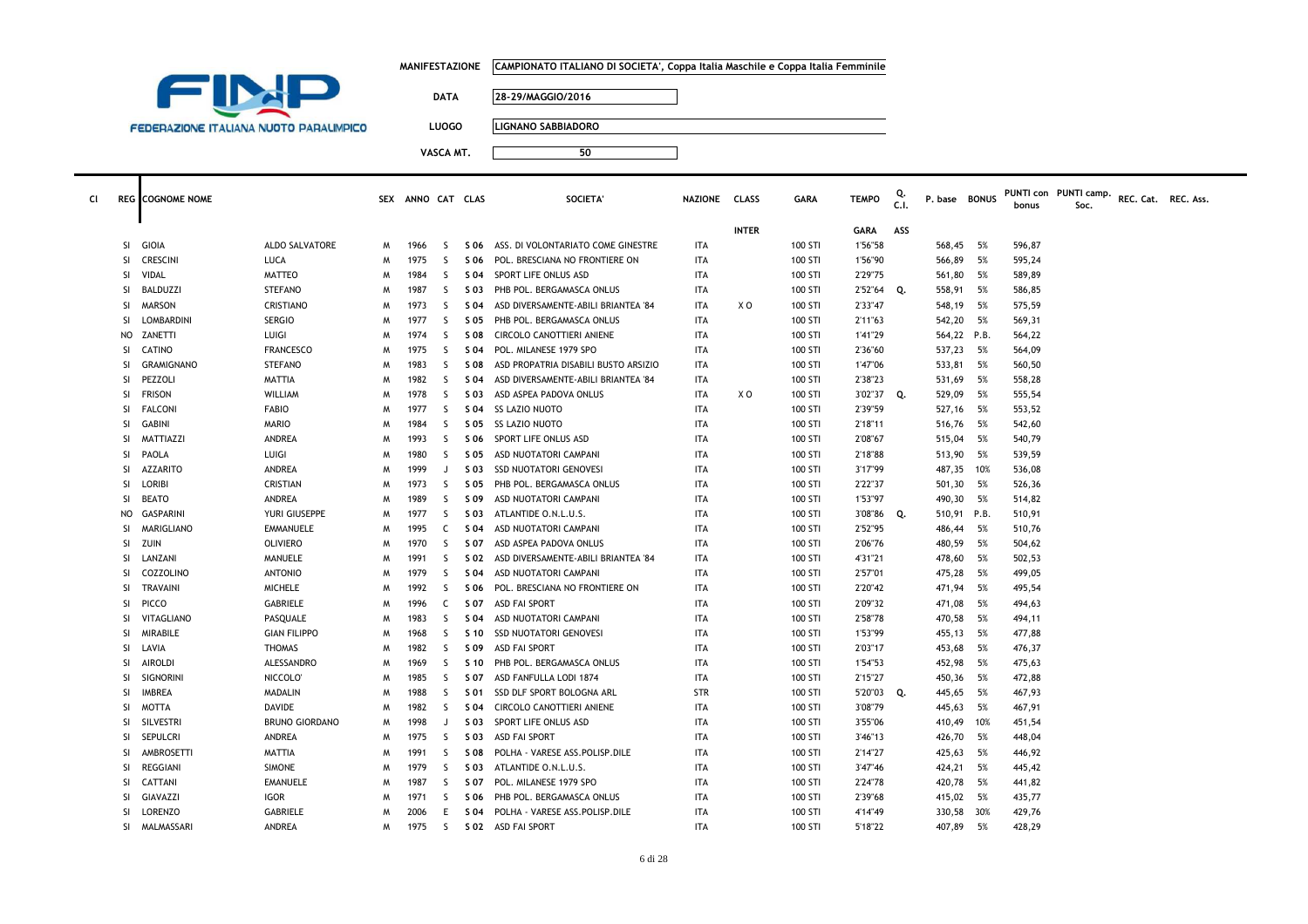**FEDERAZIONE ITALIANA NUOTO PARALIMPICO**

| | |
|---|---|
| **MANIFESTAZIONE** | CAMPIONATO ITALIANO DI SOCIETA', Coppa Italia Maschile e Coppa Italia Femminile |
| **DATA** | 28-29/MAGGIO/2016 |
| **LUOGO** | LIGNANO SABBIADORO |
| **VASCA MT.** | 50 |

| Cl | REG | COGNOME NOME | | SEX | ANNO | CAT | CLAS | SOCIETA' | NAZIONE | CLASS | GARA | TEMPO | Q. C.I. | P. base | BONUS | PUNTI con bonus | PUNTI camp. Soc. | REC. Cat. | REC. Ass. |
|---|---|---|---|---|---|---|---|---|---|---|---|---|---|---|---|---|---|---|---|
| | | | | | | | | | | INTER | | GARA | ASS | | | | | | |
| | SI | GIOIA | ALDO SALVATORE | M | 1966 | S | S 06 | ASS. DI VOLONTARIATO COME GINESTRE | ITA | | 100 STI | 1'56"58 | | 568,45 | 5% | 596,87 | | | |
| | SI | CRESCINI | LUCA | M | 1975 | S | S 06 | POL. BRESCIANA NO FRONTIERE ON | ITA | | 100 STI | 1'56"90 | | 566,89 | 5% | 595,24 | | | |
| | SI | VIDAL | MATTEO | M | 1984 | S | S 04 | SPORT LIFE ONLUS ASD | ITA | | 100 STI | 2'29"75 | | 561,80 | 5% | 589,89 | | | |
| | SI | BALDUZZI | STEFANO | M | 1987 | S | S 03 | PHB POL. BERGAMASCA ONLUS | ITA | | 100 STI | 2'52"64 | Q. | 558,91 | 5% | 586,85 | | | |
| | SI | MARSON | CRISTIANO | M | 1973 | S | S 04 | ASD DIVERSAMENTE-ABILI BRIANTEA '84 | ITA | X O | 100 STI | 2'33"47 | | 548,19 | 5% | 575,59 | | | |
| | SI | LOMBARDINI | SERGIO | M | 1977 | S | S 05 | PHB POL. BERGAMASCA ONLUS | ITA | | 100 STI | 2'11"63 | | 542,20 | 5% | 569,31 | | | |
| | NO | ZANETTI | LUIGI | M | 1974 | S | S 08 | CIRCOLO CANOTTIERI ANIENE | ITA | | 100 STI | 1'41"29 | | 564,22 | P.B. | 564,22 | | | |
| | SI | CATINO | FRANCESCO | M | 1975 | S | S 04 | POL. MILANESE 1979 SPO | ITA | | 100 STI | 2'36"60 | | 537,23 | 5% | 564,09 | | | |
| | SI | GRAMIGNANO | STEFANO | M | 1983 | S | S 08 | ASD PROPATRIA DISABILI BUSTO ARSIZIO | ITA | | 100 STI | 1'47"06 | | 533,81 | 5% | 560,50 | | | |
| | SI | PEZZOLI | MATTIA | M | 1982 | S | S 04 | ASD DIVERSAMENTE-ABILI BRIANTEA '84 | ITA | | 100 STI | 2'38"23 | | 531,69 | 5% | 558,28 | | | |
| | SI | FRISON | WILLIAM | M | 1978 | S | S 03 | ASD ASPEA PADOVA ONLUS | ITA | X O | 100 STI | 3'02"37 | Q. | 529,09 | 5% | 555,54 | | | |
| | SI | FALCONI | FABIO | M | 1977 | S | S 04 | SS LAZIO NUOTO | ITA | | 100 STI | 2'39"59 | | 527,16 | 5% | 553,52 | | | |
| | SI | GABINI | MARIO | M | 1984 | S | S 05 | SS LAZIO NUOTO | ITA | | 100 STI | 2'18"11 | | 516,76 | 5% | 542,60 | | | |
| | SI | MATTIAZZI | ANDREA | M | 1993 | S | S 06 | SPORT LIFE ONLUS ASD | ITA | | 100 STI | 2'08"67 | | 515,04 | 5% | 540,79 | | | |
| | SI | PAOLA | LUIGI | M | 1980 | S | S 05 | ASD NUOTATORI CAMPANI | ITA | | 100 STI | 2'18"88 | | 513,90 | 5% | 539,59 | | | |
| | SI | AZZARITO | ANDREA | M | 1999 | J | S 03 | SSD NUOTATORI GENOVESI | ITA | | 100 STI | 3'17"99 | | 487,35 | 10% | 536,08 | | | |
| | SI | LORIBI | CRISTIAN | M | 1973 | S | S 05 | PHB POL. BERGAMASCA ONLUS | ITA | | 100 STI | 2'22"37 | | 501,30 | 5% | 526,36 | | | |
| | SI | BEATO | ANDREA | M | 1989 | S | S 09 | ASD NUOTATORI CAMPANI | ITA | | 100 STI | 1'53"97 | | 490,30 | 5% | 514,82 | | | |
| | NO | GASPARINI | YURI GIUSEPPE | M | 1977 | S | S 03 | ATLANTIDE O.N.L.U.S. | ITA | | 100 STI | 3'08"86 | Q. | 510,91 | P.B. | 510,91 | | | |
| | SI | MARIGLIANO | EMMANUELE | M | 1995 | C | S 04 | ASD NUOTATORI CAMPANI | ITA | | 100 STI | 2'52"95 | | 486,44 | 5% | 510,76 | | | |
| | SI | ZUIN | OLIVIERO | M | 1970 | S | S 07 | ASD ASPEA PADOVA ONLUS | ITA | | 100 STI | 2'06"76 | | 480,59 | 5% | 504,62 | | | |
| | SI | LANZANI | MANUELE | M | 1991 | S | S 02 | ASD DIVERSAMENTE-ABILI BRIANTEA '84 | ITA | | 100 STI | 4'31"21 | | 478,60 | 5% | 502,53 | | | |
| | SI | COZZOLINO | ANTONIO | M | 1979 | S | S 04 | ASD NUOTATORI CAMPANI | ITA | | 100 STI | 2'57"01 | | 475,28 | 5% | 499,05 | | | |
| | SI | TRAVAINI | MICHELE | M | 1992 | S | S 06 | POL. BRESCIANA NO FRONTIERE ON | ITA | | 100 STI | 2'20"42 | | 471,94 | 5% | 495,54 | | | |
| | SI | PICCO | GABRIELE | M | 1996 | C | S 07 | ASD FAI SPORT | ITA | | 100 STI | 2'09"32 | | 471,08 | 5% | 494,63 | | | |
| | SI | VITAGLIANO | PASQUALE | M | 1983 | S | S 04 | ASD NUOTATORI CAMPANI | ITA | | 100 STI | 2'58"78 | | 470,58 | 5% | 494,11 | | | |
| | SI | MIRABILE | GIAN FILIPPO | M | 1968 | S | S 10 | SSD NUOTATORI GENOVESI | ITA | | 100 STI | 1'53"99 | | 455,13 | 5% | 477,88 | | | |
| | SI | LAVIA | THOMAS | M | 1982 | S | S 09 | ASD FAI SPORT | ITA | | 100 STI | 2'03"17 | | 453,68 | 5% | 476,37 | | | |
| | SI | AIROLDI | ALESSANDRO | M | 1969 | S | S 10 | PHB POL. BERGAMASCA ONLUS | ITA | | 100 STI | 1'54"53 | | 452,98 | 5% | 475,63 | | | |
| | SI | SIGNORINI | NICCOLO' | M | 1985 | S | S 07 | ASD FANFULLA LODI 1874 | ITA | | 100 STI | 2'15"27 | | 450,36 | 5% | 472,88 | | | |
| | SI | IMBREA | MADALIN | M | 1988 | S | S 01 | SSD DLF SPORT BOLOGNA ARL | STR | | 100 STI | 5'20"03 | Q. | 445,65 | 5% | 467,93 | | | |
| | SI | MOTTA | DAVIDE | M | 1982 | S | S 04 | CIRCOLO CANOTTIERI ANIENE | ITA | | 100 STI | 3'08"79 | | 445,63 | 5% | 467,91 | | | |
| | SI | SILVESTRI | BRUNO GIORDANO | M | 1998 | J | S 03 | SPORT LIFE ONLUS ASD | ITA | | 100 STI | 3'55"06 | | 410,49 | 10% | 451,54 | | | |
| | SI | SEPULCRI | ANDREA | M | 1975 | S | S 03 | ASD FAI SPORT | ITA | | 100 STI | 3'46"13 | | 426,70 | 5% | 448,04 | | | |
| | SI | AMBROSETTI | MATTIA | M | 1991 | S | S 08 | POLHA - VARESE ASS.POLISP.DILE | ITA | | 100 STI | 2'14"27 | | 425,63 | 5% | 446,92 | | | |
| | SI | REGGIANI | SIMONE | M | 1979 | S | S 03 | ATLANTIDE O.N.L.U.S. | ITA | | 100 STI | 3'47"46 | | 424,21 | 5% | 445,42 | | | |
| | SI | CATTANI | EMANUELE | M | 1987 | S | S 07 | POL. MILANESE 1979 SPO | ITA | | 100 STI | 2'24"78 | | 420,78 | 5% | 441,82 | | | |
| | SI | GIAVAZZI | IGOR | M | 1971 | S | S 06 | PHB POL. BERGAMASCA ONLUS | ITA | | 100 STI | 2'39"68 | | 415,02 | 5% | 435,77 | | | |
| | SI | LORENZO | GABRIELE | M | 2006 | E | S 04 | POLHA - VARESE ASS.POLISP.DILE | ITA | | 100 STI | 4'14"49 | | 330,58 | 30% | 429,76 | | | |
| | SI | MALMASSARI | ANDREA | M | 1975 | S | S 02 | ASD FAI SPORT | ITA | | 100 STI | 5'18"22 | | 407,89 | 5% | 428,29 | | | |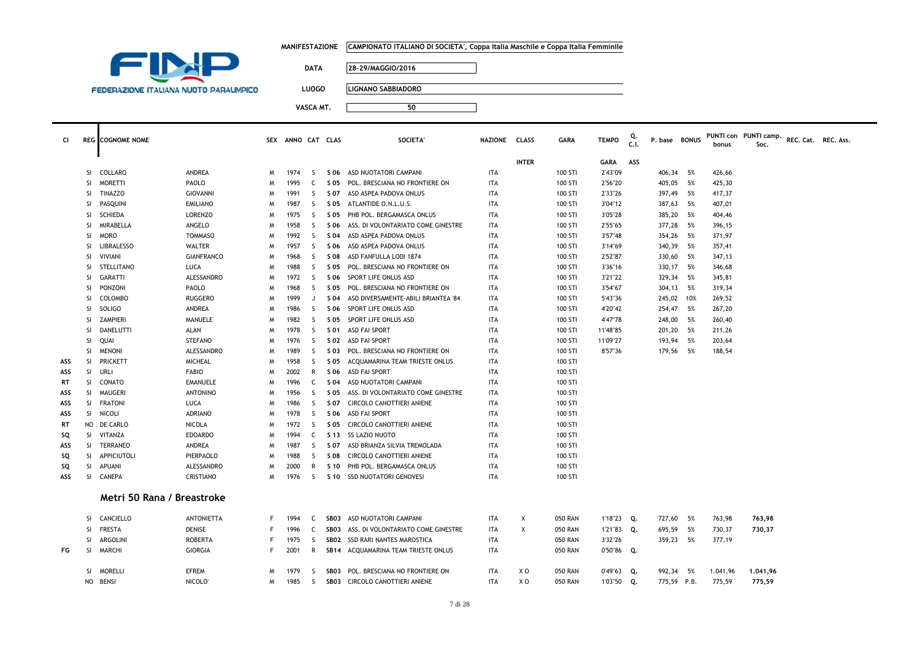FEDERAZIONE ITALIANA NUOTO PARALIMPICO

**MANIFESTAZIONE** CAMPIONATO ITALIANO DI SOCIETA', Coppa Italia Maschile e Coppa Italia Femminile

**DATA** 28-29/MAGGIO/2016

**LUOGO** LIGNANO SABBIADORO

**VASCA MT.** 50

| Cl | REG | COGNOME NOME | | SEX | ANNO | CAT | CLAS | SOCIETA' | NAZIONE | CLASS | GARA | TEMPO | Q. C.I. | P. base | BONUS | PUNTI con bonus | PUNTI camp. Soc. | REC. Cat. | REC. Ass. |
|---|---|---|---|---|---|---|---|---|---|---|---|---|---|---|---|---|---|---|---|
| | | | | | | | | | | INTER | | GARA | ASS | | | | | | |
| | SI | COLLARO | ANDREA | M | 1974 | S | S 06 | ASD NUOTATORI CAMPANI | ITA | | 100 STI | 2'43"09 | | 406,34 | 5% | 426,66 | | | |
| | SI | MORETTI | PAOLO | M | 1995 | C | S 05 | POL. BRESCIANA NO FRONTIERE ON | ITA | | 100 STI | 2'56"20 | | 405,05 | 5% | 425,30 | | | |
| | SI | TINAZZO | GIOVANNI | M | 1991 | S | S 07 | ASD ASPEA PADOVA ONLUS | ITA | | 100 STI | 2'33"26 | | 397,49 | 5% | 417,37 | | | |
| | SI | PASQUINI | EMILIANO | M | 1987 | S | S 05 | ATLANTIDE O.N.L.U.S. | ITA | | 100 STI | 3'04"12 | | 387,63 | 5% | 407,01 | | | |
| | SI | SCHIEDA | LORENZO | M | 1975 | S | S 05 | PHB POL. BERGAMASCA ONLUS | ITA | | 100 STI | 3'05"28 | | 385,20 | 5% | 404,46 | | | |
| | SI | MIRABELLA | ANGELO | M | 1958 | S | S 06 | ASS. DI VOLONTARIATO COME GINESTRE | ITA | | 100 STI | 2'55"65 | | 377,28 | 5% | 396,15 | | | |
| | SI | MORO | TOMMASO | M | 1992 | S | S 04 | ASD ASPEA PADOVA ONLUS | ITA | | 100 STI | 3'57"48 | | 354,26 | 5% | 371,97 | | | |
| | SI | LIBRALESSO | WALTER | M | 1957 | S | S 06 | ASD ASPEA PADOVA ONLUS | ITA | | 100 STI | 3'14"69 | | 340,39 | 5% | 357,41 | | | |
| | SI | VIVIANI | GIANFRANCO | M | 1968 | S | S 08 | ASD FANFULLA LODI 1874 | ITA | | 100 STI | 2'52"87 | | 330,60 | 5% | 347,13 | | | |
| | SI | STELLITANO | LUCA | M | 1988 | S | S 05 | POL. BRESCIANA NO FRONTIERE ON | ITA | | 100 STI | 3'36"16 | | 330,17 | 5% | 346,68 | | | |
| | SI | GARATTI | ALESSANDRO | M | 1972 | S | S 06 | SPORT LIFE ONLUS ASD | ITA | | 100 STI | 3'21"22 | | 329,34 | 5% | 345,81 | | | |
| | SI | PONZONI | PAOLO | M | 1968 | S | S 05 | POL. BRESCIANA NO FRONTIERE ON | ITA | | 100 STI | 3'54"67 | | 304,13 | 5% | 319,34 | | | |
| | SI | COLOMBO | RUGGERO | M | 1999 | J | S 04 | ASD DIVERSAMENTE-ABILI BRIANTEA '84 | ITA | | 100 STI | 5'43"36 | | 245,02 | 10% | 269,52 | | | |
| | SI | SOLIGO | ANDREA | M | 1986 | S | S 06 | SPORT LIFE ONLUS ASD | ITA | | 100 STI | 4'20"42 | | 254,47 | 5% | 267,20 | | | |
| | SI | ZAMPIERI | MANUELE | M | 1982 | S | S 05 | SPORT LIFE ONLUS ASD | ITA | | 100 STI | 4'47"78 | | 248,00 | 5% | 260,40 | | | |
| | SI | DANELUTTI | ALAN | M | 1978 | S | S 01 | ASD FAI SPORT | ITA | | 100 STI | 11'48"85 | | 201,20 | 5% | 211,26 | | | |
| | SI | QUAI | STEFANO | M | 1976 | S | S 02 | ASD FAI SPORT | ITA | | 100 STI | 11'09"27 | | 193,94 | 5% | 203,64 | | | |
| | SI | MENONI | ALESSANDRO | M | 1989 | S | S 03 | POL. BRESCIANA NO FRONTIERE ON | ITA | | 100 STI | 8'57"36 | | 179,56 | 5% | 188,54 | | | |
| ASS | SI | PRICKETT | MICHEAL | M | 1958 | S | S 05 | ACQUAMARINA TEAM TRIESTE ONLUS | ITA | | 100 STI | | | | | | | | |
| ASS | SI | URLI | FABIO | M | 2002 | R | S 06 | ASD FAI SPORT | ITA | | 100 STI | | | | | | | | |
| RT | SI | CONATO | EMANUELE | M | 1996 | C | S 04 | ASD NUOTATORI CAMPANI | ITA | | 100 STI | | | | | | | | |
| ASS | SI | MAUGERI | ANTONINO | M | 1956 | S | S 05 | ASS. DI VOLONTARIATO COME GINESTRE | ITA | | 100 STI | | | | | | | | |
| ASS | SI | FRATONI | LUCA | M | 1986 | S | S 07 | CIRCOLO CANOTTIERI ANIENE | ITA | | 100 STI | | | | | | | | |
| ASS | SI | NICOLI | ADRIANO | M | 1978 | S | S 06 | ASD FAI SPORT | ITA | | 100 STI | | | | | | | | |
| RT | NO | DE CARLO | NICOLA | M | 1972 | S | S 05 | CIRCOLO CANOTTIERI ANIENE | ITA | | 100 STI | | | | | | | | |
| SQ | SI | VITANZA | EDOARDO | M | 1994 | C | S 13 | SS LAZIO NUOTO | ITA | | 100 STI | | | | | | | | |
| ASS | SI | TERRANEO | ANDREA | M | 1987 | S | S 07 | ASD BRIANZA SILVIA TREMOLADA | ITA | | 100 STI | | | | | | | | |
| SQ | SI | APPICIUTOLI | PIERPAOLO | M | 1988 | S | S 08 | CIRCOLO CANOTTIERI ANIENE | ITA | | 100 STI | | | | | | | | |
| SQ | SI | APUANI | ALESSANDRO | M | 2000 | R | S 10 | PHB POL. BERGAMASCA ONLUS | ITA | | 100 STI | | | | | | | | |
| ASS | SI | CANEPA | CRISTIANO | M | 1976 | S | S 10 | SSD NUOTATORI GENOVESI | ITA | | 100 STI | | | | | | | | |

## Metri 50 Rana / Breastroke

| Cl | REG | COGNOME NOME | | SEX | ANNO | CAT | CLAS | SOCIETA' | NAZIONE | CLASS | GARA | TEMPO | Q. C.I. | P. base | BONUS | PUNTI con bonus | PUNTI camp. Soc. | REC. Cat. | REC. Ass. |
|---|---|---|---|---|---|---|---|---|---|---|---|---|---|---|---|---|---|---|---|
| | SI | CANCIELLO | ANTONIETTA | F | 1994 | C | SB03 | ASD NUOTATORI CAMPANI | ITA | X | 050 RAN | 1'18"23 | Q. | 727,60 | 5% | 763,98 | 763,98 | | |
| | SI | FRESTA | DENISE | F | 1996 | C | SB03 | ASS. DI VOLONTARIATO COME GINESTRE | ITA | X | 050 RAN | 1'21"83 | Q. | 695,59 | 5% | 730,37 | 730,37 | | |
| | SI | ARGOLINI | ROBERTA | F | 1975 | S | SB02 | SSD RARI NANTES MAROSTICA | ITA | | 050 RAN | 3'32"26 | | 359,23 | 5% | 377,19 | | | |
| FG | SI | MARCHI | GIORGIA | F | 2001 | R | SB14 | ACQUAMARINA TEAM TRIESTE ONLUS | ITA | | 050 RAN | 0'50"86 | Q. | | | | | | |
| | SI | MORELLI | EFREM | M | 1979 | S | SB03 | POL. BRESCIANA NO FRONTIERE ON | ITA | X O | 050 RAN | 0'49"63 | Q. | 992,34 | 5% | 1.041,96 | 1.041,96 | | |
| | NO | BENSI | NICOLO' | M | 1985 | S | SB03 | CIRCOLO CANOTTIERI ANIENE | ITA | X O | 050 RAN | 1'03"50 | Q. | 775,59 | P.B. | 775,59 | 775,59 | | |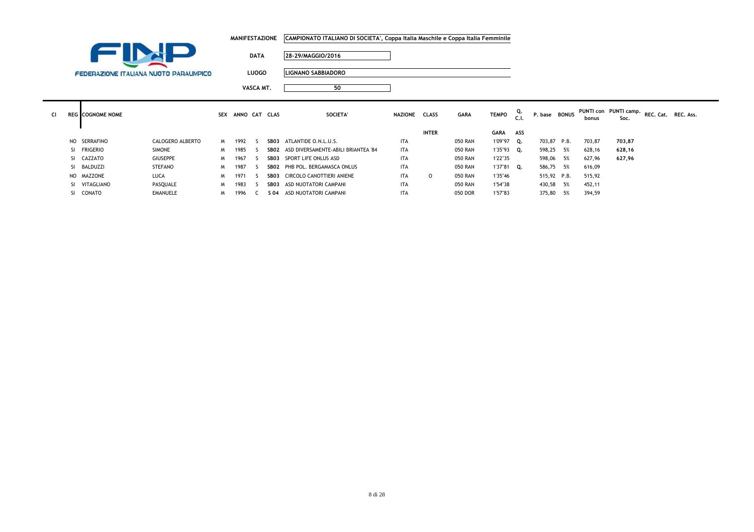**FEDERAZIONE ITALIANA NUOTO PARALIMPICO**

**MANIFESTAZIONE** CAMPIONATO ITALIANO DI SOCIETA', Coppa Italia Maschile e Coppa Italia Femminile

**DATA** 28-29/MAGGIO/2016

**LUOGO** LIGNANO SABBIADORO

**VASCA MT.** 50

| Cl | REG | COGNOME NOME | | SEX | ANNO | CAT | CLAS | SOCIETA' | NAZIONE | CLASS INTER | GARA | TEMPO GARA | Q. C.I. ASS | P. base | BONUS | PUNTI con bonus | PUNTI camp. Soc. | REC. Cat. | REC. Ass. |
|---|---|---|---|---|---|---|---|---|---|---|---|---|---|---|---|---|---|---|---|
| | NO | SERRAFINO | CALOGERO ALBERTO | M | 1992 | S | SB03 | ATLANTIDE O.N.L.U.S. | ITA | | 050 RAN | 1'09"97 | Q. | 703,87 | P.B. | 703,87 | **703,87** | | |
| | SI | FRIGERIO | SIMONE | M | 1985 | S | SB02 | ASD DIVERSAMENTE-ABILI BRIANTEA '84 | ITA | | 050 RAN | 1'35"93 | Q. | 598,25 | 5% | 628,16 | **628,16** | | |
| | SI | CAZZATO | GIUSEPPE | M | 1967 | S | SB03 | SPORT LIFE ONLUS ASD | ITA | | 050 RAN | 1'22"35 | | 598,06 | 5% | 627,96 | **627,96** | | |
| | SI | BALDUZZI | STEFANO | M | 1987 | S | SB02 | PHB POL. BERGAMASCA ONLUS | ITA | | 050 RAN | 1'37"81 | Q. | 586,75 | 5% | 616,09 | | | |
| | NO | MAZZONE | LUCA | M | 1971 | S | SB03 | CIRCOLO CANOTTIERI ANIENE | ITA | O | 050 RAN | 1'35"46 | | 515,92 | P.B. | 515,92 | | | |
| | SI | VITAGLIANO | PASQUALE | M | 1983 | S | SB03 | ASD NUOTATORI CAMPANI | ITA | | 050 RAN | 1'54"38 | | 430,58 | 5% | 452,11 | | | |
| | SI | CONATO | EMANUELE | M | 1996 | C | S 04 | ASD NUOTATORI CAMPANI | ITA | | 050 DOR | 1'57"83 | | 375,80 | 5% | 394,59 | | | |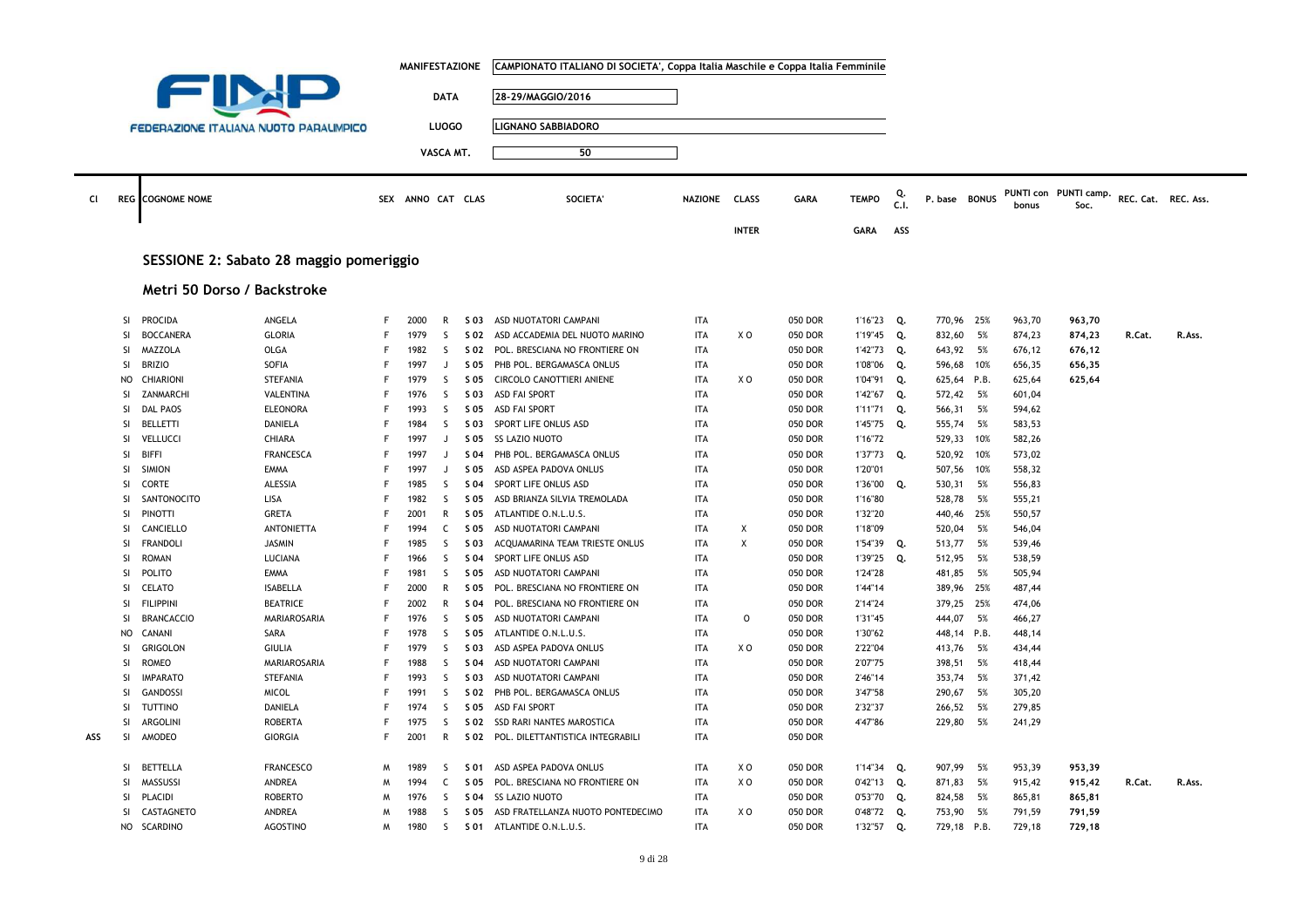**FEDERAZIONE ITALIANA NUOTO PARALIMPICO**

| | |
|---|---|
| MANIFESTAZIONE | CAMPIONATO ITALIANO DI SOCIETA', Coppa Italia Maschile e Coppa Italia Femminile |
| DATA | 28-29/MAGGIO/2016 |
| LUOGO | LIGNANO SABBIADORO |
| VASCA MT. | 50 |

## SESSIONE 2: Sabato 28 maggio pomeriggio

### Metri 50 Dorso / Backstroke

| Cl | REG | COGNOME NOME | | SEX | ANNO | CAT | CLAS | SOCIETA' | NAZIONE | CLASS INTER | GARA | TEMPO GARA | Q. C.I. ASS | P. base | BONUS | PUNTI con bonus | PUNTI camp. Soc. | REC. Cat. | REC. Ass. |
|---|---|---|---|---|---|---|---|---|---|---|---|---|---|---|---|---|---|---|---|
| | SI | PROCIDA | ANGELA | F | 2000 | R | S 03 | ASD NUOTATORI CAMPANI | ITA | | 050 DOR | 1'16"23 | Q. | 770,96 | 25% | 963,70 | 963,70 | | |
| | SI | BOCCANERA | GLORIA | F | 1979 | S | S 02 | ASD ACCADEMIA DEL NUOTO MARINO | ITA | X O | 050 DOR | 1'19"45 | Q. | 832,60 | 5% | 874,23 | 874,23 | R.Cat. | R.Ass. |
| | SI | MAZZOLA | OLGA | F | 1982 | S | S 02 | POL. BRESCIANA NO FRONTIERE ON | ITA | | 050 DOR | 1'42"73 | Q. | 643,92 | 5% | 676,12 | 676,12 | | |
| | SI | BRIZIO | SOFIA | F | 1997 | J | S 05 | PHB POL. BERGAMASCA ONLUS | ITA | | 050 DOR | 1'08"06 | Q. | 596,68 | 10% | 656,35 | 656,35 | | |
| | NO | CHIARIONI | STEFANIA | F | 1979 | S | S 05 | CIRCOLO CANOTTIERI ANIENE | ITA | X O | 050 DOR | 1'04"91 | Q. | 625,64 | P.B. | 625,64 | 625,64 | | |
| | SI | ZANMARCHI | VALENTINA | F | 1976 | S | S 03 | ASD FAI SPORT | ITA | | 050 DOR | 1'42"67 | Q. | 572,42 | 5% | 601,04 | | | |
| | SI | DAL PAOS | ELEONORA | F | 1993 | S | S 05 | ASD FAI SPORT | ITA | | 050 DOR | 1'11"71 | Q. | 566,31 | 5% | 594,62 | | | |
| | SI | BELLETTI | DANIELA | F | 1984 | S | S 03 | SPORT LIFE ONLUS ASD | ITA | | 050 DOR | 1'45"75 | Q. | 555,74 | 5% | 583,53 | | | |
| | SI | VELLUCCI | CHIARA | F | 1997 | J | S 05 | SS LAZIO NUOTO | ITA | | 050 DOR | 1'16"72 | | 529,33 | 10% | 582,26 | | | |
| | SI | BIFFI | FRANCESCA | F | 1997 | J | S 04 | PHB POL. BERGAMASCA ONLUS | ITA | | 050 DOR | 1'37"73 | Q. | 520,92 | 10% | 573,02 | | | |
| | SI | SIMION | EMMA | F | 1997 | J | S 05 | ASD ASPEA PADOVA ONLUS | ITA | | 050 DOR | 1'20"01 | | 507,56 | 10% | 558,32 | | | |
| | SI | CORTE | ALESSIA | F | 1985 | S | S 04 | SPORT LIFE ONLUS ASD | ITA | | 050 DOR | 1'36"00 | Q. | 530,31 | 5% | 556,83 | | | |
| | SI | SANTONOCITO | LISA | F | 1982 | S | S 05 | ASD BRIANZA SILVIA TREMOLADA | ITA | | 050 DOR | 1'16"80 | | 528,78 | 5% | 555,21 | | | |
| | SI | PINOTTI | GRETA | F | 2001 | R | S 05 | ATLANTIDE O.N.L.U.S. | ITA | | 050 DOR | 1'32"20 | | 440,46 | 25% | 550,57 | | | |
| | SI | CANCIELLO | ANTONIETTA | F | 1994 | C | S 05 | ASD NUOTATORI CAMPANI | ITA | X | 050 DOR | 1'18"09 | | 520,04 | 5% | 546,04 | | | |
| | SI | FRANDOLI | JASMIN | F | 1985 | S | S 03 | ACQUAMARINA TEAM TRIESTE ONLUS | ITA | X | 050 DOR | 1'54"39 | Q. | 513,77 | 5% | 539,46 | | | |
| | SI | ROMAN | LUCIANA | F | 1966 | S | S 04 | SPORT LIFE ONLUS ASD | ITA | | 050 DOR | 1'39"25 | Q. | 512,95 | 5% | 538,59 | | | |
| | SI | POLITO | EMMA | F | 1981 | S | S 05 | ASD NUOTATORI CAMPANI | ITA | | 050 DOR | 1'24"28 | | 481,85 | 5% | 505,94 | | | |
| | SI | CELATO | ISABELLA | F | 2000 | R | S 05 | POL. BRESCIANA NO FRONTIERE ON | ITA | | 050 DOR | 1'44"14 | | 389,96 | 25% | 487,44 | | | |
| | SI | FILIPPINI | BEATRICE | F | 2002 | R | S 04 | POL. BRESCIANA NO FRONTIERE ON | ITA | | 050 DOR | 2'14"24 | | 379,25 | 25% | 474,06 | | | |
| | SI | BRANCACCIO | MARIAROSARIA | F | 1976 | S | S 05 | ASD NUOTATORI CAMPANI | ITA | O | 050 DOR | 1'31"45 | | 444,07 | 5% | 466,27 | | | |
| | NO | CANANI | SARA | F | 1978 | S | S 05 | ATLANTIDE O.N.L.U.S. | ITA | | 050 DOR | 1'30"62 | | 448,14 | P.B. | 448,14 | | | |
| | SI | GRIGOLON | GIULIA | F | 1979 | S | S 03 | ASD ASPEA PADOVA ONLUS | ITA | X O | 050 DOR | 2'22"04 | | 413,76 | 5% | 434,44 | | | |
| | SI | ROMEO | MARIAROSARIA | F | 1988 | S | S 04 | ASD NUOTATORI CAMPANI | ITA | | 050 DOR | 2'07"75 | | 398,51 | 5% | 418,44 | | | |
| | SI | IMPARATO | STEFANIA | F | 1993 | S | S 03 | ASD NUOTATORI CAMPANI | ITA | | 050 DOR | 2'46"14 | | 353,74 | 5% | 371,42 | | | |
| | SI | GANDOSSI | MICOL | F | 1991 | S | S 02 | PHB POL. BERGAMASCA ONLUS | ITA | | 050 DOR | 3'47"58 | | 290,67 | 5% | 305,20 | | | |
| | SI | TUTTINO | DANIELA | F | 1974 | S | S 05 | ASD FAI SPORT | ITA | | 050 DOR | 2'32"37 | | 266,52 | 5% | 279,85 | | | |
| | SI | ARGOLINI | ROBERTA | F | 1975 | S | S 02 | SSD RARI NANTES MAROSTICA | ITA | | 050 DOR | 4'47"86 | | 229,80 | 5% | 241,29 | | | |
| ASS | SI | AMODEO | GIORGIA | F | 2001 | R | S 02 | POL. DILETTANTISTICA INTEGRABILI | ITA | | 050 DOR | | | | | | | | |
| | SI | BETTELLA | FRANCESCO | M | 1989 | S | S 01 | ASD ASPEA PADOVA ONLUS | ITA | X O | 050 DOR | 1'14"34 | Q. | 907,99 | 5% | 953,39 | 953,39 | | |
| | SI | MASSUSSI | ANDREA | M | 1994 | C | S 05 | POL. BRESCIANA NO FRONTIERE ON | ITA | X O | 050 DOR | 0'42"13 | Q. | 871,83 | 5% | 915,42 | 915,42 | R.Cat. | R.Ass. |
| | SI | PLACIDI | ROBERTO | M | 1976 | S | S 04 | SS LAZIO NUOTO | ITA | | 050 DOR | 0'53"70 | Q. | 824,58 | 5% | 865,81 | 865,81 | | |
| | SI | CASTAGNETO | ANDREA | M | 1988 | S | S 05 | ASD FRATELLANZA NUOTO PONTEDECIMO | ITA | X O | 050 DOR | 0'48"72 | Q. | 753,90 | 5% | 791,59 | 791,59 | | |
| | NO | SCARDINO | AGOSTINO | M | 1980 | S | S 01 | ATLANTIDE O.N.L.U.S. | ITA | | 050 DOR | 1'32"57 | Q. | 729,18 | P.B. | 729,18 | 729,18 | | |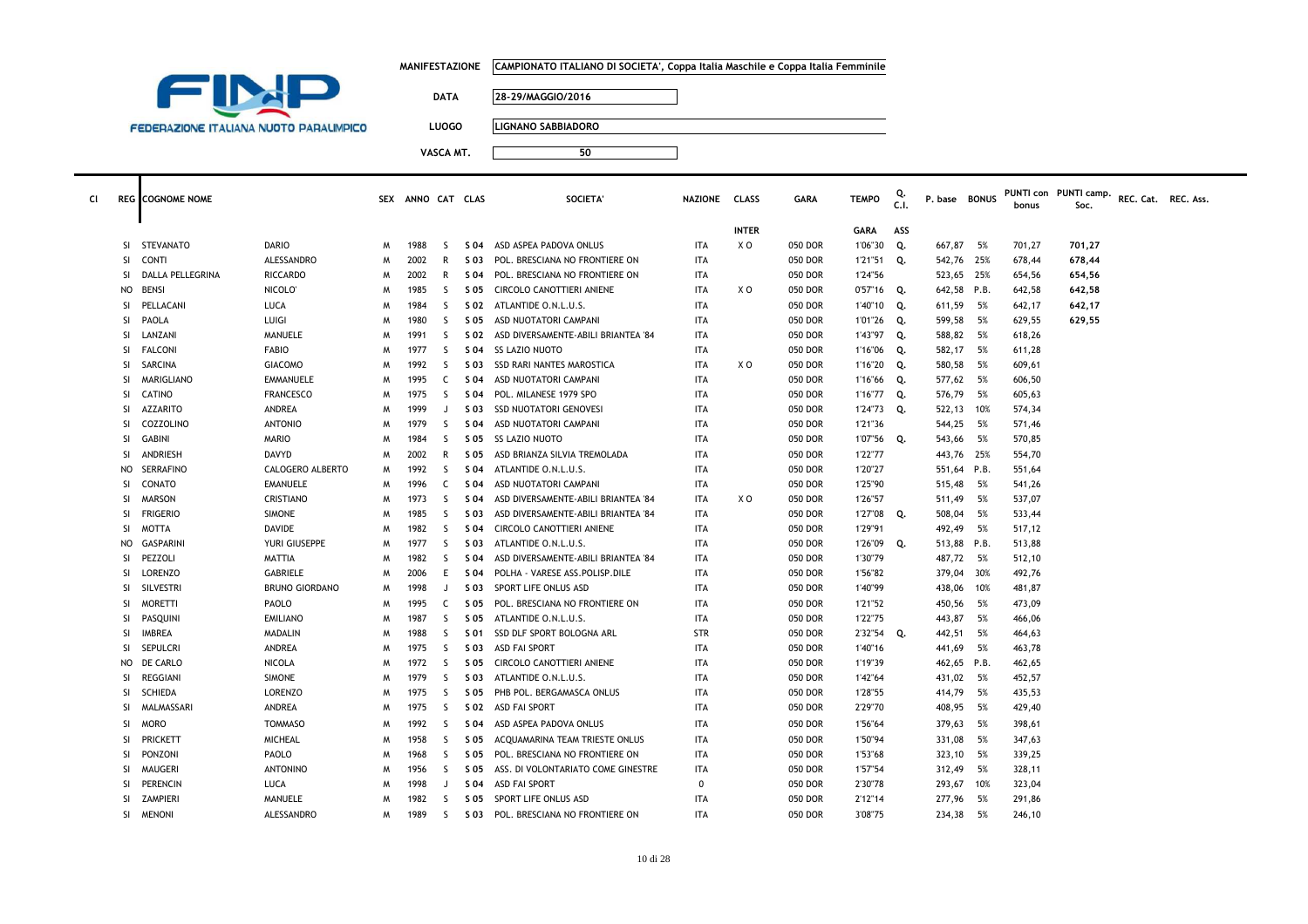FEDERAZIONE ITALIANA NUOTO PARALIMPICO

**MANIFESTAZIONE** CAMPIONATO ITALIANO DI SOCIETA', Coppa Italia Maschile e Coppa Italia Femminile

**DATA** 28-29/MAGGIO/2016

**LUOGO** LIGNANO SABBIADORO

**VASCA MT.** 50

| Cl | REG | COGNOME NOME | | SEX | ANNO | CAT | CLAS | SOCIETA' | NAZIONE | CLASS | GARA | TEMPO | Q. C.I. | P. base | BONUS | PUNTI con bonus | PUNTI camp. Soc. | REC. Cat. | REC. Ass. |
|---|---|---|---|---|---|---|---|---|---|---|---|---|---|---|---|---|---|---|---|
| | | | | | | | | | | INTER | | GARA | ASS | | | | | | |
| | SI | STEVANATO | DARIO | M | 1988 | S | S 04 | ASD ASPEA PADOVA ONLUS | ITA | X O | 050 DOR | 1'06"30 | Q. | 667,87 | 5% | 701,27 | 701,27 | | |
| | SI | CONTI | ALESSANDRO | M | 2002 | R | S 03 | POL. BRESCIANA NO FRONTIERE ON | ITA | | 050 DOR | 1'21"51 | Q. | 542,76 | 25% | 678,44 | 678,44 | | |
| | SI | DALLA PELLEGRINA | RICCARDO | M | 2002 | R | S 04 | POL. BRESCIANA NO FRONTIERE ON | ITA | | 050 DOR | 1'24"56 | | 523,65 | 25% | 654,56 | 654,56 | | |
| | NO | BENSI | NICOLO' | M | 1985 | S | S 05 | CIRCOLO CANOTTIERI ANIENE | ITA | X O | 050 DOR | 0'57"16 | Q. | 642,58 | P.B. | 642,58 | 642,58 | | |
| | SI | PELLACANI | LUCA | M | 1984 | S | S 02 | ATLANTIDE O.N.L.U.S. | ITA | | 050 DOR | 1'40"10 | Q. | 611,59 | 5% | 642,17 | 642,17 | | |
| | SI | PAOLA | LUIGI | M | 1980 | S | S 05 | ASD NUOTATORI CAMPANI | ITA | | 050 DOR | 1'01"26 | Q. | 599,58 | 5% | 629,55 | 629,55 | | |
| | SI | LANZANI | MANUELE | M | 1991 | S | S 02 | ASD DIVERSAMENTE-ABILI BRIANTEA '84 | ITA | | 050 DOR | 1'43"97 | Q. | 588,82 | 5% | 618,26 | | | |
| | SI | FALCONI | FABIO | M | 1977 | S | S 04 | SS LAZIO NUOTO | ITA | | 050 DOR | 1'16"06 | Q. | 582,17 | 5% | 611,28 | | | |
| | SI | SARCINA | GIACOMO | M | 1992 | S | S 03 | SSD RARI NANTES MAROSTICA | ITA | X O | 050 DOR | 1'16"20 | Q. | 580,58 | 5% | 609,61 | | | |
| | SI | MARIGLIANO | EMMANUELE | M | 1995 | C | S 04 | ASD NUOTATORI CAMPANI | ITA | | 050 DOR | 1'16"66 | Q. | 577,62 | 5% | 606,50 | | | |
| | SI | CATINO | FRANCESCO | M | 1975 | S | S 04 | POL. MILANESE 1979 SPO | ITA | | 050 DOR | 1'16"77 | Q. | 576,79 | 5% | 605,63 | | | |
| | SI | AZZARITO | ANDREA | M | 1999 | J | S 03 | SSD NUOTATORI GENOVESI | ITA | | 050 DOR | 1'24"73 | Q. | 522,13 | 10% | 574,34 | | | |
| | SI | COZZOLINO | ANTONIO | M | 1979 | S | S 04 | ASD NUOTATORI CAMPANI | ITA | | 050 DOR | 1'21"36 | | 544,25 | 5% | 571,46 | | | |
| | SI | GABINI | MARIO | M | 1984 | S | S 05 | SS LAZIO NUOTO | ITA | | 050 DOR | 1'07"56 | Q. | 543,66 | 5% | 570,85 | | | |
| | SI | ANDRIESH | DAVYD | M | 2002 | R | S 05 | ASD BRIANZA SILVIA TREMOLADA | ITA | | 050 DOR | 1'22"77 | | 443,76 | 25% | 554,70 | | | |
| | NO | SERRAFINO | CALOGERO ALBERTO | M | 1992 | S | S 04 | ATLANTIDE O.N.L.U.S. | ITA | | 050 DOR | 1'20"27 | | 551,64 | P.B. | 551,64 | | | |
| | SI | CONATO | EMANUELE | M | 1996 | C | S 04 | ASD NUOTATORI CAMPANI | ITA | | 050 DOR | 1'25"90 | | 515,48 | 5% | 541,26 | | | |
| | SI | MARSON | CRISTIANO | M | 1973 | S | S 04 | ASD DIVERSAMENTE-ABILI BRIANTEA '84 | ITA | X O | 050 DOR | 1'26"57 | | 511,49 | 5% | 537,07 | | | |
| | SI | FRIGERIO | SIMONE | M | 1985 | S | S 03 | ASD DIVERSAMENTE-ABILI BRIANTEA '84 | ITA | | 050 DOR | 1'27"08 | Q. | 508,04 | 5% | 533,44 | | | |
| | SI | MOTTA | DAVIDE | M | 1982 | S | S 04 | CIRCOLO CANOTTIERI ANIENE | ITA | | 050 DOR | 1'29"91 | | 492,49 | 5% | 517,12 | | | |
| | NO | GASPARINI | YURI GIUSEPPE | M | 1977 | S | S 03 | ATLANTIDE O.N.L.U.S. | ITA | | 050 DOR | 1'26"09 | Q. | 513,88 | P.B. | 513,88 | | | |
| | SI | PEZZOLI | MATTIA | M | 1982 | S | S 04 | ASD DIVERSAMENTE-ABILI BRIANTEA '84 | ITA | | 050 DOR | 1'30"79 | | 487,72 | 5% | 512,10 | | | |
| | SI | LORENZO | GABRIELE | M | 2006 | E | S 04 | POLHA - VARESE ASS.POLISP.DILE | ITA | | 050 DOR | 1'56"82 | | 379,04 | 30% | 492,76 | | | |
| | SI | SILVESTRI | BRUNO GIORDANO | M | 1998 | J | S 03 | SPORT LIFE ONLUS ASD | ITA | | 050 DOR | 1'40"99 | | 438,06 | 10% | 481,87 | | | |
| | SI | MORETTI | PAOLO | M | 1995 | C | S 05 | POL. BRESCIANA NO FRONTIERE ON | ITA | | 050 DOR | 1'21"52 | | 450,56 | 5% | 473,09 | | | |
| | SI | PASQUINI | EMILIANO | M | 1987 | S | S 05 | ATLANTIDE O.N.L.U.S. | ITA | | 050 DOR | 1'22"75 | | 443,87 | 5% | 466,06 | | | |
| | SI | IMBREA | MADALIN | M | 1988 | S | S 01 | SSD DLF SPORT BOLOGNA ARL | STR | | 050 DOR | 2'32"54 | Q. | 442,51 | 5% | 464,63 | | | |
| | SI | SEPULCRI | ANDREA | M | 1975 | S | S 03 | ASD FAI SPORT | ITA | | 050 DOR | 1'40"16 | | 441,69 | 5% | 463,78 | | | |
| | NO | DE CARLO | NICOLA | M | 1972 | S | S 05 | CIRCOLO CANOTTIERI ANIENE | ITA | | 050 DOR | 1'19"39 | | 462,65 | P.B. | 462,65 | | | |
| | SI | REGGIANI | SIMONE | M | 1979 | S | S 03 | ATLANTIDE O.N.L.U.S. | ITA | | 050 DOR | 1'42"64 | | 431,02 | 5% | 452,57 | | | |
| | SI | SCHIEDA | LORENZO | M | 1975 | S | S 05 | PHB POL. BERGAMASCA ONLUS | ITA | | 050 DOR | 1'28"55 | | 414,79 | 5% | 435,53 | | | |
| | SI | MALMASSARI | ANDREA | M | 1975 | S | S 02 | ASD FAI SPORT | ITA | | 050 DOR | 2'29"70 | | 408,95 | 5% | 429,40 | | | |
| | SI | MORO | TOMMASO | M | 1992 | S | S 04 | ASD ASPEA PADOVA ONLUS | ITA | | 050 DOR | 1'56"64 | | 379,63 | 5% | 398,61 | | | |
| | SI | PRICKETT | MICHEAL | M | 1958 | S | S 05 | ACQUAMARINA TEAM TRIESTE ONLUS | ITA | | 050 DOR | 1'50"94 | | 331,08 | 5% | 347,63 | | | |
| | SI | PONZONI | PAOLO | M | 1968 | S | S 05 | POL. BRESCIANA NO FRONTIERE ON | ITA | | 050 DOR | 1'53"68 | | 323,10 | 5% | 339,25 | | | |
| | SI | MAUGERI | ANTONINO | M | 1956 | S | S 05 | ASS. DI VOLONTARIATO COME GINESTRE | ITA | | 050 DOR | 1'57"54 | | 312,49 | 5% | 328,11 | | | |
| | SI | PERENCIN | LUCA | M | 1998 | J | S 04 | ASD FAI SPORT | 0 | | 050 DOR | 2'30"78 | | 293,67 | 10% | 323,04 | | | |
| | SI | ZAMPIERI | MANUELE | M | 1982 | S | S 05 | SPORT LIFE ONLUS ASD | ITA | | 050 DOR | 2'12"14 | | 277,96 | 5% | 291,86 | | | |
| | SI | MENONI | ALESSANDRO | M | 1989 | S | S 03 | POL. BRESCIANA NO FRONTIERE ON | ITA | | 050 DOR | 3'08"75 | | 234,38 | 5% | 246,10 | | | |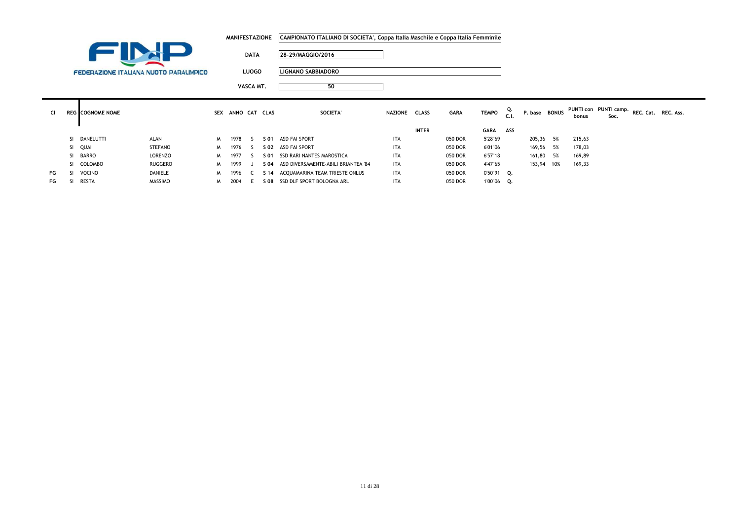FEDERAZIONE ITALIANA NUOTO PARALIMPICO

**MANIFESTAZIONE** CAMPIONATO ITALIANO DI SOCIETA', Coppa Italia Maschile e Coppa Italia Femminile

**DATA** 28-29/MAGGIO/2016

**LUOGO** LIGNANO SABBIADORO

**VASCA MT.** 50

| Cl | REG | COGNOME NOME | | SEX | ANNO | CAT | CLAS | SOCIETA' | NAZIONE | CLASS | GARA | TEMPO | Q. C.I. | P. base | BONUS | PUNTI con bonus | PUNTI camp. Soc. | REC. Cat. | REC. Ass. |
|---|---|---|---|---|---|---|---|---|---|---|---|---|---|---|---|---|---|---|---|
| | | | | | | | | | | INTER | | GARA | ASS | | | | | | |
| | SI | DANELUTTI | ALAN | M | 1978 | S | S 01 | ASD FAI SPORT | ITA | | 050 DOR | 5'28"69 | | 205,36 | 5% | 215,63 | | | |
| | SI | QUAI | STEFANO | M | 1976 | S | S 02 | ASD FAI SPORT | ITA | | 050 DOR | 6'01"06 | | 169,56 | 5% | 178,03 | | | |
| | SI | BARRO | LORENZO | M | 1977 | S | S 01 | SSD RARI NANTES MAROSTICA | ITA | | 050 DOR | 6'57"18 | | 161,80 | 5% | 169,89 | | | |
| | SI | COLOMBO | RUGGERO | M | 1999 | J | S 04 | ASD DIVERSAMENTE-ABILI BRIANTEA '84 | ITA | | 050 DOR | 4'47"65 | | 153,94 | 10% | 169,33 | | | |
| FG | SI | VOCINO | DANIELE | M | 1996 | C | S 14 | ACQUAMARINA TEAM TRIESTE ONLUS | ITA | | 050 DOR | 0'50"91 | Q. | | | | | | |
| FG | SI | RESTA | MASSIMO | M | 2004 | E | S 08 | SSD DLF SPORT BOLOGNA ARL | ITA | | 050 DOR | 1'00"06 | Q. | | | | | | |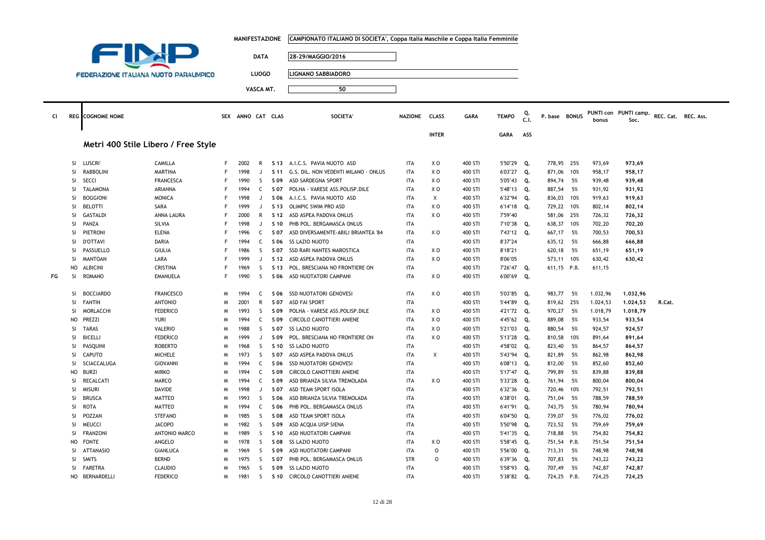FINP FEDERAZIONE ITALIANA NUOTO PARALIMPICO

| | |
|---|---|
| MANIFESTAZIONE | CAMPIONATO ITALIANO DI SOCIETA', Coppa Italia Maschile e Coppa Italia Femminile |
| DATA | 28-29/MAGGIO/2016 |
| LUOGO | LIGNANO SABBIADORO |
| VASCA MT. | 50 |

## Metri 400 Stile Libero / Free Style

| Cl | REG | COGNOME NOME | | SEX | ANNO | CAT | CLAS | SOCIETA' | NAZIONE | CLASS INTER | GARA | TEMPO GARA | Q. C.I. ASS | P. base | BONUS | PUNTI con bonus | PUNTI camp. Soc. | REC. Cat. | REC. Ass. |
|---|---|---|---|---|---|---|---|---|---|---|---|---|---|---|---|---|---|---|---|
| | SI | LUSCRI' | CAMILLA | F | 2002 | R | S 13 | A.I.C.S. PAVIA NUOTO ASD | ITA | X O | 400 STI | 5'50"29 | Q. | 778,95 | 25% | 973,69 | 973,69 | | |
| | SI | RABBOLINI | MARTINA | F | 1998 | J | S 11 | G.S. DIL. NON VEDENTI MILANO - ONLUS | ITA | X O | 400 STI | 6'03"27 | Q. | 871,06 | 10% | 958,17 | 958,17 | | |
| | SI | SECCI | FRANCESCA | F | 1990 | S | S 09 | ASD SARDEGNA SPORT | ITA | X O | 400 STI | 5'05"43 | Q. | 894,74 | 5% | 939,48 | 939,48 | | |
| | SI | TALAMONA | ARIANNA | F | 1994 | C | S 07 | POLHA - VARESE ASS.POLISP.DILE | ITA | X O | 400 STI | 5'48"13 | Q. | 887,54 | 5% | 931,92 | 931,92 | | |
| | SI | BOGGIONI | MONICA | F | 1998 | J | S 06 | A.I.C.S. PAVIA NUOTO ASD | ITA | X | 400 STI | 6'32"94 | Q. | 836,03 | 10% | 919,63 | 919,63 | | |
| | SI | BELOTTI | SARA | F | 1999 | J | S 13 | OLIMPIC SWIM PRO ASD | ITA | X O | 400 STI | 6'14"18 | Q. | 729,22 | 10% | 802,14 | 802,14 | | |
| | SI | GASTALDI | ANNA LAURA | F | 2000 | R | S 12 | ASD ASPEA PADOVA ONLUS | ITA | X O | 400 STI | 7'59"40 | | 581,06 | 25% | 726,32 | 726,32 | | |
| | SI | PANZA | SILVIA | F | 1998 | J | S 10 | PHB POL. BERGAMASCA ONLUS | ITA | | 400 STI | 7'10"38 | Q. | 638,37 | 10% | 702,20 | 702,20 | | |
| | SI | PIETRONI | ELENA | F | 1996 | C | S 07 | ASD DIVERSAMENTE-ABILI BRIANTEA '84 | ITA | X O | 400 STI | 7'43"12 | Q. | 667,17 | 5% | 700,53 | 700,53 | | |
| | SI | D'OTTAVI | DARIA | F | 1994 | C | S 06 | SS LAZIO NUOTO | ITA | | 400 STI | 8'37"24 | | 635,12 | 5% | 666,88 | 666,88 | | |
| | SI | PASSUELLO | GIULIA | F | 1986 | S | S 07 | SSD RARI NANTES MAROSTICA | ITA | X O | 400 STI | 8'18"21 | | 620,18 | 5% | 651,19 | 651,19 | | |
| | SI | MANTOAN | LARA | F | 1999 | J | S 12 | ASD ASPEA PADOVA ONLUS | ITA | X O | 400 STI | 8'06"05 | | 573,11 | 10% | 630,42 | 630,42 | | |
| | NO | ALBICINI | CRISTINA | F | 1969 | S | S 13 | POL. BRESCIANA NO FRONTIERE ON | ITA | | 400 STI | 7'26"47 | Q. | 611,15 | P.B. | 611,15 | | | |
| FG | SI | ROMANO | EMANUELA | F | 1990 | S | S 06 | ASD NUOTATORI CAMPANI | ITA | X O | 400 STI | 6'00"69 | Q. | | | | | | |
| | SI | BOCCIARDO | FRANCESCO | M | 1994 | C | S 06 | SSD NUOTATORI GENOVESI | ITA | X O | 400 STI | 5'03"85 | Q. | 983,77 | 5% | 1.032,96 | 1.032,96 | | |
| | SI | FANTIN | ANTONIO | M | 2001 | R | S 07 | ASD FAI SPORT | ITA | | 400 STI | 5'44"89 | Q. | 819,62 | 25% | 1.024,53 | 1.024,53 | R.Cat. | |
| | SI | MORLACCHI | FEDERICO | M | 1993 | S | S 09 | POLHA - VARESE ASS.POLISP.DILE | ITA | X O | 400 STI | 4'21"72 | Q. | 970,27 | 5% | 1.018,79 | 1.018,79 | | |
| | NO | PREZZI | YURI | M | 1994 | C | S 09 | CIRCOLO CANOTTIERI ANIENE | ITA | X O | 400 STI | 4'45"62 | Q. | 889,08 | 5% | 933,54 | 933,54 | | |
| | SI | TARAS | VALERIO | M | 1988 | S | S 07 | SS LAZIO NUOTO | ITA | X O | 400 STI | 5'21"03 | Q. | 880,54 | 5% | 924,57 | 924,57 | | |
| | SI | BICELLI | FEDERICO | M | 1999 | J | S 09 | POL. BRESCIANA NO FRONTIERE ON | ITA | X O | 400 STI | 5'13"28 | Q. | 810,58 | 10% | 891,64 | 891,64 | | |
| | SI | PASQUINI | ROBERTO | M | 1968 | S | S 10 | SS LAZIO NUOTO | ITA | | 400 STI | 4'58"02 | Q. | 823,40 | 5% | 864,57 | 864,57 | | |
| | SI | CAPUTO | MICHELE | M | 1973 | S | S 07 | ASD ASPEA PADOVA ONLUS | ITA | X | 400 STI | 5'43"94 | Q. | 821,89 | 5% | 862,98 | 862,98 | | |
| | SI | SCIACCALUGA | GIOVANNI | M | 1994 | C | S 06 | SSD NUOTATORI GENOVESI | ITA | | 400 STI | 6'08"13 | Q. | 812,00 | 5% | 852,60 | 852,60 | | |
| | NO | BURZI | MIRKO | M | 1994 | C | S 09 | CIRCOLO CANOTTIERI ANIENE | ITA | | 400 STI | 5'17"47 | Q. | 799,89 | 5% | 839,88 | 839,88 | | |
| | SI | RECALCATI | MARCO | M | 1994 | C | S 09 | ASD BRIANZA SILVIA TREMOLADA | ITA | X O | 400 STI | 5'33"28 | Q. | 761,94 | 5% | 800,04 | 800,04 | | |
| | SI | MISURI | DAVIDE | M | 1998 | J | S 07 | ASD TEAM SPORT ISOLA | ITA | | 400 STI | 6'32"36 | Q. | 720,46 | 10% | 792,51 | 792,51 | | |
| | SI | BRUSCA | MATTEO | M | 1993 | S | S 06 | ASD BRIANZA SILVIA TREMOLADA | ITA | | 400 STI | 6'38"01 | Q. | 751,04 | 5% | 788,59 | 788,59 | | |
| | SI | ROTA | MATTEO | M | 1994 | C | S 06 | PHB POL. BERGAMASCA ONLUS | ITA | | 400 STI | 6'41"91 | Q. | 743,75 | 5% | 780,94 | 780,94 | | |
| | SI | POZZAN | STEFANO | M | 1985 | S | S 08 | ASD TEAM SPORT ISOLA | ITA | | 400 STI | 6'04"50 | Q. | 739,07 | 5% | 776,02 | 776,02 | | |
| | SI | MEUCCI | JACOPO | M | 1982 | S | S 09 | ASD ACQUA UISP SIENA | ITA | | 400 STI | 5'50"98 | Q. | 723,52 | 5% | 759,69 | 759,69 | | |
| | SI | FRANZONI | ANTONIO MARCO | M | 1989 | S | S 10 | ASD NUOTATORI CAMPANI | ITA | | 400 STI | 5'41"35 | Q. | 718,88 | 5% | 754,82 | 754,82 | | |
| | NO | FONTE | ANGELO | M | 1978 | S | S 08 | SS LAZIO NUOTO | ITA | X O | 400 STI | 5'58"45 | Q. | 751,54 | P.B. | 751,54 | 751,54 | | |
| | SI | ATTANASIO | GIANLUCA | M | 1969 | S | S 09 | ASD NUOTATORI CAMPANI | ITA | O | 400 STI | 5'56"00 | Q. | 713,31 | 5% | 748,98 | 748,98 | | |
| | SI | SMITS | BERND | M | 1975 | S | S 07 | PHB POL. BERGAMASCA ONLUS | STR | O | 400 STI | 6'39"36 | Q. | 707,83 | 5% | 743,22 | 743,22 | | |
| | SI | FARETRA | CLAUDIO | M | 1965 | S | S 09 | SS LAZIO NUOTO | ITA | | 400 STI | 5'58"93 | Q. | 707,49 | 5% | 742,87 | 742,87 | | |
| | NO | BERNARDELLI | FEDERICO | M | 1981 | S | S 10 | CIRCOLO CANOTTIERI ANIENE | ITA | | 400 STI | 5'38"82 | Q. | 724,25 | P.B. | 724,25 | 724,25 | | |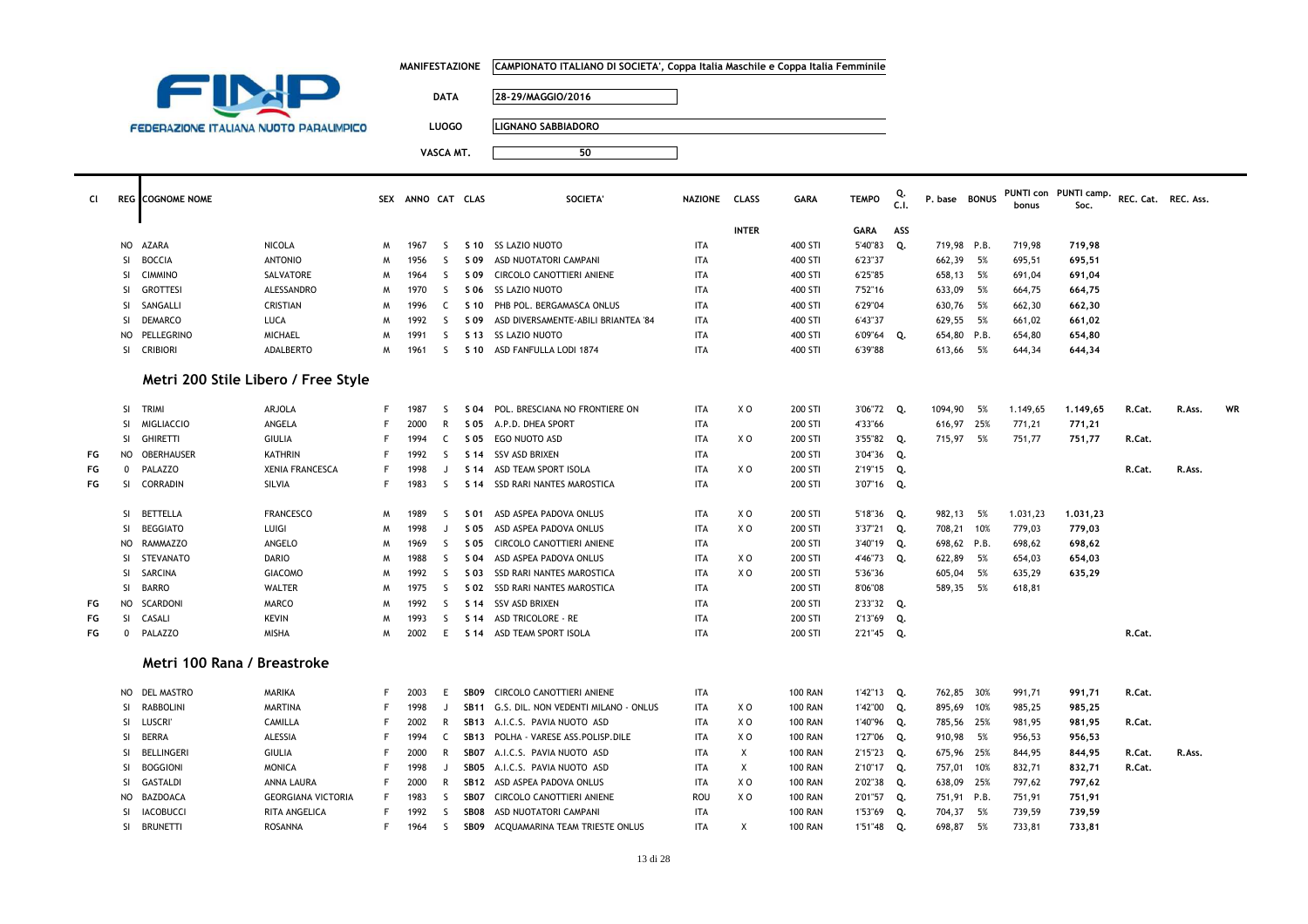FINP FEDERAZIONE ITALIANA NUOTO PARALIMPICO

| | |
|---|---|
| **MANIFESTAZIONE** | CAMPIONATO ITALIANO DI SOCIETA', Coppa Italia Maschile e Coppa Italia Femminile |
| **DATA** | 28-29/MAGGIO/2016 |
| **LUOGO** | LIGNANO SABBIADORO |
| **VASCA MT.** | 50 |

| Cl | REG | COGNOME NOME | | SEX | ANNO | CAT | CLAS | SOCIETA' | NAZIONE | CLASS | GARA | TEMPO | Q. C.I. | P. base | BONUS | PUNTI con bonus | PUNTI camp. Soc. | REC. Cat. | REC. Ass. | |
|---|---|---|---|---|---|---|---|---|---|---|---|---|---|---|---|---|---|---|---|---|
| | | | | | | | | | | INTER | | GARA | ASS | | | | | | | |
| | NO | AZARA | NICOLA | M | 1967 | S | S 10 | SS LAZIO NUOTO | ITA | | 400 STI | 5'40"83 | Q. | 719,98 | P.B. | 719,98 | 719,98 | | | |
| | SI | BOCCIA | ANTONIO | M | 1956 | S | S 09 | ASD NUOTATORI CAMPANI | ITA | | 400 STI | 6'23"37 | | 662,39 | 5% | 695,51 | 695,51 | | | |
| | SI | CIMMINO | SALVATORE | M | 1964 | S | S 09 | CIRCOLO CANOTTIERI ANIENE | ITA | | 400 STI | 6'25"85 | | 658,13 | 5% | 691,04 | 691,04 | | | |
| | SI | GROTTESI | ALESSANDRO | M | 1970 | S | S 06 | SS LAZIO NUOTO | ITA | | 400 STI | 7'52"16 | | 633,09 | 5% | 664,75 | 664,75 | | | |
| | SI | SANGALLI | CRISTIAN | M | 1996 | C | S 10 | PHB POL. BERGAMASCA ONLUS | ITA | | 400 STI | 6'29"04 | | 630,76 | 5% | 662,30 | 662,30 | | | |
| | SI | DEMARCO | LUCA | M | 1992 | S | S 09 | ASD DIVERSAMENTE-ABILI BRIANTEA '84 | ITA | | 400 STI | 6'43"37 | | 629,55 | 5% | 661,02 | 661,02 | | | |
| | NO | PELLEGRINO | MICHAEL | M | 1991 | S | S 13 | SS LAZIO NUOTO | ITA | | 400 STI | 6'09"64 | Q. | 654,80 | P.B. | 654,80 | 654,80 | | | |
| | SI | CRIBIORI | ADALBERTO | M | 1961 | S | S 10 | ASD FANFULLA LODI 1874 | ITA | | 400 STI | 6'39"88 | | 613,66 | 5% | 644,34 | 644,34 | | | |

## Metri 200 Stile Libero / Free Style

| Cl | REG | COGNOME NOME | | SEX | ANNO | CAT | CLAS | SOCIETA' | NAZIONE | CLASS | GARA | TEMPO | Q. C.I. | P. base | BONUS | PUNTI con bonus | PUNTI camp. Soc. | REC. Cat. | REC. Ass. | |
|---|---|---|---|---|---|---|---|---|---|---|---|---|---|---|---|---|---|---|---|---|
| | SI | TRIMI | ARJOLA | F | 1987 | S | S 04 | POL. BRESCIANA NO FRONTIERE ON | ITA | X O | 200 STI | 3'06"72 | Q. | 1094,90 | 5% | 1.149,65 | 1.149,65 | R.Cat. | R.Ass. | WR |
| | SI | MIGLIACCIO | ANGELA | F | 2000 | R | S 05 | A.P.D. DHEA SPORT | ITA | | 200 STI | 4'33"66 | | 616,97 | 25% | 771,21 | 771,21 | | | |
| | SI | GHIRETTI | GIULIA | F | 1994 | C | S 05 | EGO NUOTO ASD | ITA | X O | 200 STI | 3'55"82 | Q. | 715,97 | 5% | 751,77 | 751,77 | R.Cat. | | |
| FG | NO | OBERHAUSER | KATHRIN | F | 1992 | S | S 14 | SSV ASD BRIXEN | ITA | | 200 STI | 3'04"36 | Q. | | | | | | | |
| FG | 0 | PALAZZO | XENIA FRANCESCA | F | 1998 | J | S 14 | ASD TEAM SPORT ISOLA | ITA | X O | 200 STI | 2'19"15 | Q. | | | | | R.Cat. | R.Ass. | |
| FG | SI | CORRADIN | SILVIA | F | 1983 | S | S 14 | SSD RARI NANTES MAROSTICA | ITA | | 200 STI | 3'07"16 | Q. | | | | | | | |
| | SI | BETTELLA | FRANCESCO | M | 1989 | S | S 01 | ASD ASPEA PADOVA ONLUS | ITA | X O | 200 STI | 5'18"36 | Q. | 982,13 | 5% | 1.031,23 | 1.031,23 | | | |
| | SI | BEGGIATO | LUIGI | M | 1998 | J | S 05 | ASD ASPEA PADOVA ONLUS | ITA | X O | 200 STI | 3'37"21 | Q. | 708,21 | 10% | 779,03 | 779,03 | | | |
| | NO | RAMMAZZO | ANGELO | M | 1969 | S | S 05 | CIRCOLO CANOTTIERI ANIENE | ITA | | 200 STI | 3'40"19 | Q. | 698,62 | P.B. | 698,62 | 698,62 | | | |
| | SI | STEVANATO | DARIO | M | 1988 | S | S 04 | ASD ASPEA PADOVA ONLUS | ITA | X O | 200 STI | 4'46"73 | Q. | 622,89 | 5% | 654,03 | 654,03 | | | |
| | SI | SARCINA | GIACOMO | M | 1992 | S | S 03 | SSD RARI NANTES MAROSTICA | ITA | X O | 200 STI | 5'36"36 | | 605,04 | 5% | 635,29 | 635,29 | | | |
| | SI | BARRO | WALTER | M | 1975 | S | S 02 | SSD RARI NANTES MAROSTICA | ITA | | 200 STI | 8'06"08 | | 589,35 | 5% | 618,81 | | | | |
| FG | NO | SCARDONI | MARCO | M | 1992 | S | S 14 | SSV ASD BRIXEN | ITA | | 200 STI | 2'33"32 | Q. | | | | | | | |
| FG | SI | CASALI | KEVIN | M | 1993 | S | S 14 | ASD TRICOLORE - RE | ITA | | 200 STI | 2'13"69 | Q. | | | | | | | |
| FG | 0 | PALAZZO | MISHA | M | 2002 | E | S 14 | ASD TEAM SPORT ISOLA | ITA | | 200 STI | 2'21"45 | Q. | | | | | R.Cat. | | |

## Metri 100 Rana / Breastroke

| Cl | REG | COGNOME NOME | | SEX | ANNO | CAT | CLAS | SOCIETA' | NAZIONE | CLASS | GARA | TEMPO | Q. C.I. | P. base | BONUS | PUNTI con bonus | PUNTI camp. Soc. | REC. Cat. | REC. Ass. |
|---|---|---|---|---|---|---|---|---|---|---|---|---|---|---|---|---|---|---|---|
| | NO | DEL MASTRO | MARIKA | F | 2003 | E | SB09 | CIRCOLO CANOTTIERI ANIENE | ITA | | 100 RAN | 1'42"13 | Q. | 762,85 | 30% | 991,71 | 991,71 | R.Cat. | |
| | SI | RABBOLINI | MARTINA | F | 1998 | J | SB11 | G.S. DIL. NON VEDENTI MILANO - ONLUS | ITA | X O | 100 RAN | 1'42"00 | Q. | 895,69 | 10% | 985,25 | 985,25 | | |
| | SI | LUSCRI' | CAMILLA | F | 2002 | R | SB13 | A.I.C.S. PAVIA NUOTO ASD | ITA | X O | 100 RAN | 1'40"96 | Q. | 785,56 | 25% | 981,95 | 981,95 | R.Cat. | |
| | SI | BERRA | ALESSIA | F | 1994 | C | SB13 | POLHA - VARESE ASS.POLISP.DILE | ITA | X O | 100 RAN | 1'27"06 | Q. | 910,98 | 5% | 956,53 | 956,53 | | |
| | SI | BELLINGERI | GIULIA | F | 2000 | R | SB07 | A.I.C.S. PAVIA NUOTO ASD | ITA | X | 100 RAN | 2'15"23 | Q. | 675,96 | 25% | 844,95 | 844,95 | R.Cat. | R.Ass. |
| | SI | BOGGIONI | MONICA | F | 1998 | J | SB05 | A.I.C.S. PAVIA NUOTO ASD | ITA | X | 100 RAN | 2'10"17 | Q. | 757,01 | 10% | 832,71 | 832,71 | R.Cat. | |
| | SI | GASTALDI | ANNA LAURA | F | 2000 | R | SB12 | ASD ASPEA PADOVA ONLUS | ITA | X O | 100 RAN | 2'02"38 | Q. | 638,09 | 25% | 797,62 | 797,62 | | |
| | NO | BAZDOACA | GEORGIANA VICTORIA | F | 1983 | S | SB07 | CIRCOLO CANOTTIERI ANIENE | ROU | X O | 100 RAN | 2'01"57 | Q. | 751,91 | P.B. | 751,91 | 751,91 | | |
| | SI | IACOBUCCI | RITA ANGELICA | F | 1992 | S | SB08 | ASD NUOTATORI CAMPANI | ITA | | 100 RAN | 1'53"69 | Q. | 704,37 | 5% | 739,59 | 739,59 | | |
| | SI | BRUNETTI | ROSANNA | F | 1964 | S | SB09 | ACQUAMARINA TEAM TRIESTE ONLUS | ITA | X | 100 RAN | 1'51"48 | Q. | 698,87 | 5% | 733,81 | 733,81 | | |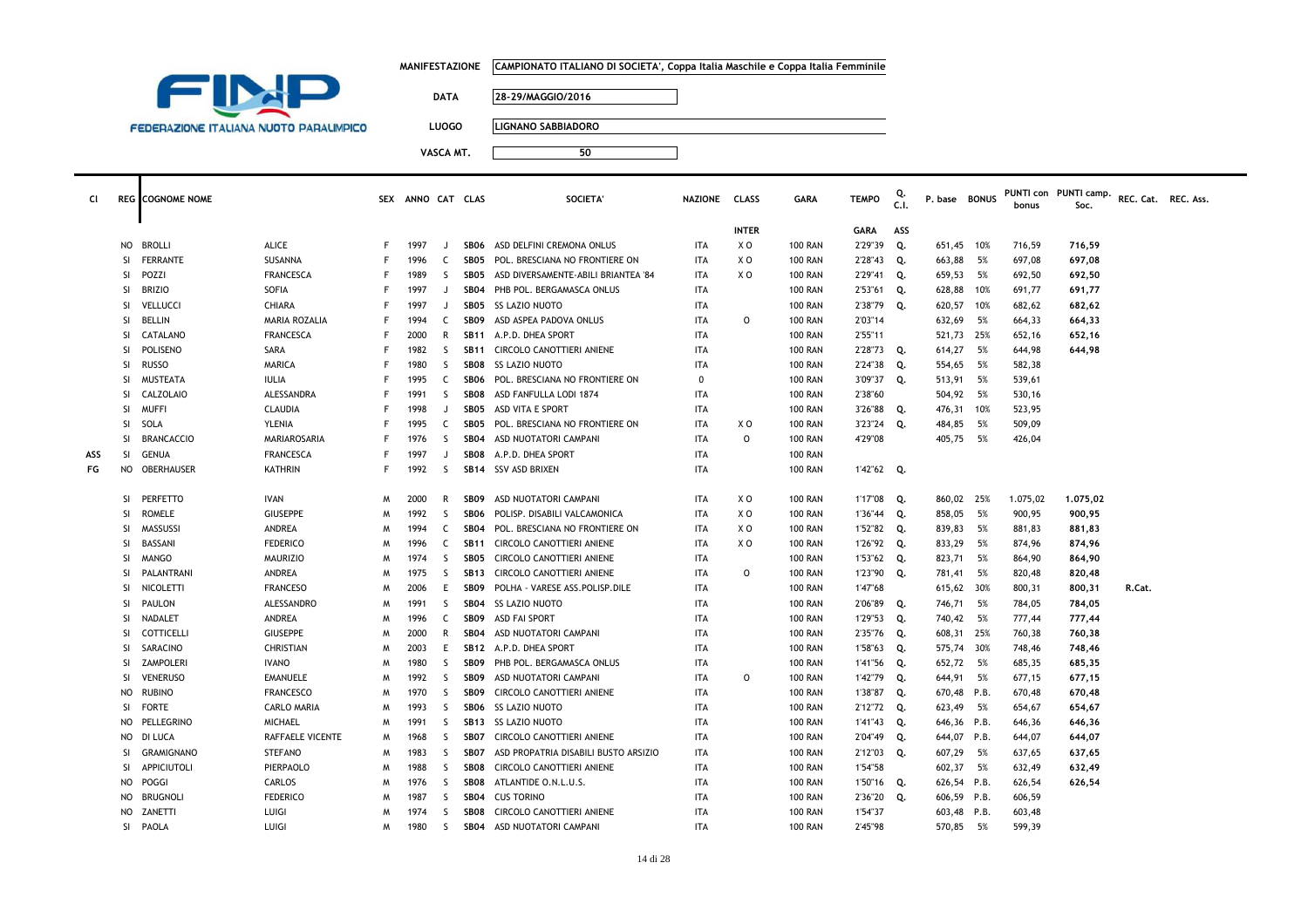**FEDERAZIONE ITALIANA NUOTO PARALIMPICO**

| | |
|---|---|
| MANIFESTAZIONE | CAMPIONATO ITALIANO DI SOCIETA', Coppa Italia Maschile e Coppa Italia Femminile |
| DATA | 28-29/MAGGIO/2016 |
| LUOGO | LIGNANO SABBIADORO |
| VASCA MT. | 50 |

| Cl | REG | COGNOME NOME | | SEX | ANNO | CAT | CLAS | SOCIETA' | NAZIONE | CLASS | GARA | TEMPO | Q. C.I. | P. base | BONUS | PUNTI con bonus | PUNTI camp. Soc. | REC. Cat. | REC. Ass. |
|---|---|---|---|---|---|---|---|---|---|---|---|---|---|---|---|---|---|---|---|
| | | | | | | | | | | INTER | | GARA | ASS | | | | | | |
| | NO | BROLLI | ALICE | F | 1997 | J | SB06 | ASD DELFINI CREMONA ONLUS | ITA | X O | 100 RAN | 2'29"39 | Q. | 651,45 | 10% | 716,59 | 716,59 | | |
| | SI | FERRANTE | SUSANNA | F | 1996 | C | SB05 | POL. BRESCIANA NO FRONTIERE ON | ITA | X O | 100 RAN | 2'28"43 | Q. | 663,88 | 5% | 697,08 | 697,08 | | |
| | SI | POZZI | FRANCESCA | F | 1989 | S | SB05 | ASD DIVERSAMENTE-ABILI BRIANTEA '84 | ITA | X O | 100 RAN | 2'29"41 | Q. | 659,53 | 5% | 692,50 | 692,50 | | |
| | SI | BRIZIO | SOFIA | F | 1997 | J | SB04 | PHB POL. BERGAMASCA ONLUS | ITA | | 100 RAN | 2'53"61 | Q. | 628,88 | 10% | 691,77 | 691,77 | | |
| | SI | VELLUCCI | CHIARA | F | 1997 | J | SB05 | SS LAZIO NUOTO | ITA | | 100 RAN | 2'38"79 | Q. | 620,57 | 10% | 682,62 | 682,62 | | |
| | SI | BELLIN | MARIA ROZALIA | F | 1994 | C | SB09 | ASD ASPEA PADOVA ONLUS | ITA | O | 100 RAN | 2'03"14 | | 632,69 | 5% | 664,33 | 664,33 | | |
| | SI | CATALANO | FRANCESCA | F | 2000 | R | SB11 | A.P.D. DHEA SPORT | ITA | | 100 RAN | 2'55"11 | | 521,73 | 25% | 652,16 | 652,16 | | |
| | SI | POLISENO | SARA | F | 1982 | S | SB11 | CIRCOLO CANOTTIERI ANIENE | ITA | | 100 RAN | 2'28"73 | Q. | 614,27 | 5% | 644,98 | 644,98 | | |
| | SI | RUSSO | MARICA | F | 1980 | S | SB08 | SS LAZIO NUOTO | ITA | | 100 RAN | 2'24"38 | Q. | 554,65 | 5% | 582,38 | | | |
| | SI | MUSTEATA | IULIA | F | 1995 | C | SB06 | POL. BRESCIANA NO FRONTIERE ON | 0 | | 100 RAN | 3'09"37 | Q. | 513,91 | 5% | 539,61 | | | |
| | SI | CALZOLAIO | ALESSANDRA | F | 1991 | S | SB08 | ASD FANFULLA LODI 1874 | ITA | | 100 RAN | 2'38"60 | | 504,92 | 5% | 530,16 | | | |
| | SI | MUFFI | CLAUDIA | F | 1998 | J | SB05 | ASD VITA E SPORT | ITA | | 100 RAN | 3'26"88 | Q. | 476,31 | 10% | 523,95 | | | |
| | SI | SOLA | YLENIA | F | 1995 | C | SB05 | POL. BRESCIANA NO FRONTIERE ON | ITA | X O | 100 RAN | 3'23"24 | Q. | 484,85 | 5% | 509,09 | | | |
| | SI | BRANCACCIO | MARIAROSARIA | F | 1976 | S | SB04 | ASD NUOTATORI CAMPANI | ITA | O | 100 RAN | 4'29"08 | | 405,75 | 5% | 426,04 | | | |
| ASS | SI | GENUA | FRANCESCA | F | 1997 | J | SB08 | A.P.D. DHEA SPORT | ITA | | 100 RAN | | | | | | | | |
| FG | NO | OBERHAUSER | KATHRIN | F | 1992 | S | SB14 | SSV ASD BRIXEN | ITA | | 100 RAN | 1'42"62 | Q. | | | | | | |
| | SI | PERFETTO | IVAN | M | 2000 | R | SB09 | ASD NUOTATORI CAMPANI | ITA | X O | 100 RAN | 1'17"08 | Q. | 860,02 | 25% | 1.075,02 | 1.075,02 | | |
| | SI | ROMELE | GIUSEPPE | M | 1992 | S | SB06 | POLISP. DISABILI VALCAMONICA | ITA | X O | 100 RAN | 1'36"44 | Q. | 858,05 | 5% | 900,95 | 900,95 | | |
| | SI | MASSUSSI | ANDREA | M | 1994 | C | SB04 | POL. BRESCIANA NO FRONTIERE ON | ITA | X O | 100 RAN | 1'52"82 | Q. | 839,83 | 5% | 881,83 | 881,83 | | |
| | SI | BASSANI | FEDERICO | M | 1996 | C | SB11 | CIRCOLO CANOTTIERI ANIENE | ITA | X O | 100 RAN | 1'26"92 | Q. | 833,29 | 5% | 874,96 | 874,96 | | |
| | SI | MANGO | MAURIZIO | M | 1974 | S | SB05 | CIRCOLO CANOTTIERI ANIENE | ITA | | 100 RAN | 1'53"62 | Q. | 823,71 | 5% | 864,90 | 864,90 | | |
| | SI | PALANTRANI | ANDREA | M | 1975 | S | SB13 | CIRCOLO CANOTTIERI ANIENE | ITA | O | 100 RAN | 1'23"90 | Q. | 781,41 | 5% | 820,48 | 820,48 | | |
| | SI | NICOLETTI | FRANCESO | M | 2006 | E | SB09 | POLHA - VARESE ASS.POLISP.DILE | ITA | | 100 RAN | 1'47"68 | | 615,62 | 30% | 800,31 | 800,31 | R.Cat. | |
| | SI | PAULON | ALESSANDRO | M | 1991 | S | SB04 | SS LAZIO NUOTO | ITA | | 100 RAN | 2'06"89 | Q. | 746,71 | 5% | 784,05 | 784,05 | | |
| | SI | NADALET | ANDREA | M | 1996 | C | SB09 | ASD FAI SPORT | ITA | | 100 RAN | 1'29"53 | Q. | 740,42 | 5% | 777,44 | 777,44 | | |
| | SI | COTTICELLI | GIUSEPPE | M | 2000 | R | SB04 | ASD NUOTATORI CAMPANI | ITA | | 100 RAN | 2'35"76 | Q. | 608,31 | 25% | 760,38 | 760,38 | | |
| | SI | SARACINO | CHRISTIAN | M | 2003 | E | SB12 | A.P.D. DHEA SPORT | ITA | | 100 RAN | 1'58"63 | Q. | 575,74 | 30% | 748,46 | 748,46 | | |
| | SI | ZAMPOLERI | IVANO | M | 1980 | S | SB09 | PHB POL. BERGAMASCA ONLUS | ITA | | 100 RAN | 1'41"56 | Q. | 652,72 | 5% | 685,35 | 685,35 | | |
| | SI | VENERUSO | EMANUELE | M | 1992 | S | SB09 | ASD NUOTATORI CAMPANI | ITA | O | 100 RAN | 1'42"79 | Q. | 644,91 | 5% | 677,15 | 677,15 | | |
| | NO | RUBINO | FRANCESCO | M | 1970 | S | SB09 | CIRCOLO CANOTTIERI ANIENE | ITA | | 100 RAN | 1'38"87 | Q. | 670,48 | P.B. | 670,48 | 670,48 | | |
| | SI | FORTE | CARLO MARIA | M | 1993 | S | SB06 | SS LAZIO NUOTO | ITA | | 100 RAN | 2'12"72 | Q. | 623,49 | 5% | 654,67 | 654,67 | | |
| | NO | PELLEGRINO | MICHAEL | M | 1991 | S | SB13 | SS LAZIO NUOTO | ITA | | 100 RAN | 1'41"43 | Q. | 646,36 | P.B. | 646,36 | 646,36 | | |
| | NO | DI LUCA | RAFFAELE VICENTE | M | 1968 | S | SB07 | CIRCOLO CANOTTIERI ANIENE | ITA | | 100 RAN | 2'04"49 | Q. | 644,07 | P.B. | 644,07 | 644,07 | | |
| | SI | GRAMIGNANO | STEFANO | M | 1983 | S | SB07 | ASD PROPATRIA DISABILI BUSTO ARSIZIO | ITA | | 100 RAN | 2'12"03 | Q. | 607,29 | 5% | 637,65 | 637,65 | | |
| | SI | APPICIUTOLI | PIERPAOLO | M | 1988 | S | SB08 | CIRCOLO CANOTTIERI ANIENE | ITA | | 100 RAN | 1'54"58 | | 602,37 | 5% | 632,49 | 632,49 | | |
| | NO | POGGI | CARLOS | M | 1976 | S | SB08 | ATLANTIDE O.N.L.U.S. | ITA | | 100 RAN | 1'50"16 | Q. | 626,54 | P.B. | 626,54 | 626,54 | | |
| | NO | BRUGNOLI | FEDERICO | M | 1987 | S | SB04 | CUS TORINO | ITA | | 100 RAN | 2'36"20 | Q. | 606,59 | P.B. | 606,59 | | | |
| | NO | ZANETTI | LUIGI | M | 1974 | S | SB08 | CIRCOLO CANOTTIERI ANIENE | ITA | | 100 RAN | 1'54"37 | | 603,48 | P.B. | 603,48 | | | |
| | SI | PAOLA | LUIGI | M | 1980 | S | SB04 | ASD NUOTATORI CAMPANI | ITA | | 100 RAN | 2'45"98 | | 570,85 | 5% | 599,39 | | | |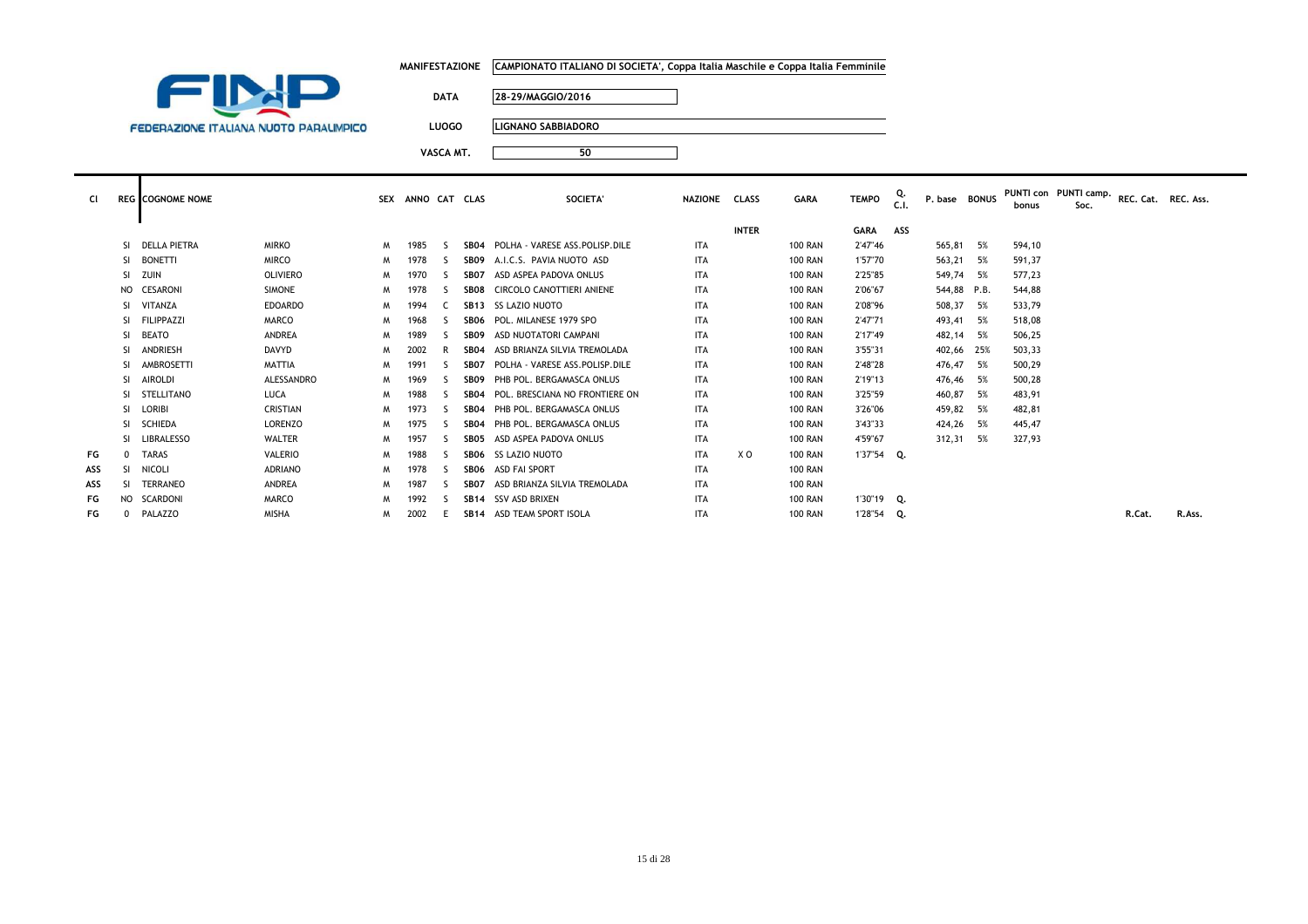FEDERAZIONE ITALIANA NUOTO PARALIMPICO

**MANIFESTAZIONE** CAMPIONATO ITALIANO DI SOCIETA', Coppa Italia Maschile e Coppa Italia Femminile

**DATA** 28-29/MAGGIO/2016

**LUOGO** LIGNANO SABBIADORO

**VASCA MT.** 50

| Cl | REG | COGNOME NOME | | SEX | ANNO | CAT | CLAS | SOCIETA' | NAZIONE | CLASS | GARA | TEMPO | Q. C.I. | P. base | BONUS | PUNTI con bonus | PUNTI camp. Soc. | REC. Cat. | REC. Ass. |
|---|---|---|---|---|---|---|---|---|---|---|---|---|---|---|---|---|---|---|---|
| | | | | | | | | | | INTER | | GARA | ASS | | | | | | |
| | SI | DELLA PIETRA | MIRKO | M | 1985 | S | SB04 | POLHA - VARESE ASS.POLISP.DILE | ITA | | 100 RAN | 2'47"46 | | 565,81 | 5% | 594,10 | | | |
| | SI | BONETTI | MIRCO | M | 1978 | S | SB09 | A.I.C.S. PAVIA NUOTO ASD | ITA | | 100 RAN | 1'57"70 | | 563,21 | 5% | 591,37 | | | |
| | SI | ZUIN | OLIVIERO | M | 1970 | S | SB07 | ASD ASPEA PADOVA ONLUS | ITA | | 100 RAN | 2'25"85 | | 549,74 | 5% | 577,23 | | | |
| | NO | CESARONI | SIMONE | M | 1978 | S | SB08 | CIRCOLO CANOTTIERI ANIENE | ITA | | 100 RAN | 2'06"67 | | 544,88 | P.B. | 544,88 | | | |
| | SI | VITANZA | EDOARDO | M | 1994 | C | SB13 | SS LAZIO NUOTO | ITA | | 100 RAN | 2'08"96 | | 508,37 | 5% | 533,79 | | | |
| | SI | FILIPPAZZI | MARCO | M | 1968 | S | SB06 | POL. MILANESE 1979 SPO | ITA | | 100 RAN | 2'47"71 | | 493,41 | 5% | 518,08 | | | |
| | SI | BEATO | ANDREA | M | 1989 | S | SB09 | ASD NUOTATORI CAMPANI | ITA | | 100 RAN | 2'17"49 | | 482,14 | 5% | 506,25 | | | |
| | SI | ANDRIESH | DAVYD | M | 2002 | R | SB04 | ASD BRIANZA SILVIA TREMOLADA | ITA | | 100 RAN | 3'55"31 | | 402,66 | 25% | 503,33 | | | |
| | SI | AMBROSETTI | MATTIA | M | 1991 | S | SB07 | POLHA - VARESE ASS.POLISP.DILE | ITA | | 100 RAN | 2'48"28 | | 476,47 | 5% | 500,29 | | | |
| | SI | AIROLDI | ALESSANDRO | M | 1969 | S | SB09 | PHB POL. BERGAMASCA ONLUS | ITA | | 100 RAN | 2'19"13 | | 476,46 | 5% | 500,28 | | | |
| | SI | STELLITANO | LUCA | M | 1988 | S | SB04 | POL. BRESCIANA NO FRONTIERE ON | ITA | | 100 RAN | 3'25"59 | | 460,87 | 5% | 483,91 | | | |
| | SI | LORIBI | CRISTIAN | M | 1973 | S | SB04 | PHB POL. BERGAMASCA ONLUS | ITA | | 100 RAN | 3'26"06 | | 459,82 | 5% | 482,81 | | | |
| | SI | SCHIEDA | LORENZO | M | 1975 | S | SB04 | PHB POL. BERGAMASCA ONLUS | ITA | | 100 RAN | 3'43"33 | | 424,26 | 5% | 445,47 | | | |
| | SI | LIBRALESSO | WALTER | M | 1957 | S | SB05 | ASD ASPEA PADOVA ONLUS | ITA | | 100 RAN | 4'59"67 | | 312,31 | 5% | 327,93 | | | |
| FG | 0 | TARAS | VALERIO | M | 1988 | S | SB06 | SS LAZIO NUOTO | ITA | X O | 100 RAN | 1'37"54 | Q. | | | | | | |
| ASS | SI | NICOLI | ADRIANO | M | 1978 | S | SB06 | ASD FAI SPORT | ITA | | 100 RAN | | | | | | | | |
| ASS | SI | TERRANEO | ANDREA | M | 1987 | S | SB07 | ASD BRIANZA SILVIA TREMOLADA | ITA | | 100 RAN | | | | | | | | |
| FG | NO | SCARDONI | MARCO | M | 1992 | S | SB14 | SSV ASD BRIXEN | ITA | | 100 RAN | 1'30"19 | Q. | | | | | | |
| FG | 0 | PALAZZO | MISHA | M | 2002 | E | SB14 | ASD TEAM SPORT ISOLA | ITA | | 100 RAN | 1'28"54 | Q. | | | | | R.Cat. | R.Ass. |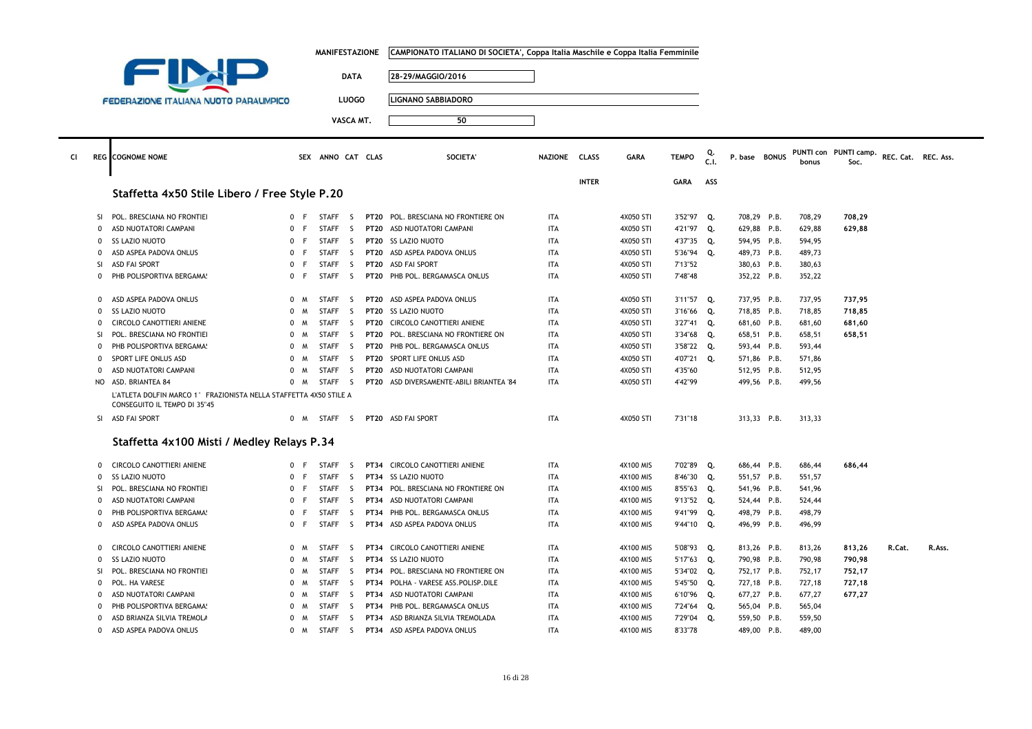FEDERAZIONE ITALIANA NUOTO PARALIMPICO

| | |
|---|---|
| MANIFESTAZIONE | CAMPIONATO ITALIANO DI SOCIETA', Coppa Italia Maschile e Coppa Italia Femminile |
| DATA | 28-29/MAGGIO/2016 |
| LUOGO | LIGNANO SABBIADORO |
| VASCA MT. | 50 |

## Staffetta 4x50 Stile Libero / Free Style P.20

| Cl | REG | COGNOME NOME | SEX | ANNO | CAT | CLAS | SOCIETA' | NAZIONE | CLASS INTER | GARA | TEMPO GARA | Q. C.I. ASS | P. base | BONUS | PUNTI con bonus | PUNTI camp. Soc. | REC. Cat. | REC. Ass. |
|---|---|---|---|---|---|---|---|---|---|---|---|---|---|---|---|---|---|---|
| | SI | POL. BRESCIANA NO FRONTIEI | 0 | F | STAFF | S | PT20 POL. BRESCIANA NO FRONTIERE ON | ITA | | 4X050 STI | 3'52"97 | Q. | 708,29 | P.B. | 708,29 | 708,29 | | |
| | 0 | ASD NUOTATORI CAMPANI | 0 | F | STAFF | S | PT20 ASD NUOTATORI CAMPANI | ITA | | 4X050 STI | 4'21"97 | Q. | 629,88 | P.B. | 629,88 | 629,88 | | |
| | 0 | SS LAZIO NUOTO | 0 | F | STAFF | S | PT20 SS LAZIO NUOTO | ITA | | 4X050 STI | 4'37"35 | Q. | 594,95 | P.B. | 594,95 | | | |
| | 0 | ASD ASPEA PADOVA ONLUS | 0 | F | STAFF | S | PT20 ASD ASPEA PADOVA ONLUS | ITA | | 4X050 STI | 5'36"94 | Q. | 489,73 | P.B. | 489,73 | | | |
| | SI | ASD FAI SPORT | 0 | F | STAFF | S | PT20 ASD FAI SPORT | ITA | | 4X050 STI | 7'13"52 | | 380,63 | P.B. | 380,63 | | | |
| | 0 | PHB POLISPORTIVA BERGAMA! | 0 | F | STAFF | S | PT20 PHB POL. BERGAMASCA ONLUS | ITA | | 4X050 STI | 7'48"48 | | 352,22 | P.B. | 352,22 | | | |
| | 0 | ASD ASPEA PADOVA ONLUS | 0 | M | STAFF | S | PT20 ASD ASPEA PADOVA ONLUS | ITA | | 4X050 STI | 3'11"57 | Q. | 737,95 | P.B. | 737,95 | 737,95 | | |
| | 0 | SS LAZIO NUOTO | 0 | M | STAFF | S | PT20 SS LAZIO NUOTO | ITA | | 4X050 STI | 3'16"66 | Q. | 718,85 | P.B. | 718,85 | 718,85 | | |
| | 0 | CIRCOLO CANOTTIERI ANIENE | 0 | M | STAFF | S | PT20 CIRCOLO CANOTTIERI ANIENE | ITA | | 4X050 STI | 3'27"41 | Q. | 681,60 | P.B. | 681,60 | 681,60 | | |
| | SI | POL. BRESCIANA NO FRONTIEI | 0 | M | STAFF | S | PT20 POL. BRESCIANA NO FRONTIERE ON | ITA | | 4X050 STI | 3'34"68 | Q. | 658,51 | P.B. | 658,51 | 658,51 | | |
| | 0 | PHB POLISPORTIVA BERGAMA! | 0 | M | STAFF | S | PT20 PHB POL. BERGAMASCA ONLUS | ITA | | 4X050 STI | 3'58"22 | Q. | 593,44 | P.B. | 593,44 | | | |
| | 0 | SPORT LIFE ONLUS ASD | 0 | M | STAFF | S | PT20 SPORT LIFE ONLUS ASD | ITA | | 4X050 STI | 4'07"21 | Q. | 571,86 | P.B. | 571,86 | | | |
| | 0 | ASD NUOTATORI CAMPANI | 0 | M | STAFF | S | PT20 ASD NUOTATORI CAMPANI | ITA | | 4X050 STI | 4'35"60 | | 512,95 | P.B. | 512,95 | | | |
| | NO | ASD. BRIANTEA 84 | 0 | M | STAFF | S | PT20 ASD DIVERSAMENTE-ABILI BRIANTEA '84 | ITA | | 4X050 STI | 4'42"99 | | 499,56 | P.B. | 499,56 | | | |
| | | L'ATLETA DOLFIN MARCO 1° FRAZIONISTA NELLA STAFFETTA 4X50 STILE A CONSEGUITO IL TEMPO DI 35"45 | | | | | | | | | | | | | | | | |
| | SI | ASD FAI SPORT | 0 | M | STAFF | S | PT20 ASD FAI SPORT | ITA | | 4X050 STI | 7'31"18 | | 313,33 | P.B. | 313,33 | | | |

## Staffetta 4x100 Misti / Medley Relays P.34

| Cl | REG | COGNOME NOME | SEX | ANNO | CAT | CLAS | SOCIETA' | NAZIONE | CLASS INTER | GARA | TEMPO GARA | Q. C.I. ASS | P. base | BONUS | PUNTI con bonus | PUNTI camp. Soc. | REC. Cat. | REC. Ass. |
|---|---|---|---|---|---|---|---|---|---|---|---|---|---|---|---|---|---|---|
| | 0 | CIRCOLO CANOTTIERI ANIENE | 0 | F | STAFF | S | PT34 CIRCOLO CANOTTIERI ANIENE | ITA | | 4X100 MIS | 7'02"89 | Q. | 686,44 | P.B. | 686,44 | 686,44 | | |
| | 0 | SS LAZIO NUOTO | 0 | F | STAFF | S | PT34 SS LAZIO NUOTO | ITA | | 4X100 MIS | 8'46"30 | Q. | 551,57 | P.B. | 551,57 | | | |
| | SI | POL. BRESCIANA NO FRONTIEI | 0 | F | STAFF | S | PT34 POL. BRESCIANA NO FRONTIERE ON | ITA | | 4X100 MIS | 8'55"63 | Q. | 541,96 | P.B. | 541,96 | | | |
| | 0 | ASD NUOTATORI CAMPANI | 0 | F | STAFF | S | PT34 ASD NUOTATORI CAMPANI | ITA | | 4X100 MIS | 9'13"52 | Q. | 524,44 | P.B. | 524,44 | | | |
| | 0 | PHB POLISPORTIVA BERGAMA! | 0 | F | STAFF | S | PT34 PHB POL. BERGAMASCA ONLUS | ITA | | 4X100 MIS | 9'41"99 | Q. | 498,79 | P.B. | 498,79 | | | |
| | 0 | ASD ASPEA PADOVA ONLUS | 0 | F | STAFF | S | PT34 ASD ASPEA PADOVA ONLUS | ITA | | 4X100 MIS | 9'44"10 | Q. | 496,99 | P.B. | 496,99 | | | |
| | 0 | CIRCOLO CANOTTIERI ANIENE | 0 | M | STAFF | S | PT34 CIRCOLO CANOTTIERI ANIENE | ITA | | 4X100 MIS | 5'08"93 | Q. | 813,26 | P.B. | 813,26 | 813,26 | R.Cat. | R.Ass. |
| | 0 | SS LAZIO NUOTO | 0 | M | STAFF | S | PT34 SS LAZIO NUOTO | ITA | | 4X100 MIS | 5'17"63 | Q. | 790,98 | P.B. | 790,98 | 790,98 | | |
| | SI | POL. BRESCIANA NO FRONTIEI | 0 | M | STAFF | S | PT34 POL. BRESCIANA NO FRONTIERE ON | ITA | | 4X100 MIS | 5'34"02 | Q. | 752,17 | P.B. | 752,17 | 752,17 | | |
| | 0 | POL. HA VARESE | 0 | M | STAFF | S | PT34 POLHA - VARESE ASS.POLISP.DILE | ITA | | 4X100 MIS | 5'45"50 | Q. | 727,18 | P.B. | 727,18 | 727,18 | | |
| | 0 | ASD NUOTATORI CAMPANI | 0 | M | STAFF | S | PT34 ASD NUOTATORI CAMPANI | ITA | | 4X100 MIS | 6'10"96 | Q. | 677,27 | P.B. | 677,27 | 677,27 | | |
| | 0 | PHB POLISPORTIVA BERGAMA! | 0 | M | STAFF | S | PT34 PHB POL. BERGAMASCA ONLUS | ITA | | 4X100 MIS | 7'24"64 | Q. | 565,04 | P.B. | 565,04 | | | |
| | 0 | ASD BRIANZA SILVIA TREMOL/ | 0 | M | STAFF | S | PT34 ASD BRIANZA SILVIA TREMOLADA | ITA | | 4X100 MIS | 7'29"04 | Q. | 559,50 | P.B. | 559,50 | | | |
| | 0 | ASD ASPEA PADOVA ONLUS | 0 | M | STAFF | S | PT34 ASD ASPEA PADOVA ONLUS | ITA | | 4X100 MIS | 8'33"78 | | 489,00 | P.B. | 489,00 | | | |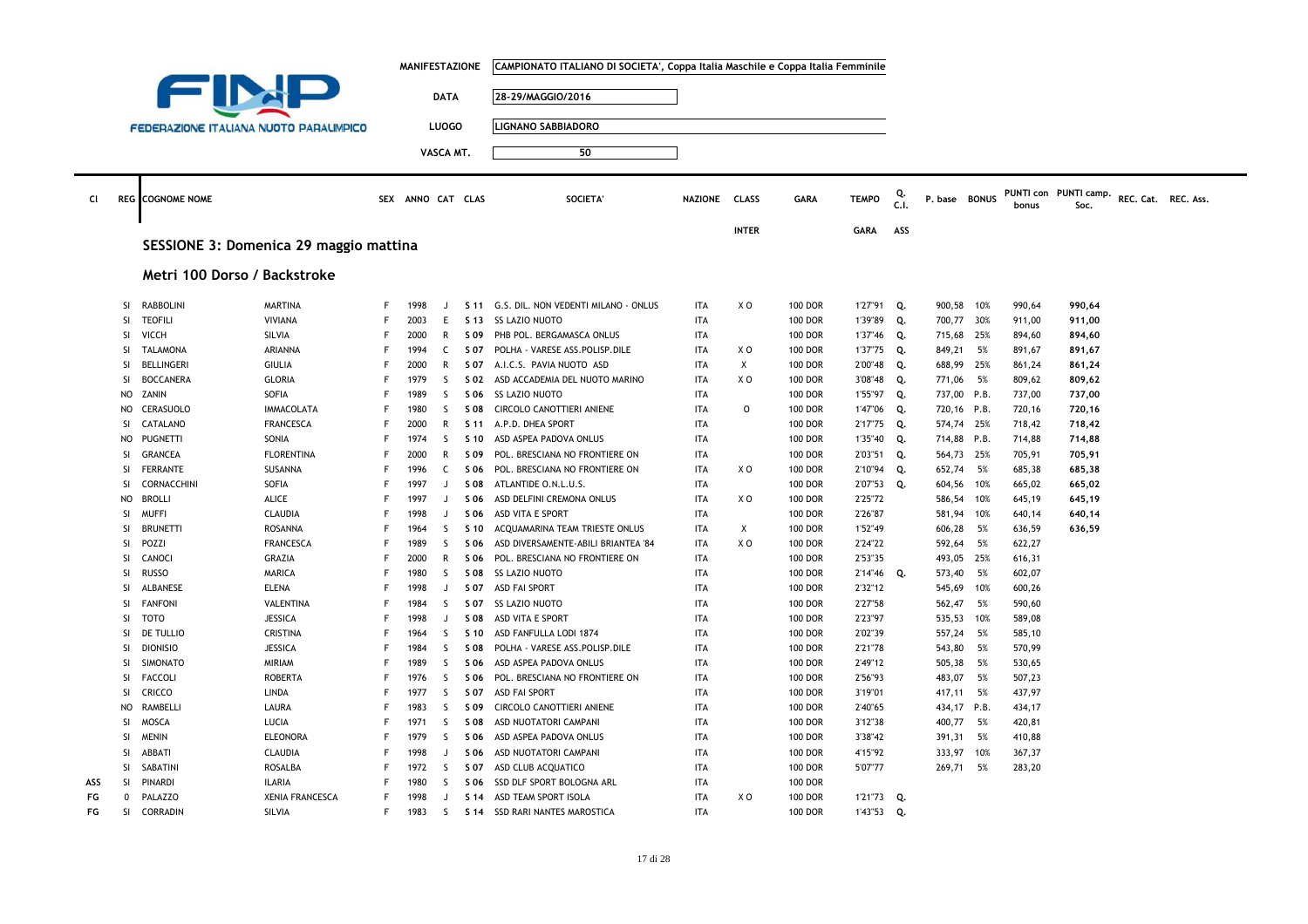FINP FEDERAZIONE ITALIANA NUOTO PARALIMPICO

| | |
|---|---|
| MANIFESTAZIONE | CAMPIONATO ITALIANO DI SOCIETA', Coppa Italia Maschile e Coppa Italia Femminile |
| DATA | 28-29/MAGGIO/2016 |
| LUOGO | LIGNANO SABBIADORO |
| VASCA MT. | 50 |

## SESSIONE 3: Domenica 29 maggio mattina

### Metri 100 Dorso / Backstroke

| Cl | REG | COGNOME NOME | | SEX | ANNO | CAT | CLAS | SOCIETA' | NAZIONE | CLASS INTER | GARA | TEMPO GARA | Q. C.I. ASS | P. base | BONUS | PUNTI con bonus | PUNTI camp. Soc. | REC. Cat. | REC. Ass. |
|---|---|---|---|---|---|---|---|---|---|---|---|---|---|---|---|---|---|---|---|
| | SI | RABBOLINI | MARTINA | F | 1998 | J | S 11 | G.S. DIL. NON VEDENTI MILANO - ONLUS | ITA | X O | 100 DOR | 1'27"91 | Q. | 900,58 | 10% | 990,64 | 990,64 | | |
| | SI | TEOFILI | VIVIANA | F | 2003 | E | S 13 | SS LAZIO NUOTO | ITA | | 100 DOR | 1'39"89 | Q. | 700,77 | 30% | 911,00 | 911,00 | | |
| | SI | VICCH | SILVIA | F | 2000 | R | S 09 | PHB POL. BERGAMASCA ONLUS | ITA | | 100 DOR | 1'37"46 | Q. | 715,68 | 25% | 894,60 | 894,60 | | |
| | SI | TALAMONA | ARIANNA | F | 1994 | C | S 07 | POLHA - VARESE ASS.POLISP.DILE | ITA | X O | 100 DOR | 1'37"75 | Q. | 849,21 | 5% | 891,67 | 891,67 | | |
| | SI | BELLINGERI | GIULIA | F | 2000 | R | S 07 | A.I.C.S. PAVIA NUOTO ASD | ITA | X | 100 DOR | 2'00"48 | Q. | 688,99 | 25% | 861,24 | 861,24 | | |
| | SI | BOCCANERA | GLORIA | F | 1979 | S | S 02 | ASD ACCADEMIA DEL NUOTO MARINO | ITA | X O | 100 DOR | 3'08"48 | Q. | 771,06 | 5% | 809,62 | 809,62 | | |
| | NO | ZANIN | SOFIA | F | 1989 | S | S 06 | SS LAZIO NUOTO | ITA | | 100 DOR | 1'55"97 | Q. | 737,00 | P.B. | 737,00 | 737,00 | | |
| | NO | CERASUOLO | IMMACOLATA | F | 1980 | S | S 08 | CIRCOLO CANOTTIERI ANIENE | ITA | O | 100 DOR | 1'47"06 | Q. | 720,16 | P.B. | 720,16 | 720,16 | | |
| | SI | CATALANO | FRANCESCA | F | 2000 | R | S 11 | A.P.D. DHEA SPORT | ITA | | 100 DOR | 2'17"75 | Q. | 574,74 | 25% | 718,42 | 718,42 | | |
| | NO | PUGNETTI | SONIA | F | 1974 | S | S 10 | ASD ASPEA PADOVA ONLUS | ITA | | 100 DOR | 1'35"40 | Q. | 714,88 | P.B. | 714,88 | 714,88 | | |
| | SI | GRANCEA | FLORENTINA | F | 2000 | R | S 09 | POL. BRESCIANA NO FRONTIERE ON | ITA | | 100 DOR | 2'03"51 | Q. | 564,73 | 25% | 705,91 | 705,91 | | |
| | SI | FERRANTE | SUSANNA | F | 1996 | C | S 06 | POL. BRESCIANA NO FRONTIERE ON | ITA | X O | 100 DOR | 2'10"94 | Q. | 652,74 | 5% | 685,38 | 685,38 | | |
| | SI | CORNACCHINI | SOFIA | F | 1997 | J | S 08 | ATLANTIDE O.N.L.U.S. | ITA | | 100 DOR | 2'07"53 | Q. | 604,56 | 10% | 665,02 | 665,02 | | |
| | NO | BROLLI | ALICE | F | 1997 | J | S 06 | ASD DELFINI CREMONA ONLUS | ITA | X O | 100 DOR | 2'25"72 | | 586,54 | 10% | 645,19 | 645,19 | | |
| | SI | MUFFI | CLAUDIA | F | 1998 | J | S 06 | ASD VITA E SPORT | ITA | | 100 DOR | 2'26"87 | | 581,94 | 10% | 640,14 | 640,14 | | |
| | SI | BRUNETTI | ROSANNA | F | 1964 | S | S 10 | ACQUAMARINA TEAM TRIESTE ONLUS | ITA | X | 100 DOR | 1'52"49 | | 606,28 | 5% | 636,59 | 636,59 | | |
| | SI | POZZI | FRANCESCA | F | 1989 | S | S 06 | ASD DIVERSAMENTE-ABILI BRIANTEA '84 | ITA | X O | 100 DOR | 2'24"22 | | 592,64 | 5% | 622,27 | | | |
| | SI | CANOCI | GRAZIA | F | 2000 | R | S 06 | POL. BRESCIANA NO FRONTIERE ON | ITA | | 100 DOR | 2'53"35 | | 493,05 | 25% | 616,31 | | | |
| | SI | RUSSO | MARICA | F | 1980 | S | S 08 | SS LAZIO NUOTO | ITA | | 100 DOR | 2'14"46 | Q. | 573,40 | 5% | 602,07 | | | |
| | SI | ALBANESE | ELENA | F | 1998 | J | S 07 | ASD FAI SPORT | ITA | | 100 DOR | 2'32"12 | | 545,69 | 10% | 600,26 | | | |
| | SI | FANFONI | VALENTINA | F | 1984 | S | S 07 | SS LAZIO NUOTO | ITA | | 100 DOR | 2'27"58 | | 562,47 | 5% | 590,60 | | | |
| | SI | TOTO | JESSICA | F | 1998 | J | S 08 | ASD VITA E SPORT | ITA | | 100 DOR | 2'23"97 | | 535,53 | 10% | 589,08 | | | |
| | SI | DE TULLIO | CRISTINA | F | 1964 | S | S 10 | ASD FANFULLA LODI 1874 | ITA | | 100 DOR | 2'02"39 | | 557,24 | 5% | 585,10 | | | |
| | SI | DIONISIO | JESSICA | F | 1984 | S | S 08 | POLHA - VARESE ASS.POLISP.DILE | ITA | | 100 DOR | 2'21"78 | | 543,80 | 5% | 570,99 | | | |
| | SI | SIMONATO | MIRIAM | F | 1989 | S | S 06 | ASD ASPEA PADOVA ONLUS | ITA | | 100 DOR | 2'49"12 | | 505,38 | 5% | 530,65 | | | |
| | SI | FACCOLI | ROBERTA | F | 1976 | S | S 06 | POL. BRESCIANA NO FRONTIERE ON | ITA | | 100 DOR | 2'56"93 | | 483,07 | 5% | 507,23 | | | |
| | SI | CRICCO | LINDA | F | 1977 | S | S 07 | ASD FAI SPORT | ITA | | 100 DOR | 3'19"01 | | 417,11 | 5% | 437,97 | | | |
| | NO | RAMBELLI | LAURA | F | 1983 | S | S 09 | CIRCOLO CANOTTIERI ANIENE | ITA | | 100 DOR | 2'40"65 | | 434,17 | P.B. | 434,17 | | | |
| | SI | MOSCA | LUCIA | F | 1971 | S | S 08 | ASD NUOTATORI CAMPANI | ITA | | 100 DOR | 3'12"38 | | 400,77 | 5% | 420,81 | | | |
| | SI | MENIN | ELEONORA | F | 1979 | S | S 06 | ASD ASPEA PADOVA ONLUS | ITA | | 100 DOR | 3'38"42 | | 391,31 | 5% | 410,88 | | | |
| | SI | ABBATI | CLAUDIA | F | 1998 | J | S 06 | ASD NUOTATORI CAMPANI | ITA | | 100 DOR | 4'15"92 | | 333,97 | 10% | 367,37 | | | |
| | SI | SABATINI | ROSALBA | F | 1972 | S | S 07 | ASD CLUB ACQUATICO | ITA | | 100 DOR | 5'07"77 | | 269,71 | 5% | 283,20 | | | |
| ASS | SI | PINARDI | ILARIA | F | 1980 | S | S 06 | SSD DLF SPORT BOLOGNA ARL | ITA | | 100 DOR | | | | | | | | |
| FG | 0 | PALAZZO | XENIA FRANCESCA | F | 1998 | J | S 14 | ASD TEAM SPORT ISOLA | ITA | X O | 100 DOR | 1'21"73 | Q. | | | | | | |
| FG | SI | CORRADIN | SILVIA | F | 1983 | S | S 14 | SSD RARI NANTES MAROSTICA | ITA | | 100 DOR | 1'43"53 | Q. | | | | | | |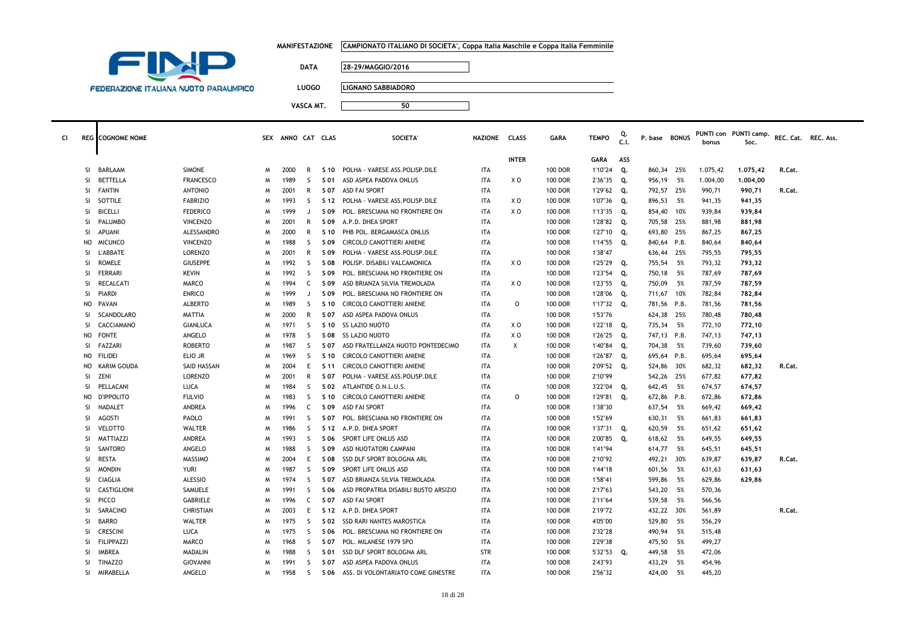**FEDERAZIONE ITALIANA NUOTO PARALIMPICO**

| | |
|---|---|
| MANIFESTAZIONE | CAMPIONATO ITALIANO DI SOCIETA', Coppa Italia Maschile e Coppa Italia Femminile |
| DATA | 28-29/MAGGIO/2016 |
| LUOGO | LIGNANO SABBIADORO |
| VASCA MT. | 50 |

| Cl | REG | COGNOME NOME | | SEX | ANNO | CAT | CLAS | SOCIETA' | NAZIONE | CLASS | GARA | TEMPO | Q. C.I. | P. base | BONUS | PUNTI con bonus | PUNTI camp. Soc. | REC. Cat. | REC. Ass. |
|---|---|---|---|---|---|---|---|---|---|---|---|---|---|---|---|---|---|---|---|
| | | | | | | | | | | INTER | | GARA | ASS | | | | | | |
| | SI | BARLAAM | SIMONE | M | 2000 | R | S 10 | POLHA - VARESE ASS.POLISP.DILE | ITA | | 100 DOR | 1'10"24 | Q. | 860,34 | 25% | 1.075,42 | 1.075,42 | R.Cat. | |
| | SI | BETTELLA | FRANCESCO | M | 1989 | S | S 01 | ASD ASPEA PADOVA ONLUS | ITA | X O | 100 DOR | 2'36"35 | Q. | 956,19 | 5% | 1.004,00 | 1.004,00 | | |
| | SI | FANTIN | ANTONIO | M | 2001 | R | S 07 | ASD FAI SPORT | ITA | | 100 DOR | 1'29"62 | Q. | 792,57 | 25% | 990,71 | 990,71 | R.Cat. | |
| | SI | SOTTILE | FABRIZIO | M | 1993 | S | S 12 | POLHA - VARESE ASS.POLISP.DILE | ITA | X O | 100 DOR | 1'07"36 | Q. | 896,53 | 5% | 941,35 | 941,35 | | |
| | SI | BICELLI | FEDERICO | M | 1999 | J | S 09 | POL. BRESCIANA NO FRONTIERE ON | ITA | X O | 100 DOR | 1'13"35 | Q. | 854,40 | 10% | 939,84 | 939,84 | | |
| | SI | PALUMBO | VINCENZO | M | 2001 | R | S 09 | A.P.D. DHEA SPORT | ITA | | 100 DOR | 1'28"82 | Q. | 705,58 | 25% | 881,98 | 881,98 | | |
| | SI | APUANI | ALESSANDRO | M | 2000 | R | S 10 | PHB POL. BERGAMASCA ONLUS | ITA | | 100 DOR | 1'27"10 | Q. | 693,80 | 25% | 867,25 | 867,25 | | |
| | NO | MICUNCO | VINCENZO | M | 1988 | S | S 09 | CIRCOLO CANOTTIERI ANIENE | ITA | | 100 DOR | 1'14"55 | Q. | 840,64 | P.B. | 840,64 | 840,64 | | |
| | SI | L'ABBATE | LORENZO | M | 2001 | R | S 09 | POLHA - VARESE ASS.POLISP.DILE | ITA | | 100 DOR | 1'38"47 | | 636,44 | 25% | 795,55 | 795,55 | | |
| | SI | ROMELE | GIUSEPPE | M | 1992 | S | S 08 | POLISP. DISABILI VALCAMONICA | ITA | X O | 100 DOR | 1'25"29 | Q. | 755,54 | 5% | 793,32 | 793,32 | | |
| | SI | FERRARI | KEVIN | M | 1992 | S | S 09 | POL. BRESCIANA NO FRONTIERE ON | ITA | | 100 DOR | 1'23"54 | Q. | 750,18 | 5% | 787,69 | 787,69 | | |
| | SI | RECALCATI | MARCO | M | 1994 | C | S 09 | ASD BRIANZA SILVIA TREMOLADA | ITA | X O | 100 DOR | 1'23"55 | Q. | 750,09 | 5% | 787,59 | 787,59 | | |
| | SI | PIARDI | ENRICO | M | 1999 | J | S 09 | POL. BRESCIANA NO FRONTIERE ON | ITA | | 100 DOR | 1'28"06 | Q. | 711,67 | 10% | 782,84 | 782,84 | | |
| | NO | PAVAN | ALBERTO | M | 1989 | S | S 10 | CIRCOLO CANOTTIERI ANIENE | ITA | O | 100 DOR | 1'17"32 | Q. | 781,56 | P.B. | 781,56 | 781,56 | | |
| | SI | SCANDOLARO | MATTIA | M | 2000 | R | S 07 | ASD ASPEA PADOVA ONLUS | ITA | | 100 DOR | 1'53"76 | | 624,38 | 25% | 780,48 | 780,48 | | |
| | SI | CACCIAMANO | GIANLUCA | M | 1971 | S | S 10 | SS LAZIO NUOTO | ITA | X O | 100 DOR | 1'22"18 | Q. | 735,34 | 5% | 772,10 | 772,10 | | |
| | NO | FONTE | ANGELO | M | 1978 | S | S 08 | SS LAZIO NUOTO | ITA | X O | 100 DOR | 1'26"25 | Q. | 747,13 | P.B. | 747,13 | 747,13 | | |
| | SI | FAZZARI | ROBERTO | M | 1987 | S | S 07 | ASD FRATELLANZA NUOTO PONTEDECIMO | ITA | X | 100 DOR | 1'40"84 | Q. | 704,38 | 5% | 739,60 | 739,60 | | |
| | NO | FILIDEI | ELIO JR | M | 1969 | S | S 10 | CIRCOLO CANOTTIERI ANIENE | ITA | | 100 DOR | 1'26"87 | Q. | 695,64 | P.B. | 695,64 | 695,64 | | |
| | NO | KARIM GOUDA | SAID HASSAN | M | 2004 | E | S 11 | CIRCOLO CANOTTIERI ANIENE | ITA | | 100 DOR | 2'09"52 | Q. | 524,86 | 30% | 682,32 | 682,32 | R.Cat. | |
| | SI | ZENI | LORENZO | M | 2001 | R | S 07 | POLHA - VARESE ASS.POLISP.DILE | ITA | | 100 DOR | 2'10"99 | | 542,26 | 25% | 677,82 | 677,82 | | |
| | SI | PELLACANI | LUCA | M | 1984 | S | S 02 | ATLANTIDE O.N.L.U.S. | ITA | | 100 DOR | 3'22"04 | Q. | 642,45 | 5% | 674,57 | 674,57 | | |
| | NO | D'IPPOLITO | FULVIO | M | 1983 | S | S 10 | CIRCOLO CANOTTIERI ANIENE | ITA | O | 100 DOR | 1'29"81 | Q. | 672,86 | P.B. | 672,86 | 672,86 | | |
| | SI | NADALET | ANDREA | M | 1996 | C | S 09 | ASD FAI SPORT | ITA | | 100 DOR | 1'38"30 | | 637,54 | 5% | 669,42 | 669,42 | | |
| | SI | AGOSTI | PAOLO | M | 1991 | S | S 07 | POL. BRESCIANA NO FRONTIERE ON | ITA | | 100 DOR | 1'52"69 | | 630,31 | 5% | 661,83 | 661,83 | | |
| | SI | VELOTTO | WALTER | M | 1986 | S | S 12 | A.P.D. DHEA SPORT | ITA | | 100 DOR | 1'37"31 | Q. | 620,59 | 5% | 651,62 | 651,62 | | |
| | SI | MATTIAZZI | ANDREA | M | 1993 | S | S 06 | SPORT LIFE ONLUS ASD | ITA | | 100 DOR | 2'00"85 | Q. | 618,62 | 5% | 649,55 | 649,55 | | |
| | SI | SANTORO | ANGELO | M | 1988 | S | S 09 | ASD NUOTATORI CAMPANI | ITA | | 100 DOR | 1'41"94 | | 614,77 | 5% | 645,51 | 645,51 | | |
| | SI | RESTA | MASSIMO | M | 2004 | E | S 08 | SSD DLF SPORT BOLOGNA ARL | ITA | | 100 DOR | 2'10"92 | | 492,21 | 30% | 639,87 | 639,87 | R.Cat. | |
| | SI | MONDIN | YURI | M | 1987 | S | S 09 | SPORT LIFE ONLUS ASD | ITA | | 100 DOR | 1'44"18 | | 601,56 | 5% | 631,63 | 631,63 | | |
| | SI | CIAGLIA | ALESSIO | M | 1974 | S | S 07 | ASD BRIANZA SILVIA TREMOLADA | ITA | | 100 DOR | 1'58"41 | | 599,86 | 5% | 629,86 | 629,86 | | |
| | SI | CASTIGLIONI | SAMUELE | M | 1991 | S | S 06 | ASD PROPATRIA DISABILI BUSTO ARSIZIO | ITA | | 100 DOR | 2'17"63 | | 543,20 | 5% | 570,36 | | | |
| | SI | PICCO | GABRIELE | M | 1996 | C | S 07 | ASD FAI SPORT | ITA | | 100 DOR | 2'11"64 | | 539,58 | 5% | 566,56 | | | |
| | SI | SARACINO | CHRISTIAN | M | 2003 | E | S 12 | A.P.D. DHEA SPORT | ITA | | 100 DOR | 2'19"72 | | 432,22 | 30% | 561,89 | | R.Cat. | |
| | SI | BARRO | WALTER | M | 1975 | S | S 02 | SSD RARI NANTES MAROSTICA | ITA | | 100 DOR | 4'05"00 | | 529,80 | 5% | 556,29 | | | |
| | SI | CRESCINI | LUCA | M | 1975 | S | S 06 | POL. BRESCIANA NO FRONTIERE ON | ITA | | 100 DOR | 2'32"28 | | 490,94 | 5% | 515,48 | | | |
| | SI | FILIPPAZZI | MARCO | M | 1968 | S | S 07 | POL. MILANESE 1979 SPO | ITA | | 100 DOR | 2'29"38 | | 475,50 | 5% | 499,27 | | | |
| | SI | IMBREA | MADALIN | M | 1988 | S | S 01 | SSD DLF SPORT BOLOGNA ARL | STR | | 100 DOR | 5'32"53 | Q. | 449,58 | 5% | 472,06 | | | |
| | SI | TINAZZO | GIOVANNI | M | 1991 | S | S 07 | ASD ASPEA PADOVA ONLUS | ITA | | 100 DOR | 2'43"93 | | 433,29 | 5% | 454,96 | | | |
| | SI | MIRABELLA | ANGELO | M | 1958 | S | S 06 | ASS. DI VOLONTARIATO COME GINESTRE | ITA | | 100 DOR | 2'56"32 | | 424,00 | 5% | 445,20 | | | |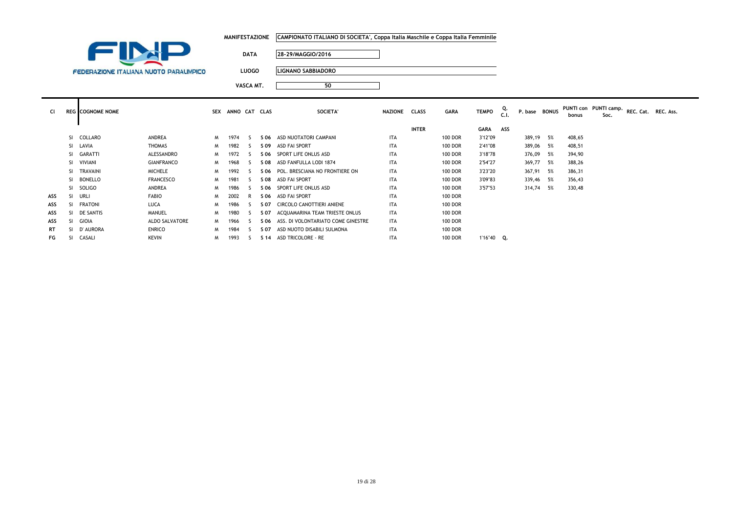FEDERAZIONE ITALIANA NUOTO PARALIMPICO

**MANIFESTAZIONE** CAMPIONATO ITALIANO DI SOCIETA', Coppa Italia Maschile e Coppa Italia Femminile

**DATA** 28-29/MAGGIO/2016

**LUOGO** LIGNANO SABBIADORO

**VASCA MT.** 50

| Cl | REG | COGNOME NOME | | SEX | ANNO | CAT | CLAS | SOCIETA' | NAZIONE | CLASS | GARA | TEMPO | Q. C.I. | P. base | BONUS | PUNTI con bonus | PUNTI camp. Soc. | REC. Cat. | REC. Ass. |
|---|---|---|---|---|---|---|---|---|---|---|---|---|---|---|---|---|---|---|---|
| | | | | | | | | | | INTER | | GARA | ASS | | | | | | |
| | SI | COLLARO | ANDREA | M | 1974 | S | S 06 | ASD NUOTATORI CAMPANI | ITA | | 100 DOR | 3'12"09 | | 389,19 | 5% | 408,65 | | | |
| | SI | LAVIA | THOMAS | M | 1982 | S | S 09 | ASD FAI SPORT | ITA | | 100 DOR | 2'41"08 | | 389,06 | 5% | 408,51 | | | |
| | SI | GARATTI | ALESSANDRO | M | 1972 | S | S 06 | SPORT LIFE ONLUS ASD | ITA | | 100 DOR | 3'18"78 | | 376,09 | 5% | 394,90 | | | |
| | SI | VIVIANI | GIANFRANCO | M | 1968 | S | S 08 | ASD FANFULLA LODI 1874 | ITA | | 100 DOR | 2'54"27 | | 369,77 | 5% | 388,26 | | | |
| | SI | TRAVAINI | MICHELE | M | 1992 | S | S 06 | POL. BRESCIANA NO FRONTIERE ON | ITA | | 100 DOR | 3'23"20 | | 367,91 | 5% | 386,31 | | | |
| | SI | BONELLO | FRANCESCO | M | 1981 | S | S 08 | ASD FAI SPORT | ITA | | 100 DOR | 3'09"83 | | 339,46 | 5% | 356,43 | | | |
| | SI | SOLIGO | ANDREA | M | 1986 | S | S 06 | SPORT LIFE ONLUS ASD | ITA | | 100 DOR | 3'57"53 | | 314,74 | 5% | 330,48 | | | |
| ASS | SI | URLI | FABIO | M | 2002 | R | S 06 | ASD FAI SPORT | ITA | | 100 DOR | | | | | | | | |
| ASS | SI | FRATONI | LUCA | M | 1986 | S | S 07 | CIRCOLO CANOTTIERI ANIENE | ITA | | 100 DOR | | | | | | | | |
| ASS | SI | DE SANTIS | MANUEL | M | 1980 | S | S 07 | ACQUAMARINA TEAM TRIESTE ONLUS | ITA | | 100 DOR | | | | | | | | |
| ASS | SI | GIOIA | ALDO SALVATORE | M | 1966 | S | S 06 | ASS. DI VOLONTARIATO COME GINESTRE | ITA | | 100 DOR | | | | | | | | |
| RT | SI | D' AURORA | ENRICO | M | 1984 | S | S 07 | ASD NUOTO DISABILI SULMONA | ITA | | 100 DOR | | | | | | | | |
| FG | SI | CASALI | KEVIN | M | 1993 | S | S 14 | ASD TRICOLORE - RE | ITA | | 100 DOR | 1'16"40 | Q. | | | | | | |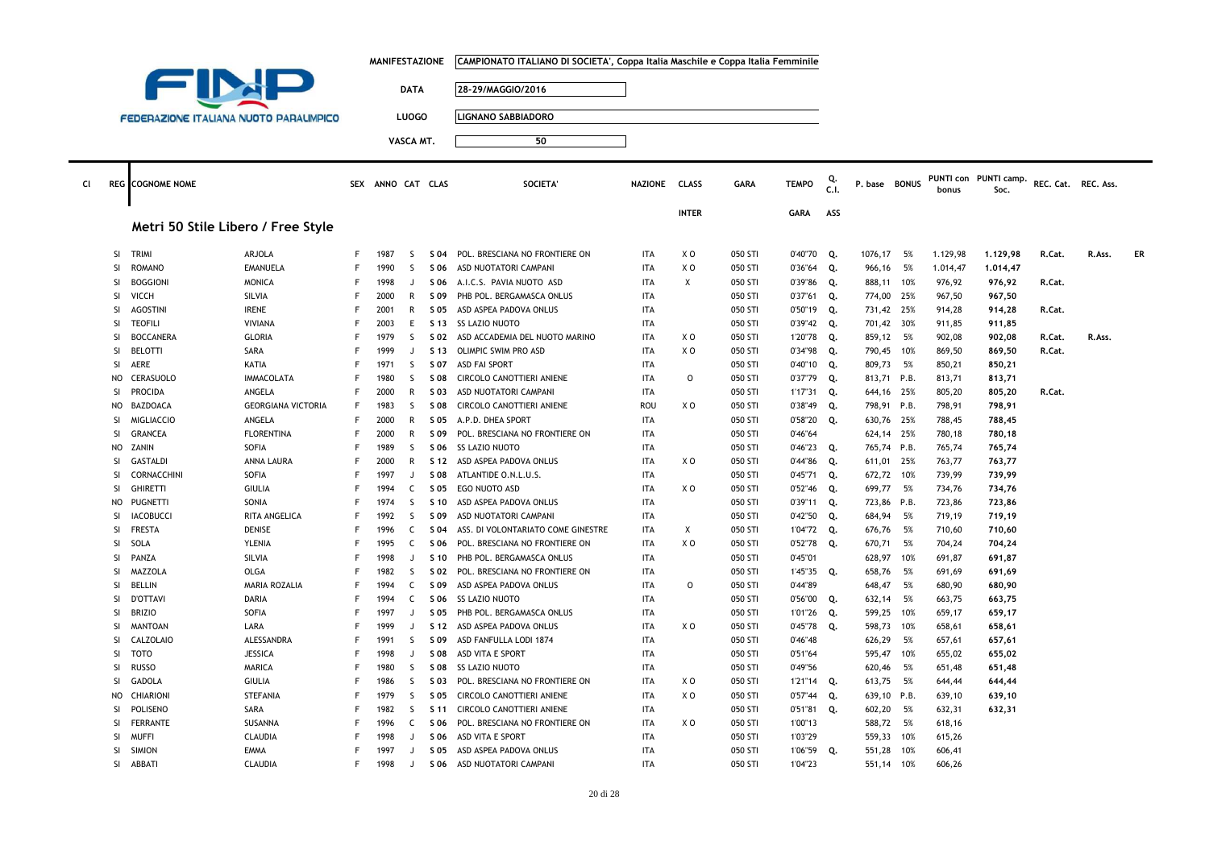FEDERAZIONE ITALIANA NUOTO PARALIMPICO

| | |
|---|---|
| MANIFESTAZIONE | CAMPIONATO ITALIANO DI SOCIETA', Coppa Italia Maschile e Coppa Italia Femminile |
| DATA | 28-29/MAGGIO/2016 |
| LUOGO | LIGNANO SABBIADORO |
| VASCA MT. | 50 |

## Metri 50 Stile Libero / Free Style

| Cl | REG | COGNOME NOME | | SEX | ANNO | CAT | CLAS | SOCIETA' | NAZIONE | CLASS INTER | GARA | TEMPO GARA | Q. C.I. ASS | P. base | BONUS | PUNTI con bonus | PUNTI camp. Soc. | REC. Cat. | REC. Ass. | |
|---|---|---|---|---|---|---|---|---|---|---|---|---|---|---|---|---|---|---|---|---|
| | SI | TRIMI | ARJOLA | F | 1987 | S | S 04 | POL. BRESCIANA NO FRONTIERE ON | ITA | X O | 050 STl | 0'40"70 | Q. | 1076,17 | 5% | 1.129,98 | 1.129,98 | R.Cat. | R.Ass. | ER |
| | SI | ROMANO | EMANUELA | F | 1990 | S | S 06 | ASD NUOTATORI CAMPANI | ITA | X O | 050 STl | 0'36"64 | Q. | 966,16 | 5% | 1.014,47 | 1.014,47 | | | |
| | SI | BOGGIONI | MONICA | F | 1998 | J | S 06 | A.I.C.S. PAVIA NUOTO ASD | ITA | X | 050 STl | 0'39"86 | Q. | 888,11 | 10% | 976,92 | 976,92 | R.Cat. | | |
| | SI | VICCH | SILVIA | F | 2000 | R | S 09 | PHB POL. BERGAMASCA ONLUS | ITA | | 050 STl | 0'37"61 | Q. | 774,00 | 25% | 967,50 | 967,50 | | | |
| | SI | AGOSTINI | IRENE | F | 2001 | R | S 05 | ASD ASPEA PADOVA ONLUS | ITA | | 050 STl | 0'50"19 | Q. | 731,42 | 25% | 914,28 | 914,28 | R.Cat. | | |
| | SI | TEOFILI | VIVIANA | F | 2003 | E | S 13 | SS LAZIO NUOTO | ITA | | 050 STl | 0'39"42 | Q. | 701,42 | 30% | 911,85 | 911,85 | | | |
| | SI | BOCCANERA | GLORIA | F | 1979 | S | S 02 | ASD ACCADEMIA DEL NUOTO MARINO | ITA | X O | 050 STl | 1'20"78 | Q. | 859,12 | 5% | 902,08 | 902,08 | R.Cat. | R.Ass. | |
| | SI | BELOTTI | SARA | F | 1999 | J | S 13 | OLIMPIC SWIM PRO ASD | ITA | X O | 050 STl | 0'34"98 | Q. | 790,45 | 10% | 869,50 | 869,50 | R.Cat. | | |
| | SI | AERE | KATIA | F | 1971 | S | S 07 | ASD FAI SPORT | ITA | | 050 STl | 0'40"10 | Q. | 809,73 | 5% | 850,21 | 850,21 | | | |
| | NO | CERASUOLO | IMMACOLATA | F | 1980 | S | S 08 | CIRCOLO CANOTTIERI ANIENE | ITA | O | 050 STl | 0'37"79 | Q. | 813,71 | P.B. | 813,71 | 813,71 | | | |
| | SI | PROCIDA | ANGELA | F | 2000 | R | S 03 | ASD NUOTATORI CAMPANI | ITA | | 050 STl | 1'17"31 | Q. | 644,16 | 25% | 805,20 | 805,20 | R.Cat. | | |
| | NO | BAZDOACA | GEORGIANA VICTORIA | F | 1983 | S | S 08 | CIRCOLO CANOTTIERI ANIENE | ROU | X O | 050 STl | 0'38"49 | Q. | 798,91 | P.B. | 798,91 | 798,91 | | | |
| | SI | MIGLIACCIO | ANGELA | F | 2000 | R | S 05 | A.P.D. DHEA SPORT | ITA | | 050 STl | 0'58"20 | Q. | 630,76 | 25% | 788,45 | 788,45 | | | |
| | SI | GRANCEA | FLORENTINA | F | 2000 | R | S 09 | POL. BRESCIANA NO FRONTIERE ON | ITA | | 050 STl | 0'46"64 | | 624,14 | 25% | 780,18 | 780,18 | | | |
| | NO | ZANIN | SOFIA | F | 1989 | S | S 06 | SS LAZIO NUOTO | ITA | | 050 STl | 0'46"23 | Q. | 765,74 | P.B. | 765,74 | 765,74 | | | |
| | SI | GASTALDI | ANNA LAURA | F | 2000 | R | S 12 | ASD ASPEA PADOVA ONLUS | ITA | X O | 050 STl | 0'44"86 | Q. | 611,01 | 25% | 763,77 | 763,77 | | | |
| | SI | CORNACCHINI | SOFIA | F | 1997 | J | S 08 | ATLANTIDE O.N.L.U.S. | ITA | | 050 STl | 0'45"71 | Q. | 672,72 | 10% | 739,99 | 739,99 | | | |
| | SI | GHIRETTI | GIULIA | F | 1994 | C | S 05 | EGO NUOTO ASD | ITA | X O | 050 STl | 0'52"46 | Q. | 699,77 | 5% | 734,76 | 734,76 | | | |
| | NO | PUGNETTI | SONIA | F | 1974 | S | S 10 | ASD ASPEA PADOVA ONLUS | ITA | | 050 STl | 0'39"11 | Q. | 723,86 | P.B. | 723,86 | 723,86 | | | |
| | SI | IACOBUCCI | RITA ANGELICA | F | 1992 | S | S 09 | ASD NUOTATORI CAMPANI | ITA | | 050 STl | 0'42"50 | Q. | 684,94 | 5% | 719,19 | 719,19 | | | |
| | SI | FRESTA | DENISE | F | 1996 | C | S 04 | ASS. DI VOLONTARIATO COME GINESTRE | ITA | X | 050 STl | 1'04"72 | Q. | 676,76 | 5% | 710,60 | 710,60 | | | |
| | SI | SOLA | YLENIA | F | 1995 | C | S 06 | POL. BRESCIANA NO FRONTIERE ON | ITA | X O | 050 STl | 0'52"78 | Q. | 670,71 | 5% | 704,24 | 704,24 | | | |
| | SI | PANZA | SILVIA | F | 1998 | J | S 10 | PHB POL. BERGAMASCA ONLUS | ITA | | 050 STl | 0'45"01 | | 628,97 | 10% | 691,87 | 691,87 | | | |
| | SI | MAZZOLA | OLGA | F | 1982 | S | S 02 | POL. BRESCIANA NO FRONTIERE ON | ITA | | 050 STl | 1'45"35 | Q. | 658,76 | 5% | 691,69 | 691,69 | | | |
| | SI | BELLIN | MARIA ROZALIA | F | 1994 | C | S 09 | ASD ASPEA PADOVA ONLUS | ITA | O | 050 STl | 0'44"89 | | 648,47 | 5% | 680,90 | 680,90 | | | |
| | SI | D'OTTAVI | DARIA | F | 1994 | C | S 06 | SS LAZIO NUOTO | ITA | | 050 STl | 0'56"00 | Q. | 632,14 | 5% | 663,75 | 663,75 | | | |
| | SI | BRIZIO | SOFIA | F | 1997 | J | S 05 | PHB POL. BERGAMASCA ONLUS | ITA | | 050 STl | 1'01"26 | Q. | 599,25 | 10% | 659,17 | 659,17 | | | |
| | SI | MANTOAN | LARA | F | 1999 | J | S 12 | ASD ASPEA PADOVA ONLUS | ITA | X O | 050 STl | 0'45"78 | Q. | 598,73 | 10% | 658,61 | 658,61 | | | |
| | SI | CALZOLAIO | ALESSANDRA | F | 1991 | S | S 09 | ASD FANFULLA LODI 1874 | ITA | | 050 STl | 0'46"48 | | 626,29 | 5% | 657,61 | 657,61 | | | |
| | SI | TOTO | JESSICA | F | 1998 | J | S 08 | ASD VITA E SPORT | ITA | | 050 STl | 0'51"64 | | 595,47 | 10% | 655,02 | 655,02 | | | |
| | SI | RUSSO | MARICA | F | 1980 | S | S 08 | SS LAZIO NUOTO | ITA | | 050 STl | 0'49"56 | | 620,46 | 5% | 651,48 | 651,48 | | | |
| | SI | GADOLA | GIULIA | F | 1986 | S | S 03 | POL. BRESCIANA NO FRONTIERE ON | ITA | X O | 050 STl | 1'21"14 | Q. | 613,75 | 5% | 644,44 | 644,44 | | | |
| | NO | CHIARIONI | STEFANIA | F | 1979 | S | S 05 | CIRCOLO CANOTTIERI ANIENE | ITA | X O | 050 STl | 0'57"44 | Q. | 639,10 | P.B. | 639,10 | 639,10 | | | |
| | SI | POLISENO | SARA | F | 1982 | S | S 11 | CIRCOLO CANOTTIERI ANIENE | ITA | | 050 STl | 0'51"81 | Q. | 602,20 | 5% | 632,31 | 632,31 | | | |
| | SI | FERRANTE | SUSANNA | F | 1996 | C | S 06 | POL. BRESCIANA NO FRONTIERE ON | ITA | X O | 050 STl | 1'00"13 | | 588,72 | 5% | 618,16 | | | | |
| | SI | MUFFI | CLAUDIA | F | 1998 | J | S 06 | ASD VITA E SPORT | ITA | | 050 STl | 1'03"29 | | 559,33 | 10% | 615,26 | | | | |
| | SI | SIMION | EMMA | F | 1997 | J | S 05 | ASD ASPEA PADOVA ONLUS | ITA | | 050 STl | 1'06"59 | Q. | 551,28 | 10% | 606,41 | | | | |
| | SI | ABBATI | CLAUDIA | F | 1998 | J | S 06 | ASD NUOTATORI CAMPANI | ITA | | 050 STl | 1'04"23 | | 551,14 | 10% | 606,26 | | | | |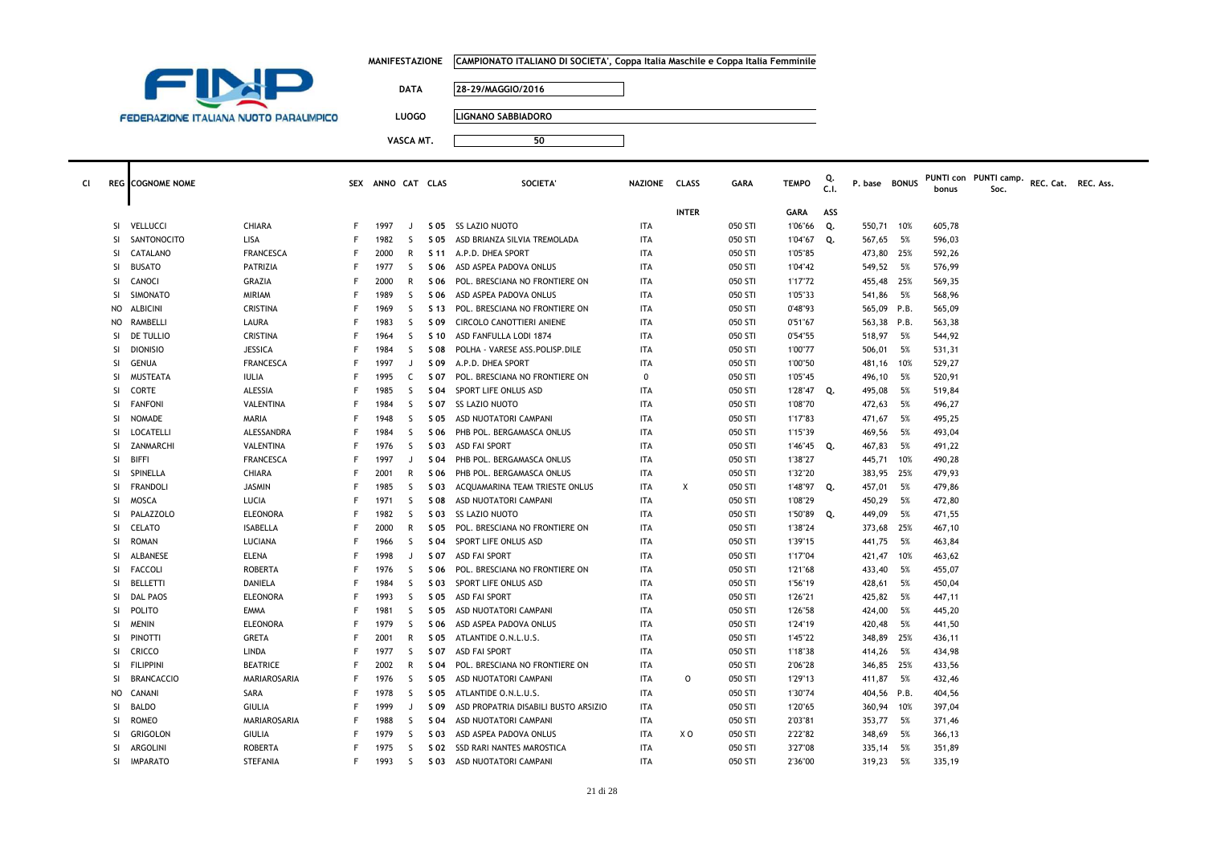FEDERAZIONE ITALIANA NUOTO PARALIMPICO

**MANIFESTAZIONE** CAMPIONATO ITALIANO DI SOCIETA', Coppa Italia Maschile e Coppa Italia Femminile

**DATA** 28-29/MAGGIO/2016

**LUOGO** LIGNANO SABBIADORO

**VASCA MT.** 50

| Cl | REG | COGNOME NOME | | SEX | ANNO | CAT | CLAS | SOCIETA' | NAZIONE | CLASS | GARA | TEMPO | Q. C.I. | P. base | BONUS | PUNTI con bonus | PUNTI camp. Soc. | REC. Cat. | REC. Ass. |
|---|---|---|---|---|---|---|---|---|---|---|---|---|---|---|---|---|---|---|---|
| | | | | | | | | | | INTER | | GARA | ASS | | | | | | |
| | SI | VELLUCCI | CHIARA | F | 1997 | J | S 05 | SS LAZIO NUOTO | ITA | | 050 STI | 1'06"66 | Q. | 550,71 | 10% | 605,78 | | | |
| | SI | SANTONOCITO | LISA | F | 1982 | S | S 05 | ASD BRIANZA SILVIA TREMOLADA | ITA | | 050 STI | 1'04"67 | Q. | 567,65 | 5% | 596,03 | | | |
| | SI | CATALANO | FRANCESCA | F | 2000 | R | S 11 | A.P.D. DHEA SPORT | ITA | | 050 STI | 1'05"85 | | 473,80 | 25% | 592,26 | | | |
| | SI | BUSATO | PATRIZIA | F | 1977 | S | S 06 | ASD ASPEA PADOVA ONLUS | ITA | | 050 STI | 1'04"42 | | 549,52 | 5% | 576,99 | | | |
| | SI | CANOCI | GRAZIA | F | 2000 | R | S 06 | POL. BRESCIANA NO FRONTIERE ON | ITA | | 050 STI | 1'17"72 | | 455,48 | 25% | 569,35 | | | |
| | SI | SIMONATO | MIRIAM | F | 1989 | S | S 06 | ASD ASPEA PADOVA ONLUS | ITA | | 050 STI | 1'05"33 | | 541,86 | 5% | 568,96 | | | |
| | NO | ALBICINI | CRISTINA | F | 1969 | S | S 13 | POL. BRESCIANA NO FRONTIERE ON | ITA | | 050 STI | 0'48"93 | | 565,09 | P.B. | 565,09 | | | |
| | NO | RAMBELLI | LAURA | F | 1983 | S | S 09 | CIRCOLO CANOTTIERI ANIENE | ITA | | 050 STI | 0'51"67 | | 563,38 | P.B. | 563,38 | | | |
| | SI | DE TULLIO | CRISTINA | F | 1964 | S | S 10 | ASD FANFULLA LODI 1874 | ITA | | 050 STI | 0'54"55 | | 518,97 | 5% | 544,92 | | | |
| | SI | DIONISIO | JESSICA | F | 1984 | S | S 08 | POLHA - VARESE ASS.POLISP.DILE | ITA | | 050 STI | 1'00"77 | | 506,01 | 5% | 531,31 | | | |
| | SI | GENUA | FRANCESCA | F | 1997 | J | S 09 | A.P.D. DHEA SPORT | ITA | | 050 STI | 1'00"50 | | 481,16 | 10% | 529,27 | | | |
| | SI | MUSTEATA | IULIA | F | 1995 | C | S 07 | POL. BRESCIANA NO FRONTIERE ON | 0 | | 050 STI | 1'05"45 | | 496,10 | 5% | 520,91 | | | |
| | SI | CORTE | ALESSIA | F | 1985 | S | S 04 | SPORT LIFE ONLUS ASD | ITA | | 050 STI | 1'28"47 | Q. | 495,08 | 5% | 519,84 | | | |
| | SI | FANFONI | VALENTINA | F | 1984 | S | S 07 | SS LAZIO NUOTO | ITA | | 050 STI | 1'08"70 | | 472,63 | 5% | 496,27 | | | |
| | SI | NOMADE | MARIA | F | 1948 | S | S 05 | ASD NUOTATORI CAMPANI | ITA | | 050 STI | 1'17"83 | | 471,67 | 5% | 495,25 | | | |
| | SI | LOCATELLI | ALESSANDRA | F | 1984 | S | S 06 | PHB POL. BERGAMASCA ONLUS | ITA | | 050 STI | 1'15"39 | | 469,56 | 5% | 493,04 | | | |
| | SI | ZANMARCHI | VALENTINA | F | 1976 | S | S 03 | ASD FAI SPORT | ITA | | 050 STI | 1'46"45 | Q. | 467,83 | 5% | 491,22 | | | |
| | SI | BIFFI | FRANCESCA | F | 1997 | J | S 04 | PHB POL. BERGAMASCA ONLUS | ITA | | 050 STI | 1'38"27 | | 445,71 | 10% | 490,28 | | | |
| | SI | SPINELLA | CHIARA | F | 2001 | R | S 06 | PHB POL. BERGAMASCA ONLUS | ITA | | 050 STI | 1'32"20 | | 383,95 | 25% | 479,93 | | | |
| | SI | FRANDOLI | JASMIN | F | 1985 | S | S 03 | ACQUAMARINA TEAM TRIESTE ONLUS | ITA | X | 050 STI | 1'48"97 | Q. | 457,01 | 5% | 479,86 | | | |
| | SI | MOSCA | LUCIA | F | 1971 | S | S 08 | ASD NUOTATORI CAMPANI | ITA | | 050 STI | 1'08"29 | | 450,29 | 5% | 472,80 | | | |
| | SI | PALAZZOLO | ELEONORA | F | 1982 | S | S 03 | SS LAZIO NUOTO | ITA | | 050 STI | 1'50"89 | Q. | 449,09 | 5% | 471,55 | | | |
| | SI | CELATO | ISABELLA | F | 2000 | R | S 05 | POL. BRESCIANA NO FRONTIERE ON | ITA | | 050 STI | 1'38"24 | | 373,68 | 25% | 467,10 | | | |
| | SI | ROMAN | LUCIANA | F | 1966 | S | S 04 | SPORT LIFE ONLUS ASD | ITA | | 050 STI | 1'39"15 | | 441,75 | 5% | 463,84 | | | |
| | SI | ALBANESE | ELENA | F | 1998 | J | S 07 | ASD FAI SPORT | ITA | | 050 STI | 1'17"04 | | 421,47 | 10% | 463,62 | | | |
| | SI | FACCOLI | ROBERTA | F | 1976 | S | S 06 | POL. BRESCIANA NO FRONTIERE ON | ITA | | 050 STI | 1'21"68 | | 433,40 | 5% | 455,07 | | | |
| | SI | BELLETTI | DANIELA | F | 1984 | S | S 03 | SPORT LIFE ONLUS ASD | ITA | | 050 STI | 1'56"19 | | 428,61 | 5% | 450,04 | | | |
| | SI | DAL PAOS | ELEONORA | F | 1993 | S | S 05 | ASD FAI SPORT | ITA | | 050 STI | 1'26"21 | | 425,82 | 5% | 447,11 | | | |
| | SI | POLITO | EMMA | F | 1981 | S | S 05 | ASD NUOTATORI CAMPANI | ITA | | 050 STI | 1'26"58 | | 424,00 | 5% | 445,20 | | | |
| | SI | MENIN | ELEONORA | F | 1979 | S | S 06 | ASD ASPEA PADOVA ONLUS | ITA | | 050 STI | 1'24"19 | | 420,48 | 5% | 441,50 | | | |
| | SI | PINOTTI | GRETA | F | 2001 | R | S 05 | ATLANTIDE O.N.L.U.S. | ITA | | 050 STI | 1'45"22 | | 348,89 | 25% | 436,11 | | | |
| | SI | CRICCO | LINDA | F | 1977 | S | S 07 | ASD FAI SPORT | ITA | | 050 STI | 1'18"38 | | 414,26 | 5% | 434,98 | | | |
| | SI | FILIPPINI | BEATRICE | F | 2002 | R | S 04 | POL. BRESCIANA NO FRONTIERE ON | ITA | | 050 STI | 2'06"28 | | 346,85 | 25% | 433,56 | | | |
| | SI | BRANCACCIO | MARIAROSARIA | F | 1976 | S | S 05 | ASD NUOTATORI CAMPANI | ITA | O | 050 STI | 1'29"13 | | 411,87 | 5% | 432,46 | | | |
| | NO | CANANI | SARA | F | 1978 | S | S 05 | ATLANTIDE O.N.L.U.S. | ITA | | 050 STI | 1'30"74 | | 404,56 | P.B. | 404,56 | | | |
| | SI | BALDO | GIULIA | F | 1999 | J | S 09 | ASD PROPATRIA DISABILI BUSTO ARSIZIO | ITA | | 050 STI | 1'20"65 | | 360,94 | 10% | 397,04 | | | |
| | SI | ROMEO | MARIAROSARIA | F | 1988 | S | S 04 | ASD NUOTATORI CAMPANI | ITA | | 050 STI | 2'03"81 | | 353,77 | 5% | 371,46 | | | |
| | SI | GRIGOLON | GIULIA | F | 1979 | S | S 03 | ASD ASPEA PADOVA ONLUS | ITA | X O | 050 STI | 2'22"82 | | 348,69 | 5% | 366,13 | | | |
| | SI | ARGOLINI | ROBERTA | F | 1975 | S | S 02 | SSD RARI NANTES MAROSTICA | ITA | | 050 STI | 3'27"08 | | 335,14 | 5% | 351,89 | | | |
| | SI | IMPARATO | STEFANIA | F | 1993 | S | S 03 | ASD NUOTATORI CAMPANI | ITA | | 050 STI | 2'36"00 | | 319,23 | 5% | 335,19 | | | |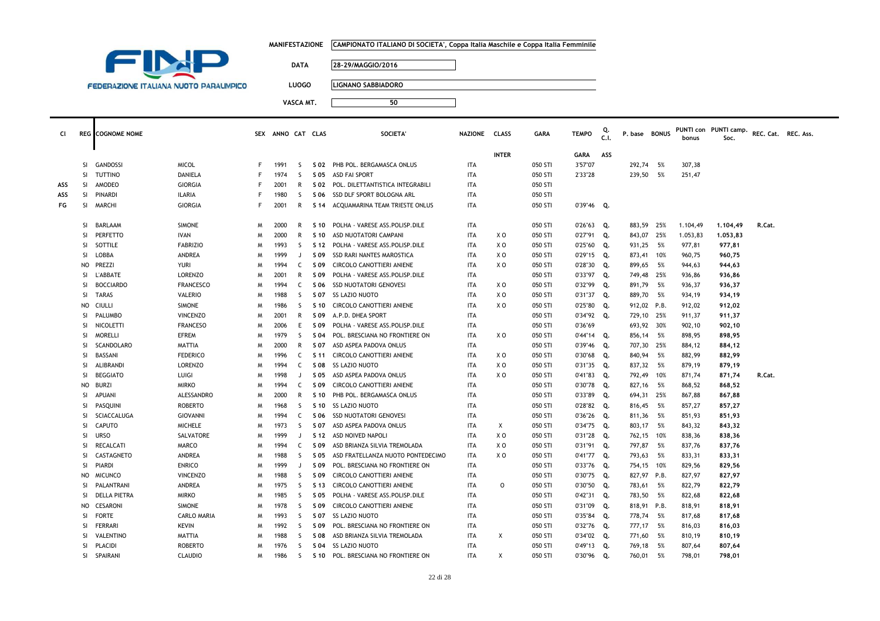FINP
FEDERAZIONE ITALIANA NUOTO PARALIMPICO

**MANIFESTAZIONE** CAMPIONATO ITALIANO DI SOCIETA', Coppa Italia Maschile e Coppa Italia Femminile

**DATA** 28-29/MAGGIO/2016

**LUOGO** LIGNANO SABBIADORO

**VASCA MT.** 50

| Cl | REG | COGNOME NOME | | SEX | ANNO | CAT | CLAS | SOCIETA' | NAZIONE | CLASS | GARA | TEMPO | Q. C.I. | P. base | BONUS | PUNTI con bonus | PUNTI camp. Soc. | REC. Cat. | REC. Ass. |
|---|---|---|---|---|---|---|---|---|---|---|---|---|---|---|---|---|---|---|---|
| | | | | | | | | | | INTER | | GARA | ASS | | | | | | |
| | SI | GANDOSSI | MICOL | F | 1991 | S | S 02 | PHB POL. BERGAMASCA ONLUS | ITA | | 050 STI | 3'57"07 | | 292,74 | 5% | 307,38 | | | |
| | SI | TUTTINO | DANIELA | F | 1974 | S | S 05 | ASD FAI SPORT | ITA | | 050 STI | 2'33"28 | | 239,50 | 5% | 251,47 | | | |
| ASS | SI | AMODEO | GIORGIA | F | 2001 | R | S 02 | POL. DILETTANTISTICA INTEGRABILI | ITA | | 050 STI | | | | | | | | |
| ASS | SI | PINARDI | ILARIA | F | 1980 | S | S 06 | SSD DLF SPORT BOLOGNA ARL | ITA | | 050 STI | | | | | | | | |
| FG | SI | MARCHI | GIORGIA | F | 2001 | R | S 14 | ACQUAMARINA TEAM TRIESTE ONLUS | ITA | | 050 STI | 0'39"46 | Q. | | | | | | |
| | SI | BARLAAM | SIMONE | M | 2000 | R | S 10 | POLHA - VARESE ASS.POLISP.DILE | ITA | | 050 STI | 0'26"63 | Q. | 883,59 | 25% | 1.104,49 | 1.104,49 | R.Cat. | |
| | SI | PERFETTO | IVAN | M | 2000 | R | S 10 | ASD NUOTATORI CAMPANI | ITA | X O | 050 STI | 0'27"91 | Q. | 843,07 | 25% | 1.053,83 | 1.053,83 | | |
| | SI | SOTTILE | FABRIZIO | M | 1993 | S | S 12 | POLHA - VARESE ASS.POLISP.DILE | ITA | X O | 050 STI | 0'25"60 | Q. | 931,25 | 5% | 977,81 | 977,81 | | |
| | SI | LOBBA | ANDREA | M | 1999 | J | S 09 | SSD RARI NANTES MAROSTICA | ITA | X O | 050 STI | 0'29"15 | Q. | 873,41 | 10% | 960,75 | 960,75 | | |
| | NO | PREZZI | YURI | M | 1994 | C | S 09 | CIRCOLO CANOTTIERI ANIENE | ITA | X O | 050 STI | 0'28"30 | Q. | 899,65 | 5% | 944,63 | 944,63 | | |
| | SI | L'ABBATE | LORENZO | M | 2001 | R | S 09 | POLHA - VARESE ASS.POLISP.DILE | ITA | | 050 STI | 0'33"97 | Q. | 749,48 | 25% | 936,86 | 936,86 | | |
| | SI | BOCCIARDO | FRANCESCO | M | 1994 | C | S 06 | SSD NUOTATORI GENOVESI | ITA | X O | 050 STI | 0'32"99 | Q. | 891,79 | 5% | 936,37 | 936,37 | | |
| | SI | TARAS | VALERIO | M | 1988 | S | S 07 | SS LAZIO NUOTO | ITA | X O | 050 STI | 0'31"37 | Q. | 889,70 | 5% | 934,19 | 934,19 | | |
| | NO | CIULLI | SIMONE | M | 1986 | S | S 10 | CIRCOLO CANOTTIERI ANIENE | ITA | X O | 050 STI | 0'25"80 | Q. | 912,02 | P.B. | 912,02 | 912,02 | | |
| | SI | PALUMBO | VINCENZO | M | 2001 | R | S 09 | A.P.D. DHEA SPORT | ITA | | 050 STI | 0'34"92 | Q. | 729,10 | 25% | 911,37 | 911,37 | | |
| | SI | NICOLETTI | FRANCESO | M | 2006 | E | S 09 | POLHA - VARESE ASS.POLISP.DILE | ITA | | 050 STI | 0'36"69 | | 693,92 | 30% | 902,10 | 902,10 | | |
| | SI | MORELLI | EFREM | M | 1979 | S | S 04 | POL. BRESCIANA NO FRONTIERE ON | ITA | X O | 050 STI | 0'44"14 | Q. | 856,14 | 5% | 898,95 | 898,95 | | |
| | SI | SCANDOLARO | MATTIA | M | 2000 | R | S 07 | ASD ASPEA PADOVA ONLUS | ITA | | 050 STI | 0'39"46 | Q. | 707,30 | 25% | 884,12 | 884,12 | | |
| | SI | BASSANI | FEDERICO | M | 1996 | C | S 11 | CIRCOLO CANOTTIERI ANIENE | ITA | X O | 050 STI | 0'30"68 | Q. | 840,94 | 5% | 882,99 | 882,99 | | |
| | SI | ALIBRANDI | LORENZO | M | 1994 | C | S 08 | SS LAZIO NUOTO | ITA | X O | 050 STI | 0'31"35 | Q. | 837,32 | 5% | 879,19 | 879,19 | | |
| | SI | BEGGIATO | LUIGI | M | 1998 | J | S 05 | ASD ASPEA PADOVA ONLUS | ITA | X O | 050 STI | 0'41"83 | Q. | 792,49 | 10% | 871,74 | 871,74 | R.Cat. | |
| | NO | BURZI | MIRKO | M | 1994 | C | S 09 | CIRCOLO CANOTTIERI ANIENE | ITA | | 050 STI | 0'30"78 | Q. | 827,16 | 5% | 868,52 | 868,52 | | |
| | SI | APUANI | ALESSANDRO | M | 2000 | R | S 10 | PHB POL. BERGAMASCA ONLUS | ITA | | 050 STI | 0'33"89 | Q. | 694,31 | 25% | 867,88 | 867,88 | | |
| | SI | PASQUINI | ROBERTO | M | 1968 | S | S 10 | SS LAZIO NUOTO | ITA | | 050 STI | 0'28"82 | Q. | 816,45 | 5% | 857,27 | 857,27 | | |
| | SI | SCIACCALUGA | GIOVANNI | M | 1994 | C | S 06 | SSD NUOTATORI GENOVESI | ITA | | 050 STI | 0'36"26 | Q. | 811,36 | 5% | 851,93 | 851,93 | | |
| | SI | CAPUTO | MICHELE | M | 1973 | S | S 07 | ASD ASPEA PADOVA ONLUS | ITA | X | 050 STI | 0'34"75 | Q. | 803,17 | 5% | 843,32 | 843,32 | | |
| | SI | URSO | SALVATORE | M | 1999 | J | S 12 | ASD NOIVED NAPOLI | ITA | X O | 050 STI | 0'31"28 | Q. | 762,15 | 10% | 838,36 | 838,36 | | |
| | SI | RECALCATI | MARCO | M | 1994 | C | S 09 | ASD BRIANZA SILVIA TREMOLADA | ITA | X O | 050 STI | 0'31"91 | Q. | 797,87 | 5% | 837,76 | 837,76 | | |
| | SI | CASTAGNETO | ANDREA | M | 1988 | S | S 05 | ASD FRATELLANZA NUOTO PONTEDECIMO | ITA | X O | 050 STI | 0'41"77 | Q. | 793,63 | 5% | 833,31 | 833,31 | | |
| | SI | PIARDI | ENRICO | M | 1999 | J | S 09 | POL. BRESCIANA NO FRONTIERE ON | ITA | | 050 STI | 0'33"76 | Q. | 754,15 | 10% | 829,56 | 829,56 | | |
| | NO | MICUNCO | VINCENZO | M | 1988 | S | S 09 | CIRCOLO CANOTTIERI ANIENE | ITA | | 050 STI | 0'30"75 | Q. | 827,97 | P.B. | 827,97 | 827,97 | | |
| | SI | PALANTRANI | ANDREA | M | 1975 | S | S 13 | CIRCOLO CANOTTIERI ANIENE | ITA | O | 050 STI | 0'30"50 | Q. | 783,61 | 5% | 822,79 | 822,79 | | |
| | SI | DELLA PIETRA | MIRKO | M | 1985 | S | S 05 | POLHA - VARESE ASS.POLISP.DILE | ITA | | 050 STI | 0'42"31 | Q. | 783,50 | 5% | 822,68 | 822,68 | | |
| | NO | CESARONI | SIMONE | M | 1978 | S | S 09 | CIRCOLO CANOTTIERI ANIENE | ITA | | 050 STI | 0'31"09 | Q. | 818,91 | P.B. | 818,91 | 818,91 | | |
| | SI | FORTE | CARLO MARIA | M | 1993 | S | S 07 | SS LAZIO NUOTO | ITA | | 050 STI | 0'35"84 | Q. | 778,74 | 5% | 817,68 | 817,68 | | |
| | SI | FERRARI | KEVIN | M | 1992 | S | S 09 | POL. BRESCIANA NO FRONTIERE ON | ITA | | 050 STI | 0'32"76 | Q. | 777,17 | 5% | 816,03 | 816,03 | | |
| | SI | VALENTINO | MATTIA | M | 1988 | S | S 08 | ASD BRIANZA SILVIA TREMOLADA | ITA | X | 050 STI | 0'34"02 | Q. | 771,60 | 5% | 810,19 | 810,19 | | |
| | SI | PLACIDI | ROBERTO | M | 1976 | S | S 04 | SS LAZIO NUOTO | ITA | | 050 STI | 0'49"13 | Q. | 769,18 | 5% | 807,64 | 807,64 | | |
| | SI | SPAIRANI | CLAUDIO | M | 1986 | S | S 10 | POL. BRESCIANA NO FRONTIERE ON | ITA | X | 050 STI | 0'30"96 | Q. | 760,01 | 5% | 798,01 | 798,01 | | |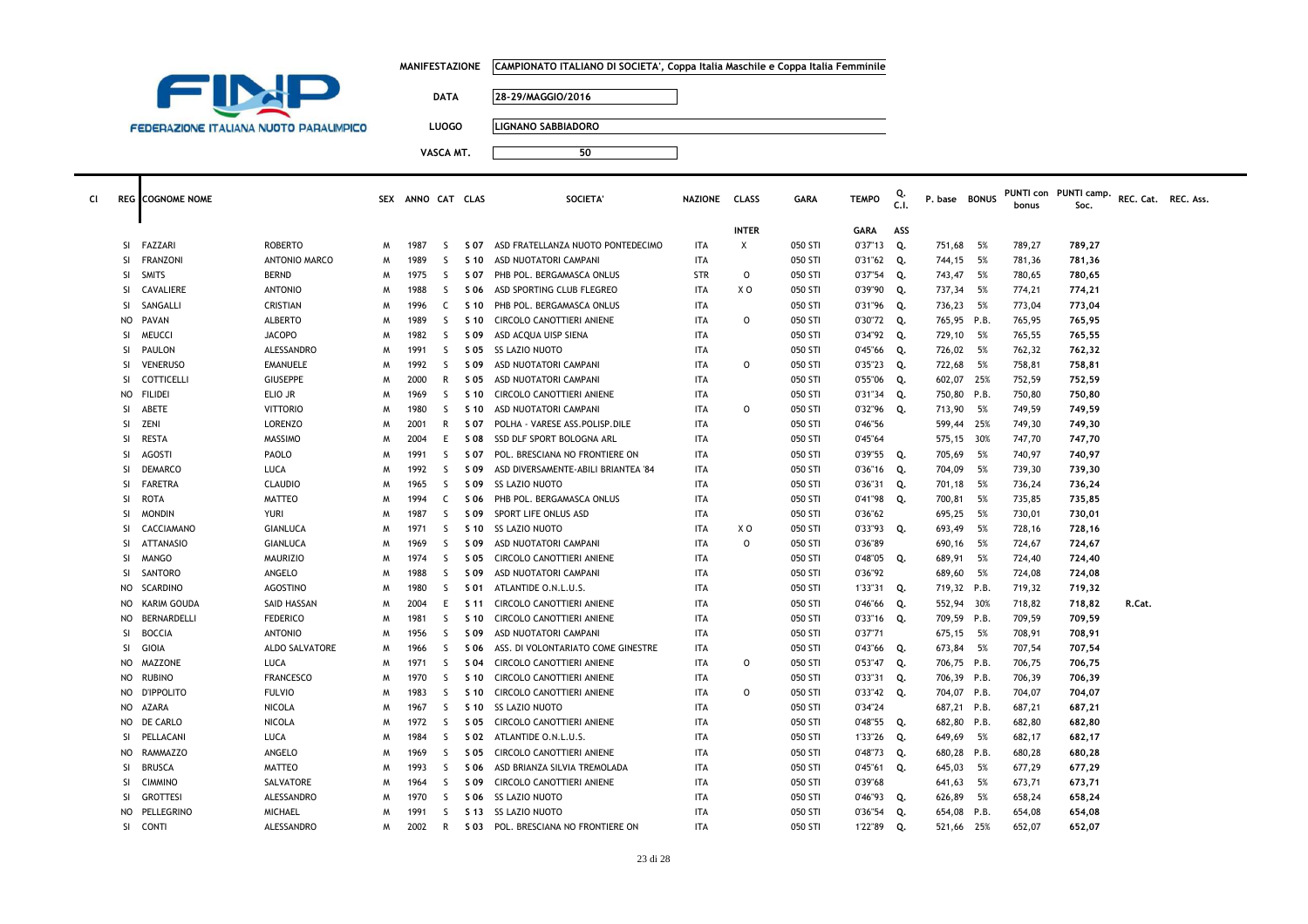**MANIFESTAZIONE** CAMPIONATO ITALIANO DI SOCIETA', Coppa Italia Maschile e Coppa Italia Femminile

**DATA** 28-29/MAGGIO/2016

**LUOGO** LIGNANO SABBIADORO

**VASCA MT.** 50

FEDERAZIONE ITALIANA NUOTO PARALIMPICO

| Cl | REG | COGNOME NOME | | SEX | ANNO | CAT | CLAS | SOCIETA' | NAZIONE | CLASS | GARA | TEMPO | Q. C.I. | P. base | BONUS | PUNTI con bonus | PUNTI camp. Soc. | REC. Cat. | REC. Ass. |
|---|---|---|---|---|---|---|---|---|---|---|---|---|---|---|---|---|---|---|---|
| | | | | | | | | | | INTER | | GARA | ASS | | | | | | |
| | SI | FAZZARI | ROBERTO | M | 1987 | S | S 07 | ASD FRATELLANZA NUOTO PONTEDECIMO | ITA | X | 050 STI | 0'37"13 | Q. | 751,68 | 5% | 789,27 | 789,27 | | |
| | SI | FRANZONI | ANTONIO MARCO | M | 1989 | S | S 10 | ASD NUOTATORI CAMPANI | ITA | | 050 STI | 0'31"62 | Q. | 744,15 | 5% | 781,36 | 781,36 | | |
| | SI | SMITS | BERND | M | 1975 | S | S 07 | PHB POL. BERGAMASCA ONLUS | STR | O | 050 STI | 0'37"54 | Q. | 743,47 | 5% | 780,65 | 780,65 | | |
| | SI | CAVALIERE | ANTONIO | M | 1988 | S | S 06 | ASD SPORTING CLUB FLEGREO | ITA | X O | 050 STI | 0'39"90 | Q. | 737,34 | 5% | 774,21 | 774,21 | | |
| | SI | SANGALLI | CRISTIAN | M | 1996 | C | S 10 | PHB POL. BERGAMASCA ONLUS | ITA | | 050 STI | 0'31"96 | Q. | 736,23 | 5% | 773,04 | 773,04 | | |
| | NO | PAVAN | ALBERTO | M | 1989 | S | S 10 | CIRCOLO CANOTTIERI ANIENE | ITA | O | 050 STI | 0'30"72 | Q. | 765,95 | P.B. | 765,95 | 765,95 | | |
| | SI | MEUCCI | JACOPO | M | 1982 | S | S 09 | ASD ACQUA UISP SIENA | ITA | | 050 STI | 0'34"92 | Q. | 729,10 | 5% | 765,55 | 765,55 | | |
| | SI | PAULON | ALESSANDRO | M | 1991 | S | S 05 | SS LAZIO NUOTO | ITA | | 050 STI | 0'45"66 | Q. | 726,02 | 5% | 762,32 | 762,32 | | |
| | SI | VENERUSO | EMANUELE | M | 1992 | S | S 09 | ASD NUOTATORI CAMPANI | ITA | O | 050 STI | 0'35"23 | Q. | 722,68 | 5% | 758,81 | 758,81 | | |
| | SI | COTTICELLI | GIUSEPPE | M | 2000 | R | S 05 | ASD NUOTATORI CAMPANI | ITA | | 050 STI | 0'55"06 | Q. | 602,07 | 25% | 752,59 | 752,59 | | |
| | NO | FILIDEI | ELIO JR | M | 1969 | S | S 10 | CIRCOLO CANOTTIERI ANIENE | ITA | | 050 STI | 0'31"34 | Q. | 750,80 | P.B. | 750,80 | 750,80 | | |
| | SI | ABETE | VITTORIO | M | 1980 | S | S 10 | ASD NUOTATORI CAMPANI | ITA | O | 050 STI | 0'32"96 | Q. | 713,90 | 5% | 749,59 | 749,59 | | |
| | SI | ZENI | LORENZO | M | 2001 | R | S 07 | POLHA - VARESE ASS.POLISP.DILE | ITA | | 050 STI | 0'46"56 | | 599,44 | 25% | 749,30 | 749,30 | | |
| | SI | RESTA | MASSIMO | M | 2004 | E | S 08 | SSD DLF SPORT BOLOGNA ARL | ITA | | 050 STI | 0'45"64 | | 575,15 | 30% | 747,70 | 747,70 | | |
| | SI | AGOSTI | PAOLO | M | 1991 | S | S 07 | POL. BRESCIANA NO FRONTIERE ON | ITA | | 050 STI | 0'39"55 | Q. | 705,69 | 5% | 740,97 | 740,97 | | |
| | SI | DEMARCO | LUCA | M | 1992 | S | S 09 | ASD DIVERSAMENTE-ABILI BRIANTEA '84 | ITA | | 050 STI | 0'36"16 | Q. | 704,09 | 5% | 739,30 | 739,30 | | |
| | SI | FARETRA | CLAUDIO | M | 1965 | S | S 09 | SS LAZIO NUOTO | ITA | | 050 STI | 0'36"31 | Q. | 701,18 | 5% | 736,24 | 736,24 | | |
| | SI | ROTA | MATTEO | M | 1994 | C | S 06 | PHB POL. BERGAMASCA ONLUS | ITA | | 050 STI | 0'41"98 | Q. | 700,81 | 5% | 735,85 | 735,85 | | |
| | SI | MONDIN | YURI | M | 1987 | S | S 09 | SPORT LIFE ONLUS ASD | ITA | | 050 STI | 0'36"62 | | 695,25 | 5% | 730,01 | 730,01 | | |
| | SI | CACCIAMANO | GIANLUCA | M | 1971 | S | S 10 | SS LAZIO NUOTO | ITA | X O | 050 STI | 0'33"93 | Q. | 693,49 | 5% | 728,16 | 728,16 | | |
| | SI | ATTANASIO | GIANLUCA | M | 1969 | S | S 09 | ASD NUOTATORI CAMPANI | ITA | O | 050 STI | 0'36"89 | | 690,16 | 5% | 724,67 | 724,67 | | |
| | SI | MANGO | MAURIZIO | M | 1974 | S | S 05 | CIRCOLO CANOTTIERI ANIENE | ITA | | 050 STI | 0'48"05 | Q. | 689,91 | 5% | 724,40 | 724,40 | | |
| | SI | SANTORO | ANGELO | M | 1988 | S | S 09 | ASD NUOTATORI CAMPANI | ITA | | 050 STI | 0'36"92 | | 689,60 | 5% | 724,08 | 724,08 | | |
| | NO | SCARDINO | AGOSTINO | M | 1980 | S | S 01 | ATLANTIDE O.N.L.U.S. | ITA | | 050 STI | 1'33"31 | Q. | 719,32 | P.B. | 719,32 | 719,32 | | |
| | NO | KARIM GOUDA | SAID HASSAN | M | 2004 | E | S 11 | CIRCOLO CANOTTIERI ANIENE | ITA | | 050 STI | 0'46"66 | Q. | 552,94 | 30% | 718,82 | 718,82 | R.Cat. | |
| | NO | BERNARDELLI | FEDERICO | M | 1981 | S | S 10 | CIRCOLO CANOTTIERI ANIENE | ITA | | 050 STI | 0'33"16 | Q. | 709,59 | P.B. | 709,59 | 709,59 | | |
| | SI | BOCCIA | ANTONIO | M | 1956 | S | S 09 | ASD NUOTATORI CAMPANI | ITA | | 050 STI | 0'37"71 | | 675,15 | 5% | 708,91 | 708,91 | | |
| | SI | GIOIA | ALDO SALVATORE | M | 1966 | S | S 06 | ASS. DI VOLONTARIATO COME GINESTRE | ITA | | 050 STI | 0'43"66 | Q. | 673,84 | 5% | 707,54 | 707,54 | | |
| | NO | MAZZONE | LUCA | M | 1971 | S | S 04 | CIRCOLO CANOTTIERI ANIENE | ITA | O | 050 STI | 0'53"47 | Q. | 706,75 | P.B. | 706,75 | 706,75 | | |
| | NO | RUBINO | FRANCESCO | M | 1970 | S | S 10 | CIRCOLO CANOTTIERI ANIENE | ITA | | 050 STI | 0'33"31 | Q. | 706,39 | P.B. | 706,39 | 706,39 | | |
| | NO | D'IPPOLITO | FULVIO | M | 1983 | S | S 10 | CIRCOLO CANOTTIERI ANIENE | ITA | O | 050 STI | 0'33"42 | Q. | 704,07 | P.B. | 704,07 | 704,07 | | |
| | NO | AZARA | NICOLA | M | 1967 | S | S 10 | SS LAZIO NUOTO | ITA | | 050 STI | 0'34"24 | | 687,21 | P.B. | 687,21 | 687,21 | | |
| | NO | DE CARLO | NICOLA | M | 1972 | S | S 05 | CIRCOLO CANOTTIERI ANIENE | ITA | | 050 STI | 0'48"55 | Q. | 682,80 | P.B. | 682,80 | 682,80 | | |
| | SI | PELLACANI | LUCA | M | 1984 | S | S 02 | ATLANTIDE O.N.L.U.S. | ITA | | 050 STI | 1'33"26 | Q. | 649,69 | 5% | 682,17 | 682,17 | | |
| | NO | RAMMAZZO | ANGELO | M | 1969 | S | S 05 | CIRCOLO CANOTTIERI ANIENE | ITA | | 050 STI | 0'48"73 | Q. | 680,28 | P.B. | 680,28 | 680,28 | | |
| | SI | BRUSCA | MATTEO | M | 1993 | S | S 06 | ASD BRIANZA SILVIA TREMOLADA | ITA | | 050 STI | 0'45"61 | Q. | 645,03 | 5% | 677,29 | 677,29 | | |
| | SI | CIMMINO | SALVATORE | M | 1964 | S | S 09 | CIRCOLO CANOTTIERI ANIENE | ITA | | 050 STI | 0'39"68 | | 641,63 | 5% | 673,71 | 673,71 | | |
| | SI | GROTTESI | ALESSANDRO | M | 1970 | S | S 06 | SS LAZIO NUOTO | ITA | | 050 STI | 0'46"93 | Q. | 626,89 | 5% | 658,24 | 658,24 | | |
| | NO | PELLEGRINO | MICHAEL | M | 1991 | S | S 13 | SS LAZIO NUOTO | ITA | | 050 STI | 0'36"54 | Q. | 654,08 | P.B. | 654,08 | 654,08 | | |
| | SI | CONTI | ALESSANDRO | M | 2002 | R | S 03 | POL. BRESCIANA NO FRONTIERE ON | ITA | | 050 STI | 1'22"89 | Q. | 521,66 | 25% | 652,07 | 652,07 | | |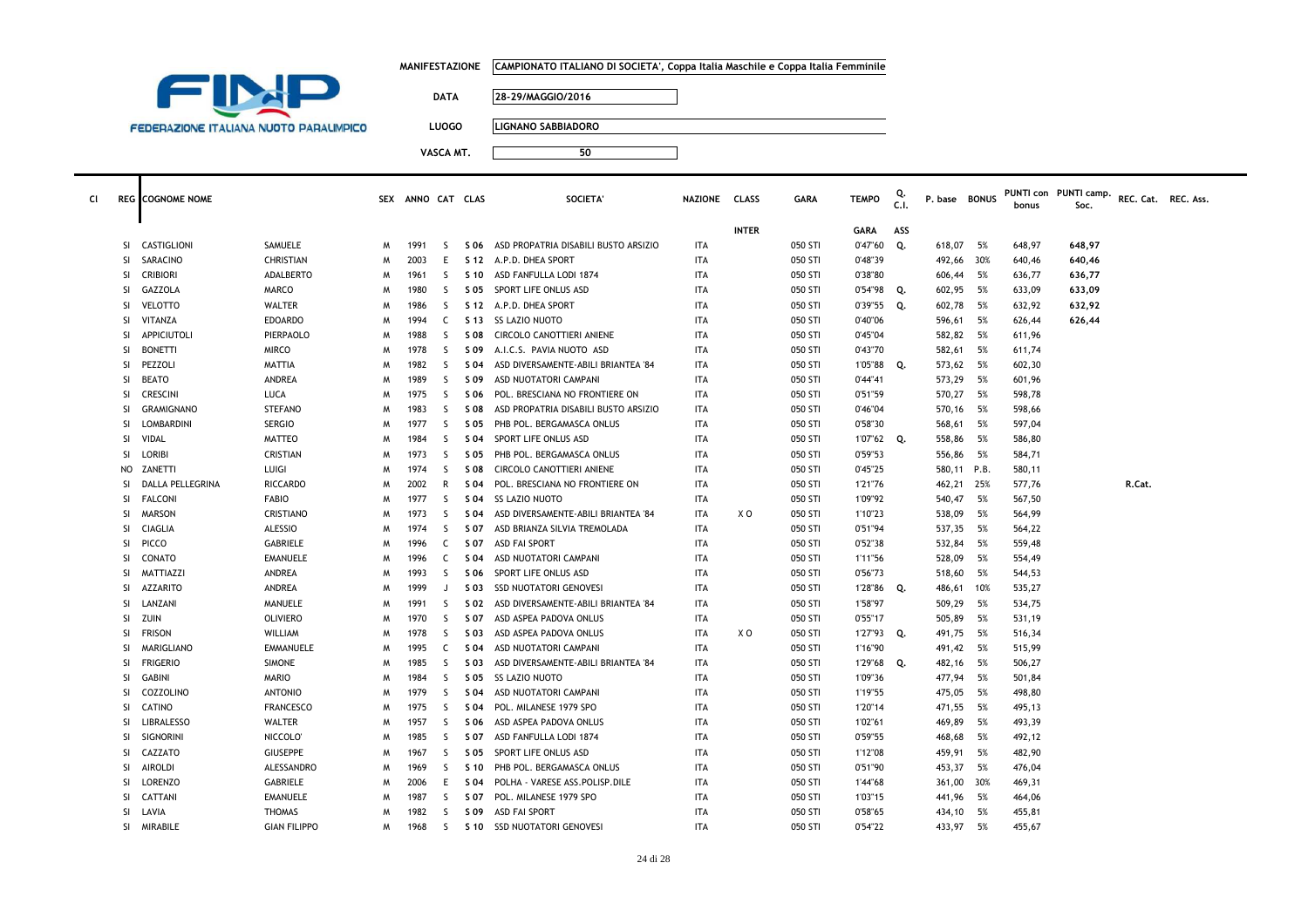**FEDERAZIONE ITALIANA NUOTO PARALIMPICO**

| | |
|---|---|
| MANIFESTAZIONE | CAMPIONATO ITALIANO DI SOCIETA', Coppa Italia Maschile e Coppa Italia Femminile |
| DATA | 28-29/MAGGIO/2016 |
| LUOGO | LIGNANO SABBIADORO |
| VASCA MT. | 50 |

| Cl | REG | COGNOME NOME | | SEX | ANNO | CAT | CLAS | SOCIETA' | NAZIONE | CLASS | GARA | TEMPO | Q. C.I. | P. base | BONUS | PUNTI con bonus | PUNTI camp. Soc. | REC. Cat. | REC. Ass. |
|---|---|---|---|---|---|---|---|---|---|---|---|---|---|---|---|---|---|---|---|
| | | | | | | | | | | INTER | | GARA | ASS | | | | | | |
| | SI | CASTIGLIONI | SAMUELE | M | 1991 | S | S 06 | ASD PROPATRIA DISABILI BUSTO ARSIZIO | ITA | | 050 STI | 0'47"60 | Q. | 618,07 | 5% | 648,97 | 648,97 | | |
| | SI | SARACINO | CHRISTIAN | M | 2003 | E | S 12 | A.P.D. DHEA SPORT | ITA | | 050 STI | 0'48"39 | | 492,66 | 30% | 640,46 | 640,46 | | |
| | SI | CRIBIORI | ADALBERTO | M | 1961 | S | S 10 | ASD FANFULLA LODI 1874 | ITA | | 050 STI | 0'38"80 | | 606,44 | 5% | 636,77 | 636,77 | | |
| | SI | GAZZOLA | MARCO | M | 1980 | S | S 05 | SPORT LIFE ONLUS ASD | ITA | | 050 STI | 0'54"98 | Q. | 602,95 | 5% | 633,09 | 633,09 | | |
| | SI | VELOTTO | WALTER | M | 1986 | S | S 12 | A.P.D. DHEA SPORT | ITA | | 050 STI | 0'39"55 | Q. | 602,78 | 5% | 632,92 | 632,92 | | |
| | SI | VITANZA | EDOARDO | M | 1994 | C | S 13 | SS LAZIO NUOTO | ITA | | 050 STI | 0'40"06 | | 596,61 | 5% | 626,44 | 626,44 | | |
| | SI | APPICIUTOLI | PIERPAOLO | M | 1988 | S | S 08 | CIRCOLO CANOTTIERI ANIENE | ITA | | 050 STI | 0'45"04 | | 582,82 | 5% | 611,96 | | | |
| | SI | BONETTI | MIRCO | M | 1978 | S | S 09 | A.I.C.S. PAVIA NUOTO ASD | ITA | | 050 STI | 0'43"70 | | 582,61 | 5% | 611,74 | | | |
| | SI | PEZZOLI | MATTIA | M | 1982 | S | S 04 | ASD DIVERSAMENTE-ABILI BRIANTEA '84 | ITA | | 050 STI | 1'05"88 | Q. | 573,62 | 5% | 602,30 | | | |
| | SI | BEATO | ANDREA | M | 1989 | S | S 09 | ASD NUOTATORI CAMPANI | ITA | | 050 STI | 0'44"41 | | 573,29 | 5% | 601,96 | | | |
| | SI | CRESCINI | LUCA | M | 1975 | S | S 06 | POL. BRESCIANA NO FRONTIERE ON | ITA | | 050 STI | 0'51"59 | | 570,27 | 5% | 598,78 | | | |
| | SI | GRAMIGNANO | STEFANO | M | 1983 | S | S 08 | ASD PROPATRIA DISABILI BUSTO ARSIZIO | ITA | | 050 STI | 0'46"04 | | 570,16 | 5% | 598,66 | | | |
| | SI | LOMBARDINI | SERGIO | M | 1977 | S | S 05 | PHB POL. BERGAMASCA ONLUS | ITA | | 050 STI | 0'58"30 | | 568,61 | 5% | 597,04 | | | |
| | SI | VIDAL | MATTEO | M | 1984 | S | S 04 | SPORT LIFE ONLUS ASD | ITA | | 050 STI | 1'07"62 | Q. | 558,86 | 5% | 586,80 | | | |
| | SI | LORIBI | CRISTIAN | M | 1973 | S | S 05 | PHB POL. BERGAMASCA ONLUS | ITA | | 050 STI | 0'59"53 | | 556,86 | 5% | 584,71 | | | |
| | NO | ZANETTI | LUIGI | M | 1974 | S | S 08 | CIRCOLO CANOTTIERI ANIENE | ITA | | 050 STI | 0'45"25 | | 580,11 | P.B. | 580,11 | | | |
| | SI | DALLA PELLEGRINA | RICCARDO | M | 2002 | R | S 04 | POL. BRESCIANA NO FRONTIERE ON | ITA | | 050 STI | 1'21"76 | | 462,21 | 25% | 577,76 | | R.Cat. | |
| | SI | FALCONI | FABIO | M | 1977 | S | S 04 | SS LAZIO NUOTO | ITA | | 050 STI | 1'09"92 | | 540,47 | 5% | 567,50 | | | |
| | SI | MARSON | CRISTIANO | M | 1973 | S | S 04 | ASD DIVERSAMENTE-ABILI BRIANTEA '84 | ITA | X O | 050 STI | 1'10"23 | | 538,09 | 5% | 564,99 | | | |
| | SI | CIAGLIA | ALESSIO | M | 1974 | S | S 07 | ASD BRIANZA SILVIA TREMOLADA | ITA | | 050 STI | 0'51"94 | | 537,35 | 5% | 564,22 | | | |
| | SI | PICCO | GABRIELE | M | 1996 | C | S 07 | ASD FAI SPORT | ITA | | 050 STI | 0'52"38 | | 532,84 | 5% | 559,48 | | | |
| | SI | CONATO | EMANUELE | M | 1996 | C | S 04 | ASD NUOTATORI CAMPANI | ITA | | 050 STI | 1'11"56 | | 528,09 | 5% | 554,49 | | | |
| | SI | MATTIAZZI | ANDREA | M | 1993 | S | S 06 | SPORT LIFE ONLUS ASD | ITA | | 050 STI | 0'56"73 | | 518,60 | 5% | 544,53 | | | |
| | SI | AZZARITO | ANDREA | M | 1999 | J | S 03 | SSD NUOTATORI GENOVESI | ITA | | 050 STI | 1'28"86 | Q. | 486,61 | 10% | 535,27 | | | |
| | SI | LANZANI | MANUELE | M | 1991 | S | S 02 | ASD DIVERSAMENTE-ABILI BRIANTEA '84 | ITA | | 050 STI | 1'58"97 | | 509,29 | 5% | 534,75 | | | |
| | SI | ZUIN | OLIVIERO | M | 1970 | S | S 07 | ASD ASPEA PADOVA ONLUS | ITA | | 050 STI | 0'55"17 | | 505,89 | 5% | 531,19 | | | |
| | SI | FRISON | WILLIAM | M | 1978 | S | S 03 | ASD ASPEA PADOVA ONLUS | ITA | X O | 050 STI | 1'27"93 | Q. | 491,75 | 5% | 516,34 | | | |
| | SI | MARIGLIANO | EMMANUELE | M | 1995 | C | S 04 | ASD NUOTATORI CAMPANI | ITA | | 050 STI | 1'16"90 | | 491,42 | 5% | 515,99 | | | |
| | SI | FRIGERIO | SIMONE | M | 1985 | S | S 03 | ASD DIVERSAMENTE-ABILI BRIANTEA '84 | ITA | | 050 STI | 1'29"68 | Q. | 482,16 | 5% | 506,27 | | | |
| | SI | GABINI | MARIO | M | 1984 | S | S 05 | SS LAZIO NUOTO | ITA | | 050 STI | 1'09"36 | | 477,94 | 5% | 501,84 | | | |
| | SI | COZZOLINO | ANTONIO | M | 1979 | S | S 04 | ASD NUOTATORI CAMPANI | ITA | | 050 STI | 1'19"55 | | 475,05 | 5% | 498,80 | | | |
| | SI | CATINO | FRANCESCO | M | 1975 | S | S 04 | POL. MILANESE 1979 SPO | ITA | | 050 STI | 1'20"14 | | 471,55 | 5% | 495,13 | | | |
| | SI | LIBRALESSO | WALTER | M | 1957 | S | S 06 | ASD ASPEA PADOVA ONLUS | ITA | | 050 STI | 1'02"61 | | 469,89 | 5% | 493,39 | | | |
| | SI | SIGNORINI | NICCOLO' | M | 1985 | S | S 07 | ASD FANFULLA LODI 1874 | ITA | | 050 STI | 0'59"55 | | 468,68 | 5% | 492,12 | | | |
| | SI | CAZZATO | GIUSEPPE | M | 1967 | S | S 05 | SPORT LIFE ONLUS ASD | ITA | | 050 STI | 1'12"08 | | 459,91 | 5% | 482,90 | | | |
| | SI | AIROLDI | ALESSANDRO | M | 1969 | S | S 10 | PHB POL. BERGAMASCA ONLUS | ITA | | 050 STI | 0'51"90 | | 453,37 | 5% | 476,04 | | | |
| | SI | LORENZO | GABRIELE | M | 2006 | E | S 04 | POLHA - VARESE ASS.POLISP.DILE | ITA | | 050 STI | 1'44"68 | | 361,00 | 30% | 469,31 | | | |
| | SI | CATTANI | EMANUELE | M | 1987 | S | S 07 | POL. MILANESE 1979 SPO | ITA | | 050 STI | 1'03"15 | | 441,96 | 5% | 464,06 | | | |
| | SI | LAVIA | THOMAS | M | 1982 | S | S 09 | ASD FAI SPORT | ITA | | 050 STI | 0'58"65 | | 434,10 | 5% | 455,81 | | | |
| | SI | MIRABILE | GIAN FILIPPO | M | 1968 | S | S 10 | SSD NUOTATORI GENOVESI | ITA | | 050 STI | 0'54"22 | | 433,97 | 5% | 455,67 | | | |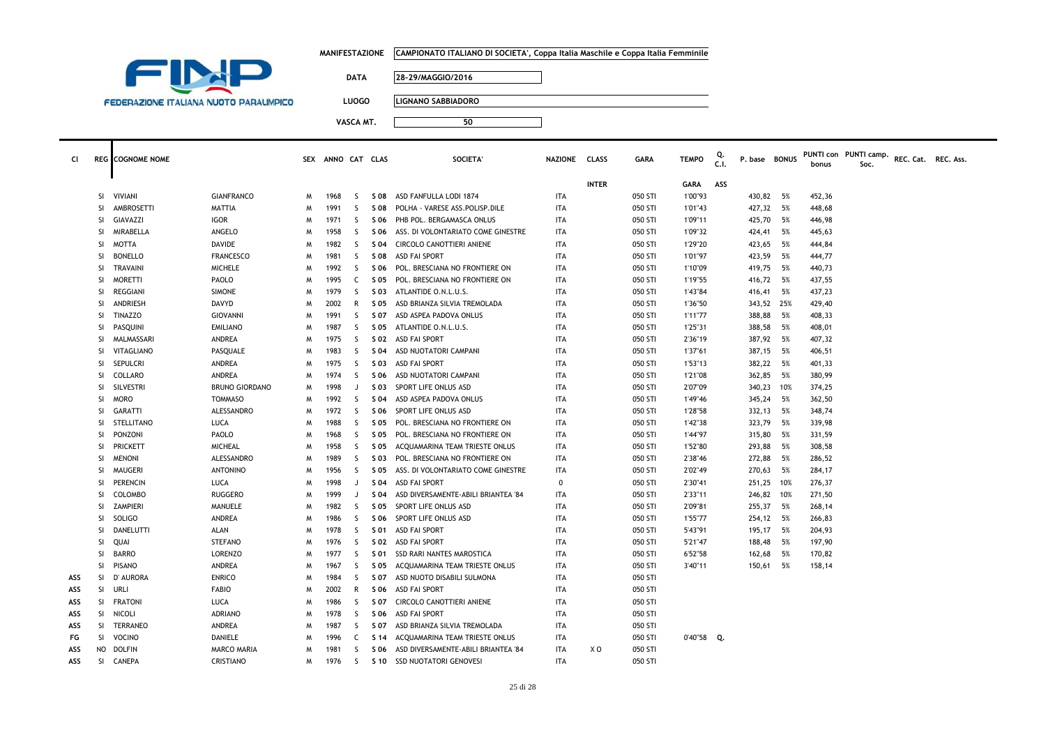**FINP**
FEDERAZIONE ITALIANA NUOTO PARALIMPICO

| | |
|---|---|
| **MANIFESTAZIONE** | CAMPIONATO ITALIANO DI SOCIETA', Coppa Italia Maschile e Coppa Italia Femminile |
| **DATA** | 28-29/MAGGIO/2016 |
| **LUOGO** | LIGNANO SABBIADORO |
| **VASCA MT.** | 50 |

| Cl | REG | COGNOME NOME | | SEX | ANNO | CAT | CLAS | SOCIETA' | NAZIONE | CLASS | GARA | TEMPO | Q. C.I. | P. base | BONUS | PUNTI con bonus | PUNTI camp. Soc. | REC. Cat. | REC. Ass. |
|---|---|---|---|---|---|---|---|---|---|---|---|---|---|---|---|---|---|---|---|
| | | | | | | | | | | INTER | | GARA | ASS | | | | | | |
| | SI | VIVIANI | GIANFRANCO | M | 1968 | S | S 08 | ASD FANFULLA LODI 1874 | ITA | | 050 STI | 1'00"93 | | 430,82 | 5% | 452,36 | | | |
| | SI | AMBROSETTI | MATTIA | M | 1991 | S | S 08 | POLHA - VARESE ASS.POLISP.DILE | ITA | | 050 STI | 1'01"43 | | 427,32 | 5% | 448,68 | | | |
| | SI | GIAVAZZI | IGOR | M | 1971 | S | S 06 | PHB POL. BERGAMASCA ONLUS | ITA | | 050 STI | 1'09"11 | | 425,70 | 5% | 446,98 | | | |
| | SI | MIRABELLA | ANGELO | M | 1958 | S | S 06 | ASS. DI VOLONTARIATO COME GINESTRE | ITA | | 050 STI | 1'09"32 | | 424,41 | 5% | 445,63 | | | |
| | SI | MOTTA | DAVIDE | M | 1982 | S | S 04 | CIRCOLO CANOTTIERI ANIENE | ITA | | 050 STI | 1'29"20 | | 423,65 | 5% | 444,84 | | | |
| | SI | BONELLO | FRANCESCO | M | 1981 | S | S 08 | ASD FAI SPORT | ITA | | 050 STI | 1'01"97 | | 423,59 | 5% | 444,77 | | | |
| | SI | TRAVAINI | MICHELE | M | 1992 | S | S 06 | POL. BRESCIANA NO FRONTIERE ON | ITA | | 050 STI | 1'10"09 | | 419,75 | 5% | 440,73 | | | |
| | SI | MORETTI | PAOLO | M | 1995 | C | S 05 | POL. BRESCIANA NO FRONTIERE ON | ITA | | 050 STI | 1'19"55 | | 416,72 | 5% | 437,55 | | | |
| | SI | REGGIANI | SIMONE | M | 1979 | S | S 03 | ATLANTIDE O.N.L.U.S. | ITA | | 050 STI | 1'43"84 | | 416,41 | 5% | 437,23 | | | |
| | SI | ANDRIESH | DAVYD | M | 2002 | R | S 05 | ASD BRIANZA SILVIA TREMOLADA | ITA | | 050 STI | 1'36"50 | | 343,52 | 25% | 429,40 | | | |
| | SI | TINAZZO | GIOVANNI | M | 1991 | S | S 07 | ASD ASPEA PADOVA ONLUS | ITA | | 050 STI | 1'11"77 | | 388,88 | 5% | 408,33 | | | |
| | SI | PASQUINI | EMILIANO | M | 1987 | S | S 05 | ATLANTIDE O.N.L.U.S. | ITA | | 050 STI | 1'25"31 | | 388,58 | 5% | 408,01 | | | |
| | SI | MALMASSARI | ANDREA | M | 1975 | S | S 02 | ASD FAI SPORT | ITA | | 050 STI | 2'36"19 | | 387,92 | 5% | 407,32 | | | |
| | SI | VITAGLIANO | PASQUALE | M | 1983 | S | S 04 | ASD NUOTATORI CAMPANI | ITA | | 050 STI | 1'37"61 | | 387,15 | 5% | 406,51 | | | |
| | SI | SEPULCRI | ANDREA | M | 1975 | S | S 03 | ASD FAI SPORT | ITA | | 050 STI | 1'53"13 | | 382,22 | 5% | 401,33 | | | |
| | SI | COLLARO | ANDREA | M | 1974 | S | S 06 | ASD NUOTATORI CAMPANI | ITA | | 050 STI | 1'21"08 | | 362,85 | 5% | 380,99 | | | |
| | SI | SILVESTRI | BRUNO GIORDANO | M | 1998 | J | S 03 | SPORT LIFE ONLUS ASD | ITA | | 050 STI | 2'07"09 | | 340,23 | 10% | 374,25 | | | |
| | SI | MORO | TOMMASO | M | 1992 | S | S 04 | ASD ASPEA PADOVA ONLUS | ITA | | 050 STI | 1'49"46 | | 345,24 | 5% | 362,50 | | | |
| | SI | GARATTI | ALESSANDRO | M | 1972 | S | S 06 | SPORT LIFE ONLUS ASD | ITA | | 050 STI | 1'28"58 | | 332,13 | 5% | 348,74 | | | |
| | SI | STELLITANO | LUCA | M | 1988 | S | S 05 | POL. BRESCIANA NO FRONTIERE ON | ITA | | 050 STI | 1'42"38 | | 323,79 | 5% | 339,98 | | | |
| | SI | PONZONI | PAOLO | M | 1968 | S | S 05 | POL. BRESCIANA NO FRONTIERE ON | ITA | | 050 STI | 1'44"97 | | 315,80 | 5% | 331,59 | | | |
| | SI | PRICKETT | MICHEAL | M | 1958 | S | S 05 | ACQUAMARINA TEAM TRIESTE ONLUS | ITA | | 050 STI | 1'52"80 | | 293,88 | 5% | 308,58 | | | |
| | SI | MENONI | ALESSANDRO | M | 1989 | S | S 03 | POL. BRESCIANA NO FRONTIERE ON | ITA | | 050 STI | 2'38"46 | | 272,88 | 5% | 286,52 | | | |
| | SI | MAUGERI | ANTONINO | M | 1956 | S | S 05 | ASS. DI VOLONTARIATO COME GINESTRE | ITA | | 050 STI | 2'02"49 | | 270,63 | 5% | 284,17 | | | |
| | SI | PERENCIN | LUCA | M | 1998 | J | S 04 | ASD FAI SPORT | 0 | | 050 STI | 2'30"41 | | 251,25 | 10% | 276,37 | | | |
| | SI | COLOMBO | RUGGERO | M | 1999 | J | S 04 | ASD DIVERSAMENTE-ABILI BRIANTEA '84 | ITA | | 050 STI | 2'33"11 | | 246,82 | 10% | 271,50 | | | |
| | SI | ZAMPIERI | MANUELE | M | 1982 | S | S 05 | SPORT LIFE ONLUS ASD | ITA | | 050 STI | 2'09"81 | | 255,37 | 5% | 268,14 | | | |
| | SI | SOLIGO | ANDREA | M | 1986 | S | S 06 | SPORT LIFE ONLUS ASD | ITA | | 050 STI | 1'55"77 | | 254,12 | 5% | 266,83 | | | |
| | SI | DANELUTTI | ALAN | M | 1978 | S | S 01 | ASD FAI SPORT | ITA | | 050 STI | 5'43"91 | | 195,17 | 5% | 204,93 | | | |
| | SI | QUAI | STEFANO | M | 1976 | S | S 02 | ASD FAI SPORT | ITA | | 050 STI | 5'21"47 | | 188,48 | 5% | 197,90 | | | |
| | SI | BARRO | LORENZO | M | 1977 | S | S 01 | SSD RARI NANTES MAROSTICA | ITA | | 050 STI | 6'52"58 | | 162,68 | 5% | 170,82 | | | |
| | SI | PISANO | ANDREA | M | 1967 | S | S 05 | ACQUAMARINA TEAM TRIESTE ONLUS | ITA | | 050 STI | 3'40"11 | | 150,61 | 5% | 158,14 | | | |
| ASS | SI | D' AURORA | ENRICO | M | 1984 | S | S 07 | ASD NUOTO DISABILI SULMONA | ITA | | 050 STI | | | | | | | | |
| ASS | SI | URLI | FABIO | M | 2002 | R | S 06 | ASD FAI SPORT | ITA | | 050 STI | | | | | | | | |
| ASS | SI | FRATONI | LUCA | M | 1986 | S | S 07 | CIRCOLO CANOTTIERI ANIENE | ITA | | 050 STI | | | | | | | | |
| ASS | SI | NICOLI | ADRIANO | M | 1978 | S | S 06 | ASD FAI SPORT | ITA | | 050 STI | | | | | | | | |
| ASS | SI | TERRANEO | ANDREA | M | 1987 | S | S 07 | ASD BRIANZA SILVIA TREMOLADA | ITA | | 050 STI | | | | | | | | |
| FG | SI | VOCINO | DANIELE | M | 1996 | C | S 14 | ACQUAMARINA TEAM TRIESTE ONLUS | ITA | | 050 STI | 0'40"58 | Q. | | | | | | |
| ASS | NO | DOLFIN | MARCO MARIA | M | 1981 | S | S 06 | ASD DIVERSAMENTE-ABILI BRIANTEA '84 | ITA | X O | 050 STI | | | | | | | | |
| ASS | SI | CANEPA | CRISTIANO | M | 1976 | S | S 10 | SSD NUOTATORI GENOVESI | ITA | | 050 STI | | | | | | | | |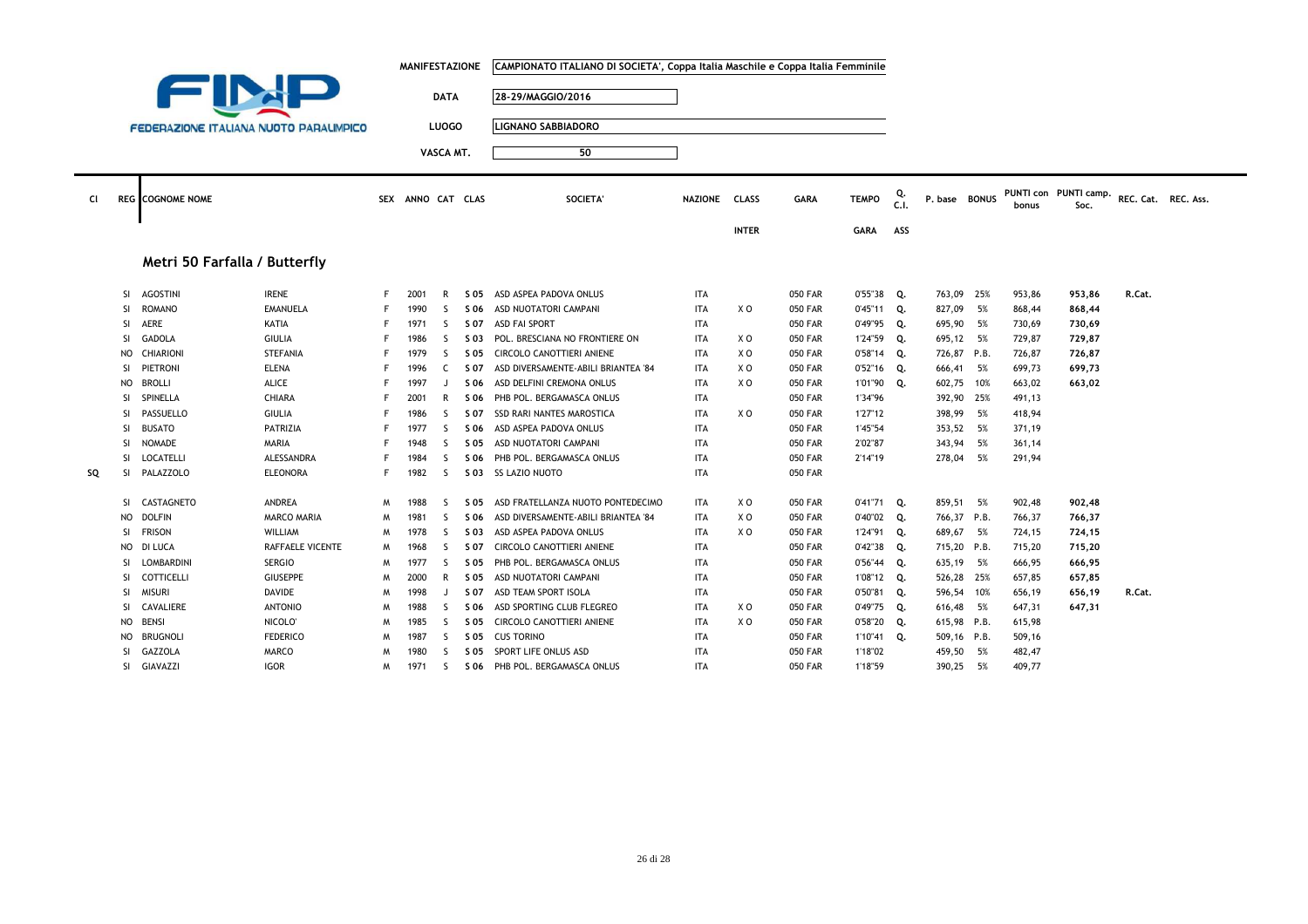FINP
FEDERAZIONE ITALIANA NUOTO PARALIMPICO

**MANIFESTAZIONE** CAMPIONATO ITALIANO DI SOCIETA', Coppa Italia Maschile e Coppa Italia Femminile

**DATA** 28-29/MAGGIO/2016

**LUOGO** LIGNANO SABBIADORO

**VASCA MT.** 50

## Metri 50 Farfalla / Butterfly

| Cl | REG | COGNOME NOME | | SEX | ANNO | CAT | CLAS | SOCIETA' | NAZIONE | CLASS INTER | GARA | TEMPO GARA | Q. C.I. ASS | P. base | BONUS | PUNTI con bonus | PUNTI camp. Soc. | REC. Cat. | REC. Ass. |
|---|---|---|---|---|---|---|---|---|---|---|---|---|---|---|---|---|---|---|---|
| | SI | AGOSTINI | IRENE | F | 2001 | R | S 05 | ASD ASPEA PADOVA ONLUS | ITA | | 050 FAR | 0'55"38 | Q. | 763,09 | 25% | 953,86 | 953,86 | R.Cat. | |
| | SI | ROMANO | EMANUELA | F | 1990 | S | S 06 | ASD NUOTATORI CAMPANI | ITA | X O | 050 FAR | 0'45"11 | Q. | 827,09 | 5% | 868,44 | 868,44 | | |
| | SI | AERE | KATIA | F | 1971 | S | S 07 | ASD FAI SPORT | ITA | | 050 FAR | 0'49"95 | Q. | 695,90 | 5% | 730,69 | 730,69 | | |
| | SI | GADOLA | GIULIA | F | 1986 | S | S 03 | POL. BRESCIANA NO FRONTIERE ON | ITA | X O | 050 FAR | 1'24"59 | Q. | 695,12 | 5% | 729,87 | 729,87 | | |
| | NO | CHIARIONI | STEFANIA | F | 1979 | S | S 05 | CIRCOLO CANOTTIERI ANIENE | ITA | X O | 050 FAR | 0'58"14 | Q. | 726,87 | P.B. | 726,87 | 726,87 | | |
| | SI | PIETRONI | ELENA | F | 1996 | C | S 07 | ASD DIVERSAMENTE-ABILI BRIANTEA '84 | ITA | X O | 050 FAR | 0'52"16 | Q. | 666,41 | 5% | 699,73 | 699,73 | | |
| | NO | BROLLI | ALICE | F | 1997 | J | S 06 | ASD DELFINI CREMONA ONLUS | ITA | X O | 050 FAR | 1'01"90 | Q. | 602,75 | 10% | 663,02 | 663,02 | | |
| | SI | SPINELLA | CHIARA | F | 2001 | R | S 06 | PHB POL. BERGAMASCA ONLUS | ITA | | 050 FAR | 1'34"96 | | 392,90 | 25% | 491,13 | | | |
| | SI | PASSUELLO | GIULIA | F | 1986 | S | S 07 | SSD RARI NANTES MAROSTICA | ITA | X O | 050 FAR | 1'27"12 | | 398,99 | 5% | 418,94 | | | |
| | SI | BUSATO | PATRIZIA | F | 1977 | S | S 06 | ASD ASPEA PADOVA ONLUS | ITA | | 050 FAR | 1'45"54 | | 353,52 | 5% | 371,19 | | | |
| | SI | NOMADE | MARIA | F | 1948 | S | S 05 | ASD NUOTATORI CAMPANI | ITA | | 050 FAR | 2'02"87 | | 343,94 | 5% | 361,14 | | | |
| | SI | LOCATELLI | ALESSANDRA | F | 1984 | S | S 06 | PHB POL. BERGAMASCA ONLUS | ITA | | 050 FAR | 2'14"19 | | 278,04 | 5% | 291,94 | | | |
| SQ | SI | PALAZZOLO | ELEONORA | F | 1982 | S | S 03 | SS LAZIO NUOTO | ITA | | 050 FAR | | | | | | | | |
| | SI | CASTAGNETO | ANDREA | M | 1988 | S | S 05 | ASD FRATELLANZA NUOTO PONTEDECIMO | ITA | X O | 050 FAR | 0'41"71 | Q. | 859,51 | 5% | 902,48 | 902,48 | | |
| | NO | DOLFIN | MARCO MARIA | M | 1981 | S | S 06 | ASD DIVERSAMENTE-ABILI BRIANTEA '84 | ITA | X O | 050 FAR | 0'40"02 | Q. | 766,37 | P.B. | 766,37 | 766,37 | | |
| | SI | FRISON | WILLIAM | M | 1978 | S | S 03 | ASD ASPEA PADOVA ONLUS | ITA | X O | 050 FAR | 1'24"91 | Q. | 689,67 | 5% | 724,15 | 724,15 | | |
| | NO | DI LUCA | RAFFAELE VICENTE | M | 1968 | S | S 07 | CIRCOLO CANOTTIERI ANIENE | ITA | | 050 FAR | 0'42"38 | Q. | 715,20 | P.B. | 715,20 | 715,20 | | |
| | SI | LOMBARDINI | SERGIO | M | 1977 | S | S 05 | PHB POL. BERGAMASCA ONLUS | ITA | | 050 FAR | 0'56"44 | Q. | 635,19 | 5% | 666,95 | 666,95 | | |
| | SI | COTTICELLI | GIUSEPPE | M | 2000 | R | S 05 | ASD NUOTATORI CAMPANI | ITA | | 050 FAR | 1'08"12 | Q. | 526,28 | 25% | 657,85 | 657,85 | | |
| | SI | MISURI | DAVIDE | M | 1998 | J | S 07 | ASD TEAM SPORT ISOLA | ITA | | 050 FAR | 0'50"81 | Q. | 596,54 | 10% | 656,19 | 656,19 | R.Cat. | |
| | SI | CAVALIERE | ANTONIO | M | 1988 | S | S 06 | ASD SPORTING CLUB FLEGREO | ITA | X O | 050 FAR | 0'49"75 | Q. | 616,48 | 5% | 647,31 | 647,31 | | |
| | NO | BENSI | NICOLO' | M | 1985 | S | S 05 | CIRCOLO CANOTTIERI ANIENE | ITA | X O | 050 FAR | 0'58"20 | Q. | 615,98 | P.B. | 615,98 | | | |
| | NO | BRUGNOLI | FEDERICO | M | 1987 | S | S 05 | CUS TORINO | ITA | | 050 FAR | 1'10"41 | Q. | 509,16 | P.B. | 509,16 | | | |
| | SI | GAZZOLA | MARCO | M | 1980 | S | S 05 | SPORT LIFE ONLUS ASD | ITA | | 050 FAR | 1'18"02 | | 459,50 | 5% | 482,47 | | | |
| | SI | GIAVAZZI | IGOR | M | 1971 | S | S 06 | PHB POL. BERGAMASCA ONLUS | ITA | | 050 FAR | 1'18"59 | | 390,25 | 5% | 409,77 | | | |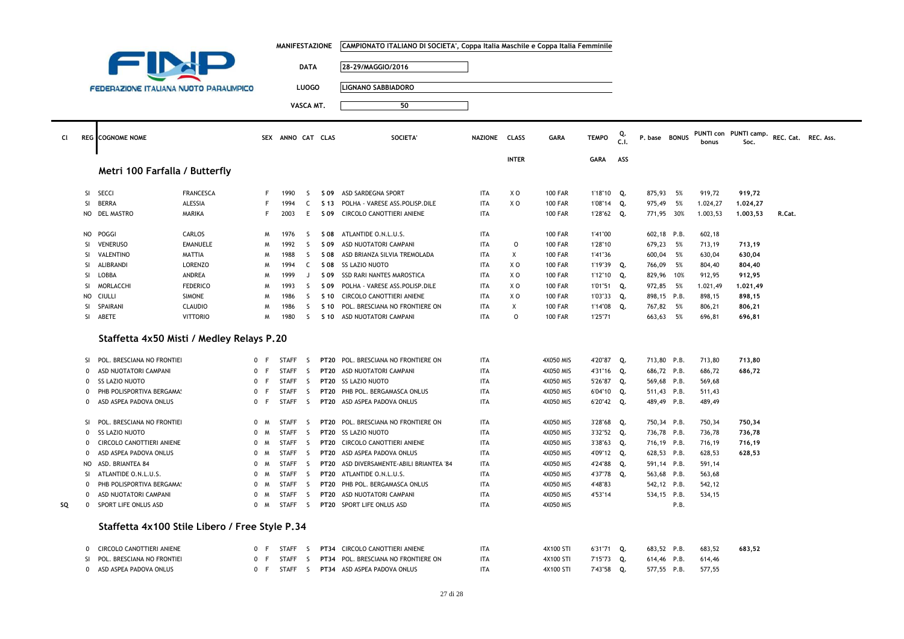**FEDERAZIONE ITALIANA NUOTO PARALIMPICO**

| | |
|---|---|
| MANIFESTAZIONE | CAMPIONATO ITALIANO DI SOCIETA', Coppa Italia Maschile e Coppa Italia Femminile |
| DATA | 28-29/MAGGIO/2016 |
| LUOGO | LIGNANO SABBIADORO |
| VASCA MT. | 50 |

| Cl | REG | COGNOME NOME | | SEX | ANNO | CAT | CLAS | SOCIETA' | NAZIONE | CLASS INTER | GARA | TEMPO GARA | Q. C.I. ASS | P. base | BONUS | PUNTI con bonus | PUNTI camp. Soc. | REC. Cat. | REC. Ass. |
|---|---|---|---|---|---|---|---|---|---|---|---|---|---|---|---|---|---|---|---|

## Metri 100 Farfalla / Butterfly

| Cl | REG | COGNOME | NOME | SEX | ANNO | CAT | CLAS | SOCIETA' | NAZIONE | CLASS INTER | GARA | TEMPO GARA | Q. C.I. ASS | P. base | BONUS | PUNTI con bonus | PUNTI camp. Soc. | REC. Cat. | REC. Ass. |
|---|---|---|---|---|---|---|---|---|---|---|---|---|---|---|---|---|---|---|---|
| | SI | SECCI | FRANCESCA | F | 1990 | S | S 09 | ASD SARDEGNA SPORT | ITA | X O | 100 FAR | 1'18"10 | Q. | 875,93 | 5% | 919,72 | 919,72 | | |
| | SI | BERRA | ALESSIA | F | 1994 | C | S 13 | POLHA - VARESE ASS.POLISP.DILE | ITA | X O | 100 FAR | 1'08"14 | Q. | 975,49 | 5% | 1.024,27 | 1.024,27 | | |
| | NO | DEL MASTRO | MARIKA | F | 2003 | E | S 09 | CIRCOLO CANOTTIERI ANIENE | ITA | | 100 FAR | 1'28"62 | Q. | 771,95 | 30% | 1.003,53 | 1.003,53 | R.Cat. | |
| | NO | POGGI | CARLOS | M | 1976 | S | S 08 | ATLANTIDE O.N.L.U.S. | ITA | | 100 FAR | 1'41"00 | | 602,18 | P.B. | 602,18 | | | |
| | SI | VENERUSO | EMANUELE | M | 1992 | S | S 09 | ASD NUOTATORI CAMPANI | ITA | O | 100 FAR | 1'28"10 | | 679,23 | 5% | 713,19 | 713,19 | | |
| | SI | VALENTINO | MATTIA | M | 1988 | S | S 08 | ASD BRIANZA SILVIA TREMOLADA | ITA | X | 100 FAR | 1'41"36 | | 600,04 | 5% | 630,04 | 630,04 | | |
| | SI | ALIBRANDI | LORENZO | M | 1994 | C | S 08 | SS LAZIO NUOTO | ITA | X O | 100 FAR | 1'19"39 | Q. | 766,09 | 5% | 804,40 | 804,40 | | |
| | SI | LOBBA | ANDREA | M | 1999 | J | S 09 | SSD RARI NANTES MAROSTICA | ITA | X O | 100 FAR | 1'12"10 | Q. | 829,96 | 10% | 912,95 | 912,95 | | |
| | SI | MORLACCHI | FEDERICO | M | 1993 | S | S 09 | POLHA - VARESE ASS.POLISP.DILE | ITA | X O | 100 FAR | 1'01"51 | Q. | 972,85 | 5% | 1.021,49 | 1.021,49 | | |
| | NO | CIULLI | SIMONE | M | 1986 | S | S 10 | CIRCOLO CANOTTIERI ANIENE | ITA | X O | 100 FAR | 1'03"33 | Q. | 898,15 | P.B. | 898,15 | 898,15 | | |
| | SI | SPAIRANI | CLAUDIO | M | 1986 | S | S 10 | POL. BRESCIANA NO FRONTIERE ON | ITA | X | 100 FAR | 1'14"08 | Q. | 767,82 | 5% | 806,21 | 806,21 | | |
| | SI | ABETE | VITTORIO | M | 1980 | S | S 10 | ASD NUOTATORI CAMPANI | ITA | O | 100 FAR | 1'25"71 | | 663,63 | 5% | 696,81 | 696,81 | | |

## Staffetta 4x50 Misti / Medley Relays P.20

| Cl | REG | COGNOME NOME | SEX | ANNO | CAT | CLAS | SOCIETA' | NAZIONE | GARA | TEMPO GARA | Q. C.I. ASS | P. base | BONUS | PUNTI con bonus | PUNTI camp. Soc. |
|---|---|---|---|---|---|---|---|---|---|---|---|---|---|---|---|
| | SI | POL. BRESCIANA NO FRONTIEI | 0 F | STAFF | S | PT20 | POL. BRESCIANA NO FRONTIERE ON | ITA | 4X050 MIS | 4'20"87 | Q. | 713,80 | P.B. | 713,80 | 713,80 |
| | 0 | ASD NUOTATORI CAMPANI | 0 F | STAFF | S | PT20 | ASD NUOTATORI CAMPANI | ITA | 4X050 MIS | 4'31"16 | Q. | 686,72 | P.B. | 686,72 | 686,72 |
| | 0 | SS LAZIO NUOTO | 0 F | STAFF | S | PT20 | SS LAZIO NUOTO | ITA | 4X050 MIS | 5'26"87 | Q. | 569,68 | P.B. | 569,68 | |
| | 0 | PHB POLISPORTIVA BERGAMA: | 0 F | STAFF | S | PT20 | PHB POL. BERGAMASCA ONLUS | ITA | 4X050 MIS | 6'04"10 | Q. | 511,43 | P.B. | 511,43 | |
| | 0 | ASD ASPEA PADOVA ONLUS | 0 F | STAFF | S | PT20 | ASD ASPEA PADOVA ONLUS | ITA | 4X050 MIS | 6'20"42 | Q. | 489,49 | P.B. | 489,49 | |
| | SI | POL. BRESCIANA NO FRONTIEI | 0 M | STAFF | S | PT20 | POL. BRESCIANA NO FRONTIERE ON | ITA | 4X050 MIS | 3'28"68 | Q. | 750,34 | P.B. | 750,34 | 750,34 |
| | 0 | SS LAZIO NUOTO | 0 M | STAFF | S | PT20 | SS LAZIO NUOTO | ITA | 4X050 MIS | 3'32"52 | Q. | 736,78 | P.B. | 736,78 | 736,78 |
| | 0 | CIRCOLO CANOTTIERI ANIENE | 0 M | STAFF | S | PT20 | CIRCOLO CANOTTIERI ANIENE | ITA | 4X050 MIS | 3'38"63 | Q. | 716,19 | P.B. | 716,19 | 716,19 |
| | 0 | ASD ASPEA PADOVA ONLUS | 0 M | STAFF | S | PT20 | ASD ASPEA PADOVA ONLUS | ITA | 4X050 MIS | 4'09"12 | Q. | 628,53 | P.B. | 628,53 | 628,53 |
| | NO | ASD. BRIANTEA 84 | 0 M | STAFF | S | PT20 | ASD DIVERSAMENTE-ABILI BRIANTEA '84 | ITA | 4X050 MIS | 4'24"88 | Q. | 591,14 | P.B. | 591,14 | |
| | SI | ATLANTIDE O.N.L.U.S. | 0 M | STAFF | S | PT20 | ATLANTIDE O.N.L.U.S. | ITA | 4X050 MIS | 4'37"78 | Q. | 563,68 | P.B. | 563,68 | |
| | 0 | PHB POLISPORTIVA BERGAMA: | 0 M | STAFF | S | PT20 | PHB POL. BERGAMASCA ONLUS | ITA | 4X050 MIS | 4'48"83 | | 542,12 | P.B. | 542,12 | |
| | 0 | ASD NUOTATORI CAMPANI | 0 M | STAFF | S | PT20 | ASD NUOTATORI CAMPANI | ITA | 4X050 MIS | 4'53"14 | | 534,15 | P.B. | 534,15 | |
| SQ | 0 | SPORT LIFE ONLUS ASD | 0 M | STAFF | S | PT20 | SPORT LIFE ONLUS ASD | ITA | 4X050 MIS | | | | P.B. | | |

## Staffetta 4x100 Stile Libero / Free Style P.34

| Cl | REG | COGNOME NOME | SEX | ANNO | CAT | CLAS | SOCIETA' | NAZIONE | GARA | TEMPO GARA | Q. C.I. ASS | P. base | BONUS | PUNTI con bonus | PUNTI camp. Soc. |
|---|---|---|---|---|---|---|---|---|---|---|---|---|---|---|---|
| | 0 | CIRCOLO CANOTTIERI ANIENE | 0 F | STAFF | S | PT34 | CIRCOLO CANOTTIERI ANIENE | ITA | 4X100 STI | 6'31"71 | Q. | 683,52 | P.B. | 683,52 | 683,52 |
| | SI | POL. BRESCIANA NO FRONTIEI | 0 F | STAFF | S | PT34 | POL. BRESCIANA NO FRONTIERE ON | ITA | 4X100 STI | 7'15"73 | Q. | 614,46 | P.B. | 614,46 | |
| | 0 | ASD ASPEA PADOVA ONLUS | 0 F | STAFF | S | PT34 | ASD ASPEA PADOVA ONLUS | ITA | 4X100 STI | 7'43"58 | Q. | 577,55 | P.B. | 577,55 | |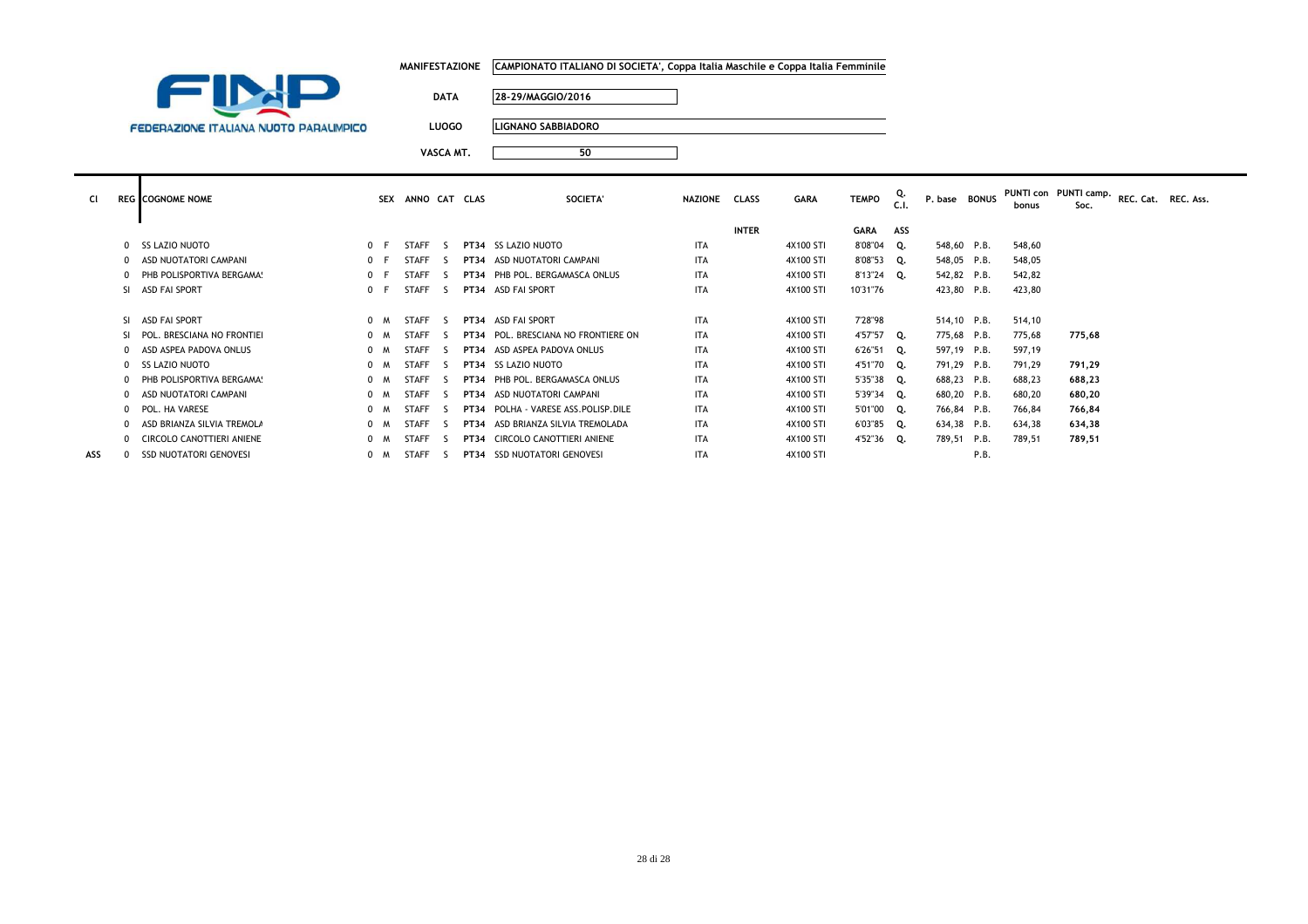FINP

FEDERAZIONE ITALIANA NUOTO PARALIMPICO

**MANIFESTAZIONE** CAMPIONATO ITALIANO DI SOCIETA', Coppa Italia Maschile e Coppa Italia Femminile

**DATA** 28-29/MAGGIO/2016

**LUOGO** LIGNANO SABBIADORO

**VASCA MT.** 50

| Cl | REG | COGNOME NOME | SEX | ANNO | CAT | CLAS | SOCIETA' | NAZIONE | CLASS | GARA | TEMPO | Q. C.I. | P. base | BONUS | PUNTI con bonus | PUNTI camp. Soc. | REC. Cat. | REC. Ass. |
|---|---|---|---|---|---|---|---|---|---|---|---|---|---|---|---|---|---|---|
| | | | | | | | | | INTER | | GARA | ASS | | | | | | |
| | 0 | SS LAZIO NUOTO | 0 F | STAFF | S | PT34 | SS LAZIO NUOTO | ITA | | 4X100 STI | 8'08"04 | Q. | 548,60 | P.B. | 548,60 | | | |
| | 0 | ASD NUOTATORI CAMPANI | 0 F | STAFF | S | PT34 | ASD NUOTATORI CAMPANI | ITA | | 4X100 STI | 8'08"53 | Q. | 548,05 | P.B. | 548,05 | | | |
| | 0 | PHB POLISPORTIVA BERGAMAS | 0 F | STAFF | S | PT34 | PHB POL. BERGAMASCA ONLUS | ITA | | 4X100 STI | 8'13"24 | Q. | 542,82 | P.B. | 542,82 | | | |
| | SI | ASD FAI SPORT | 0 F | STAFF | S | PT34 | ASD FAI SPORT | ITA | | 4X100 STI | 10'31"76 | | 423,80 | P.B. | 423,80 | | | |
| | SI | ASD FAI SPORT | 0 M | STAFF | S | PT34 | ASD FAI SPORT | ITA | | 4X100 STI | 7'28"98 | | 514,10 | P.B. | 514,10 | | | |
| | SI | POL. BRESCIANA NO FRONTIEI | 0 M | STAFF | S | PT34 | POL. BRESCIANA NO FRONTIERE ON | ITA | | 4X100 STI | 4'57"57 | Q. | 775,68 | P.B. | 775,68 | 775,68 | | |
| | 0 | ASD ASPEA PADOVA ONLUS | 0 M | STAFF | S | PT34 | ASD ASPEA PADOVA ONLUS | ITA | | 4X100 STI | 6'26"51 | Q. | 597,19 | P.B. | 597,19 | | | |
| | 0 | SS LAZIO NUOTO | 0 M | STAFF | S | PT34 | SS LAZIO NUOTO | ITA | | 4X100 STI | 4'51"70 | Q. | 791,29 | P.B. | 791,29 | 791,29 | | |
| | 0 | PHB POLISPORTIVA BERGAMAS | 0 M | STAFF | S | PT34 | PHB POL. BERGAMASCA ONLUS | ITA | | 4X100 STI | 5'35"38 | Q. | 688,23 | P.B. | 688,23 | 688,23 | | |
| | 0 | ASD NUOTATORI CAMPANI | 0 M | STAFF | S | PT34 | ASD NUOTATORI CAMPANI | ITA | | 4X100 STI | 5'39"34 | Q. | 680,20 | P.B. | 680,20 | 680,20 | | |
| | 0 | POL. HA VARESE | 0 M | STAFF | S | PT34 | POLHA - VARESE ASS.POLISP.DILE | ITA | | 4X100 STI | 5'01"00 | Q. | 766,84 | P.B. | 766,84 | 766,84 | | |
| | 0 | ASD BRIANZA SILVIA TREMOLA | 0 M | STAFF | S | PT34 | ASD BRIANZA SILVIA TREMOLADA | ITA | | 4X100 STI | 6'03"85 | Q. | 634,38 | P.B. | 634,38 | 634,38 | | |
| | 0 | CIRCOLO CANOTTIERI ANIENE | 0 M | STAFF | S | PT34 | CIRCOLO CANOTTIERI ANIENE | ITA | | 4X100 STI | 4'52"36 | Q. | 789,51 | P.B. | 789,51 | 789,51 | | |
| ASS | 0 | SSD NUOTATORI GENOVESI | 0 M | STAFF | S | PT34 | SSD NUOTATORI GENOVESI | ITA | | 4X100 STI | | | | P.B. | | | | |